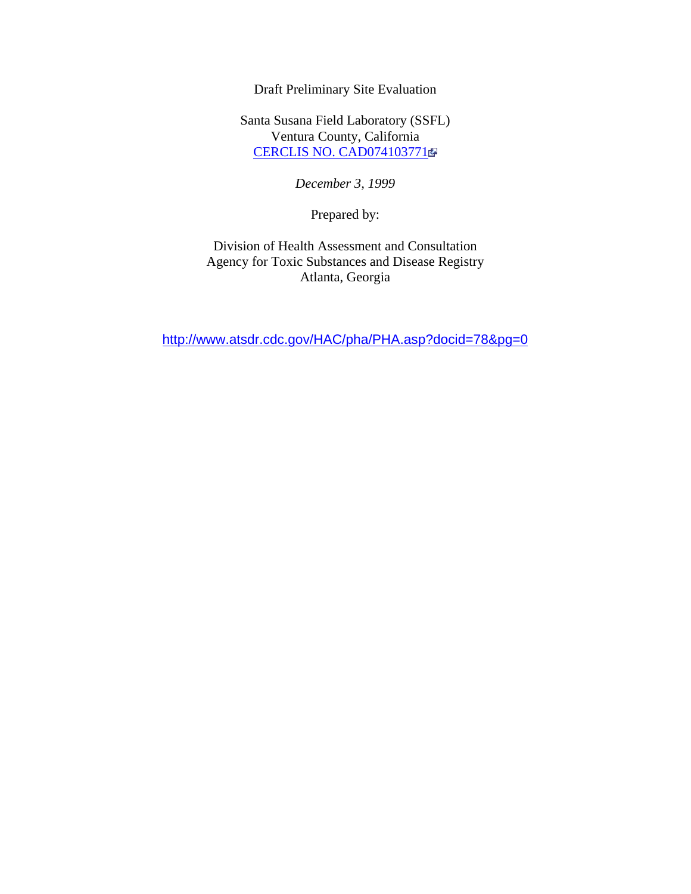Draft Preliminary Site Evaluation

Santa Susana Field Laboratory (SSFL)
Ventura County, California
CERCLIS NO. CAD074103771

*December 3, 1999*

Prepared by:

Division of Health Assessment and Consultation
Agency for Toxic Substances and Disease Registry
Atlanta, Georgia

http://www.atsdr.cdc.gov/HAC/pha/PHA.asp?docid=78&pg=0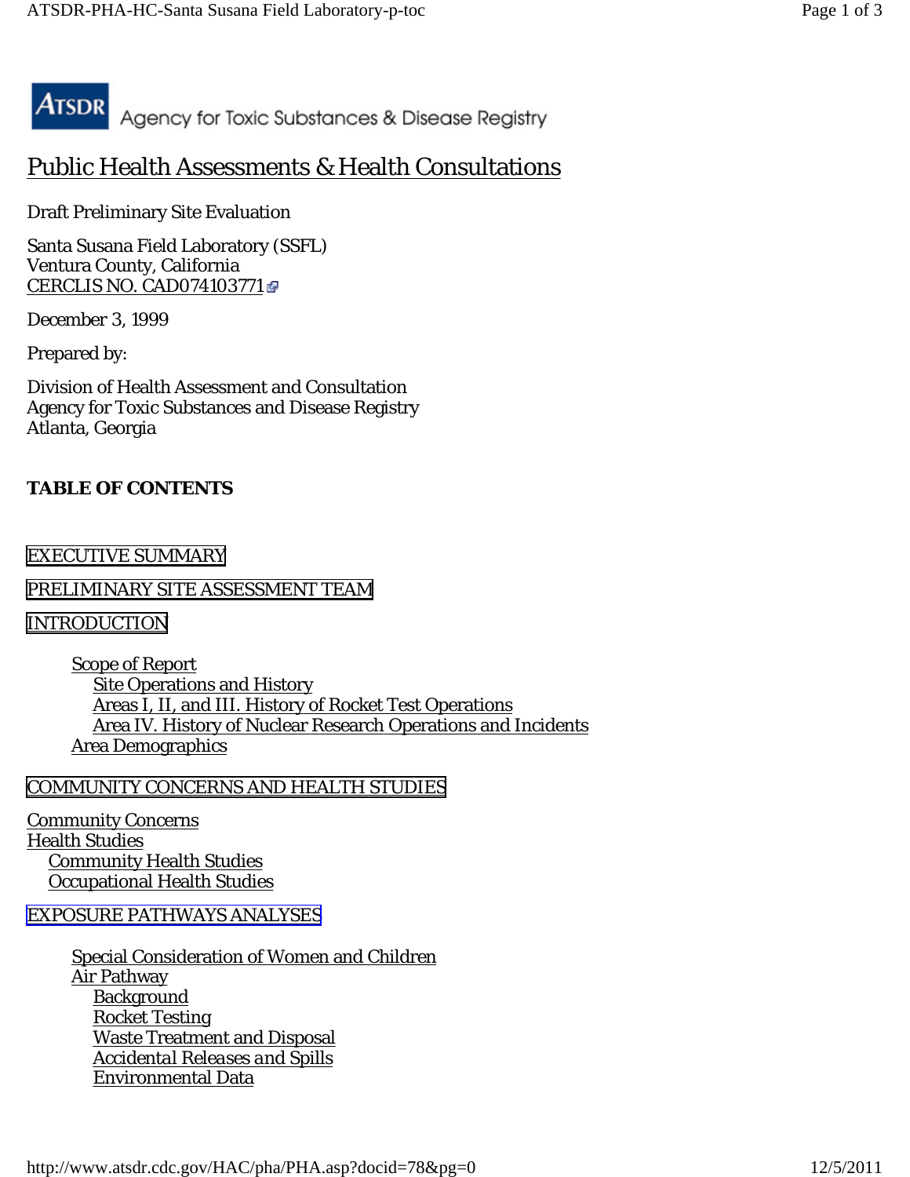Agency for Toxic Substances & Disease Registry

# Public Health Assessments & Health Consultations

Draft Preliminary Site Evaluation

Santa Susana Field Laboratory (SSFL)
Ventura County, California
CERCLIS NO. CAD074103771

December 3, 1999

Prepared by:

Division of Health Assessment and Consultation
Agency for Toxic Substances and Disease Registry
Atlanta, Georgia

**TABLE OF CONTENTS**

EXECUTIVE SUMMARY

PRELIMINARY SITE ASSESSMENT TEAM

INTRODUCTION

- Scope of Report
  - Site Operations and History
  - Areas I, II, and III. History of Rocket Test Operations
  - Area IV. History of Nuclear Research Operations and Incidents
- Area Demographics

COMMUNITY CONCERNS AND HEALTH STUDIES

- Community Concerns
- Health Studies
  - Community Health Studies
  - Occupational Health Studies

EXPOSURE PATHWAYS ANALYSES

- Special Consideration of Women and Children
- Air Pathway
  - Background
  - Rocket Testing
  - Waste Treatment and Disposal
  - *Accidental Releases and Spills*
  - Environmental Data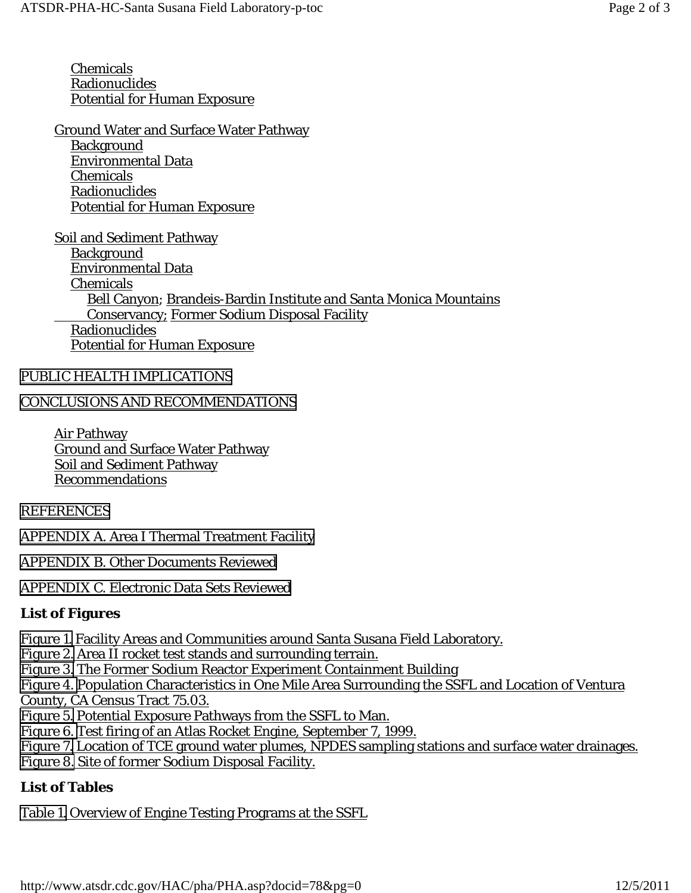- Chemicals
- Radionuclides
- Potential for Human Exposure

Ground Water and Surface Water Pathway
- Background
- Environmental Data
- Chemicals
- Radionuclides
- Potential for Human Exposure

Soil and Sediment Pathway
- Background
- Environmental Data
- Chemicals
  - Bell Canyon; Brandeis-Bardin Institute and Santa Monica Mountains Conservancy; Former Sodium Disposal Facility
- Radionuclides
- Potential for Human Exposure

PUBLIC HEALTH IMPLICATIONS

CONCLUSIONS AND RECOMMENDATIONS

- Air Pathway
- Ground and Surface Water Pathway
- Soil and Sediment Pathway
- Recommendations

REFERENCES

APPENDIX A. Area I Thermal Treatment Facility

APPENDIX B. Other Documents Reviewed

APPENDIX C. Electronic Data Sets Reviewed

**List of Figures**

Figure 1. Facility Areas and Communities around Santa Susana Field Laboratory.
Figure 2. Area II rocket test stands and surrounding terrain.
Figure 3. The Former Sodium Reactor Experiment Containment Building
Figure 4. Population Characteristics in One Mile Area Surrounding the SSFL and Location of Ventura County, CA Census Tract 75.03.
Figure 5. Potential Exposure Pathways from the SSFL to Man.
Figure 6. Test firing of an Atlas Rocket Engine, September 7, 1999.
Figure 7. Location of TCE ground water plumes, NPDES sampling stations and surface water drainages.
Figure 8. Site of former Sodium Disposal Facility.

**List of Tables**

Table 1. Overview of Engine Testing Programs at the SSFL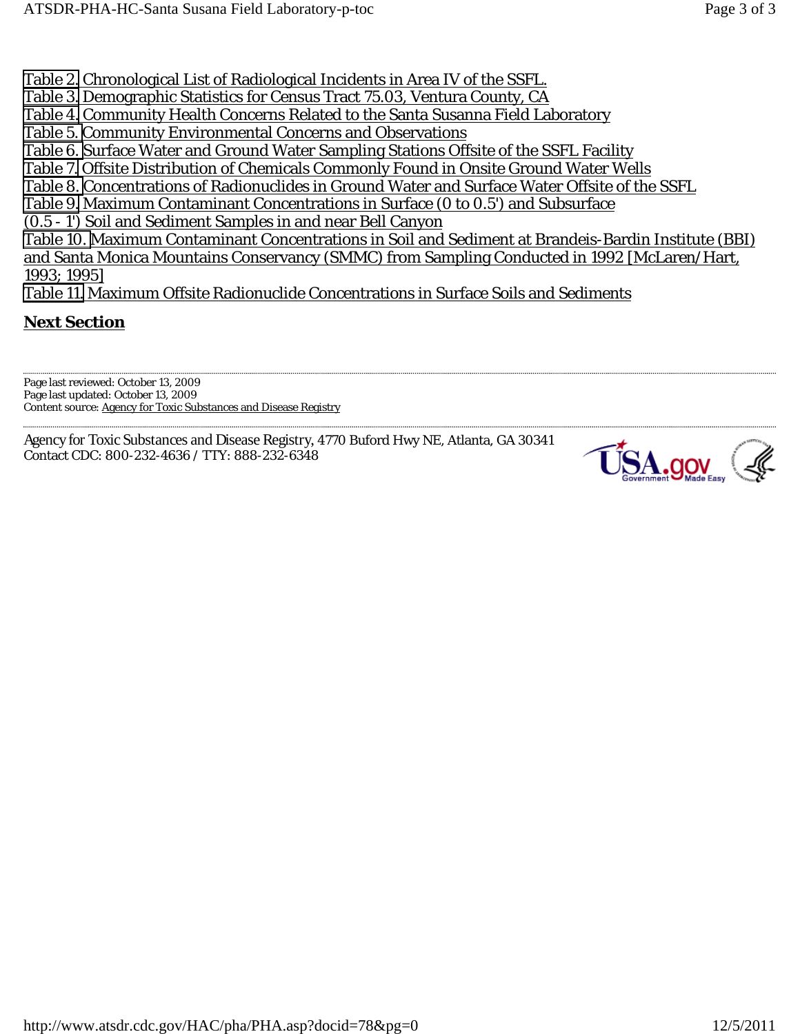Table 2. Chronological List of Radiological Incidents in Area IV of the SSFL.
Table 3. Demographic Statistics for Census Tract 75.03, Ventura County, CA
Table 4. Community Health Concerns Related to the Santa Susanna Field Laboratory
Table 5. Community Environmental Concerns and Observations
Table 6. Surface Water and Ground Water Sampling Stations Offsite of the SSFL Facility
Table 7. Offsite Distribution of Chemicals Commonly Found in Onsite Ground Water Wells
Table 8. Concentrations of Radionuclides in Ground Water and Surface Water Offsite of the SSFL
Table 9. Maximum Contaminant Concentrations in Surface (0 to 0.5') and Subsurface (0.5 - 1') Soil and Sediment Samples in and near Bell Canyon
Table 10. Maximum Contaminant Concentrations in Soil and Sediment at Brandeis-Bardin Institute (BBI) and Santa Monica Mountains Conservancy (SMMC) from Sampling Conducted in 1992 [McLaren/Hart, 1993; 1995]
Table 11. Maximum Offsite Radionuclide Concentrations in Surface Soils and Sediments

**Next Section**

Page last reviewed: October 13, 2009
Page last updated: October 13, 2009
Content source: Agency for Toxic Substances and Disease Registry

Agency for Toxic Substances and Disease Registry, 4770 Buford Hwy NE, Atlanta, GA 30341
Contact CDC: 800-232-4636 / TTY: 888-232-6348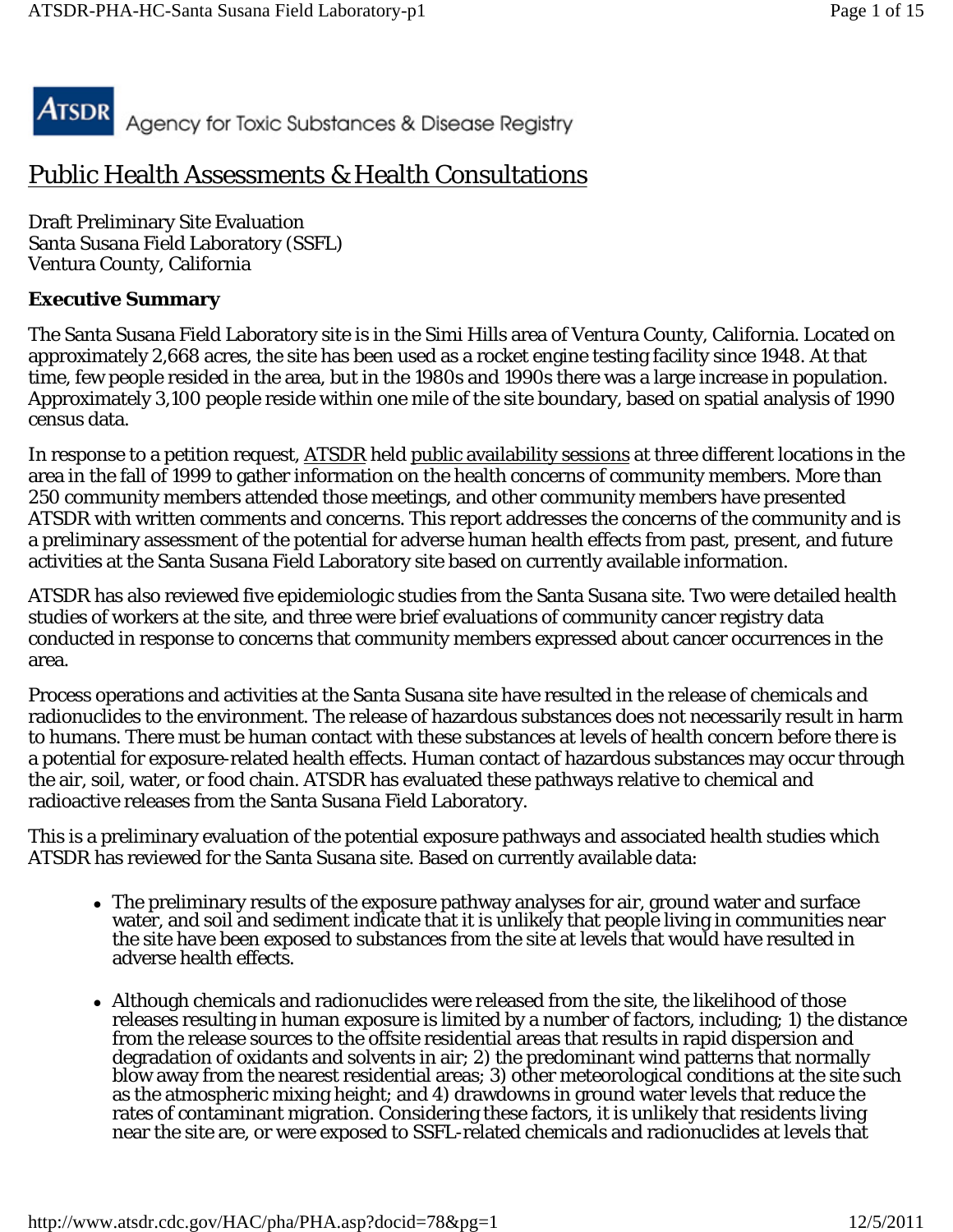ATSDR Agency for Toxic Substances & Disease Registry

# Public Health Assessments & Health Consultations

Draft Preliminary Site Evaluation
Santa Susana Field Laboratory (SSFL)
Ventura County, California

**Executive Summary**

The Santa Susana Field Laboratory site is in the Simi Hills area of Ventura County, California. Located on approximately 2,668 acres, the site has been used as a rocket engine testing facility since 1948. At that time, few people resided in the area, but in the 1980s and 1990s there was a large increase in population. Approximately 3,100 people reside within one mile of the site boundary, based on spatial analysis of 1990 census data.

In response to a petition request, ATSDR held public availability sessions at three different locations in the area in the fall of 1999 to gather information on the health concerns of community members. More than 250 community members attended those meetings, and other community members have presented ATSDR with written comments and concerns. This report addresses the concerns of the community and is a preliminary assessment of the potential for adverse human health effects from past, present, and future activities at the Santa Susana Field Laboratory site based on currently available information.

ATSDR has also reviewed five epidemiologic studies from the Santa Susana site. Two were detailed health studies of workers at the site, and three were brief evaluations of community cancer registry data conducted in response to concerns that community members expressed about cancer occurrences in the area.

Process operations and activities at the Santa Susana site have resulted in the release of chemicals and radionuclides to the environment. The release of hazardous substances does not necessarily result in harm to humans. There must be human contact with these substances at levels of health concern before there is a potential for exposure-related health effects. Human contact of hazardous substances may occur through the air, soil, water, or food chain. ATSDR has evaluated these pathways relative to chemical and radioactive releases from the Santa Susana Field Laboratory.

This is a preliminary evaluation of the potential exposure pathways and associated health studies which ATSDR has reviewed for the Santa Susana site. Based on currently available data:

- The preliminary results of the exposure pathway analyses for air, ground water and surface water, and soil and sediment indicate that it is unlikely that people living in communities near the site have been exposed to substances from the site at levels that would have resulted in adverse health effects.
- Although chemicals and radionuclides were released from the site, the likelihood of those releases resulting in human exposure is limited by a number of factors, including; 1) the distance from the release sources to the offsite residential areas that results in rapid dispersion and degradation of oxidants and solvents in air; 2) the predominant wind patterns that normally blow away from the nearest residential areas; 3) other meteorological conditions at the site such as the atmospheric mixing height; and 4) drawdowns in ground water levels that reduce the rates of contaminant migration. Considering these factors, it is unlikely that residents living near the site are, or were exposed to SSFL-related chemicals and radionuclides at levels that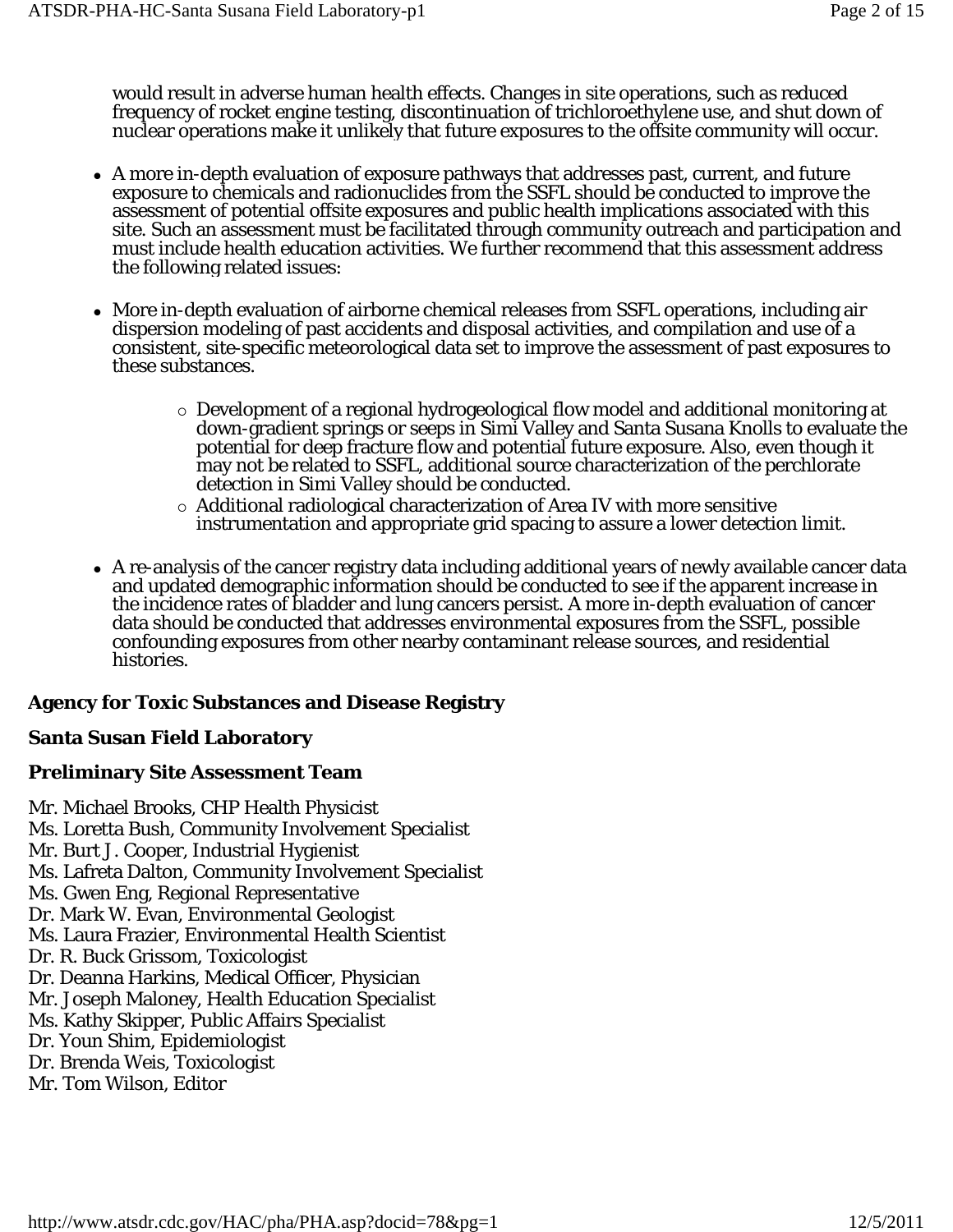would result in adverse human health effects. Changes in site operations, such as reduced frequency of rocket engine testing, discontinuation of trichloroethylene use, and shut down of nuclear operations make it unlikely that future exposures to the offsite community will occur.

- A more in-depth evaluation of exposure pathways that addresses past, current, and future exposure to chemicals and radionuclides from the SSFL should be conducted to improve the assessment of potential offsite exposures and public health implications associated with this site. Such an assessment must be facilitated through community outreach and participation and must include health education activities. We further recommend that this assessment address the following related issues:

- More in-depth evaluation of airborne chemical releases from SSFL operations, including air dispersion modeling of past accidents and disposal activities, and compilation and use of a consistent, site-specific meteorological data set to improve the assessment of past exposures to these substances.
    - Development of a regional hydrogeological flow model and additional monitoring at down-gradient springs or seeps in Simi Valley and Santa Susana Knolls to evaluate the potential for deep fracture flow and potential future exposure. Also, even though it may not be related to SSFL, additional source characterization of the perchlorate detection in Simi Valley should be conducted.
    - Additional radiological characterization of Area IV with more sensitive instrumentation and appropriate grid spacing to assure a lower detection limit.

- A re-analysis of the cancer registry data including additional years of newly available cancer data and updated demographic information should be conducted to see if the apparent increase in the incidence rates of bladder and lung cancers persist. A more in-depth evaluation of cancer data should be conducted that addresses environmental exposures from the SSFL, possible confounding exposures from other nearby contaminant release sources, and residential histories.

**Agency for Toxic Substances and Disease Registry**

**Santa Susan Field Laboratory**

**Preliminary Site Assessment Team**

Mr. Michael Brooks, CHP Health Physicist
Ms. Loretta Bush, Community Involvement Specialist
Mr. Burt J. Cooper, Industrial Hygienist
Ms. Lafreta Dalton, Community Involvement Specialist
Ms. Gwen Eng, Regional Representative
Dr. Mark W. Evan, Environmental Geologist
Ms. Laura Frazier, Environmental Health Scientist
Dr. R. Buck Grissom, Toxicologist
Dr. Deanna Harkins, Medical Officer, Physician
Mr. Joseph Maloney, Health Education Specialist
Ms. Kathy Skipper, Public Affairs Specialist
Dr. Youn Shim, Epidemiologist
Dr. Brenda Weis, Toxicologist
Mr. Tom Wilson, Editor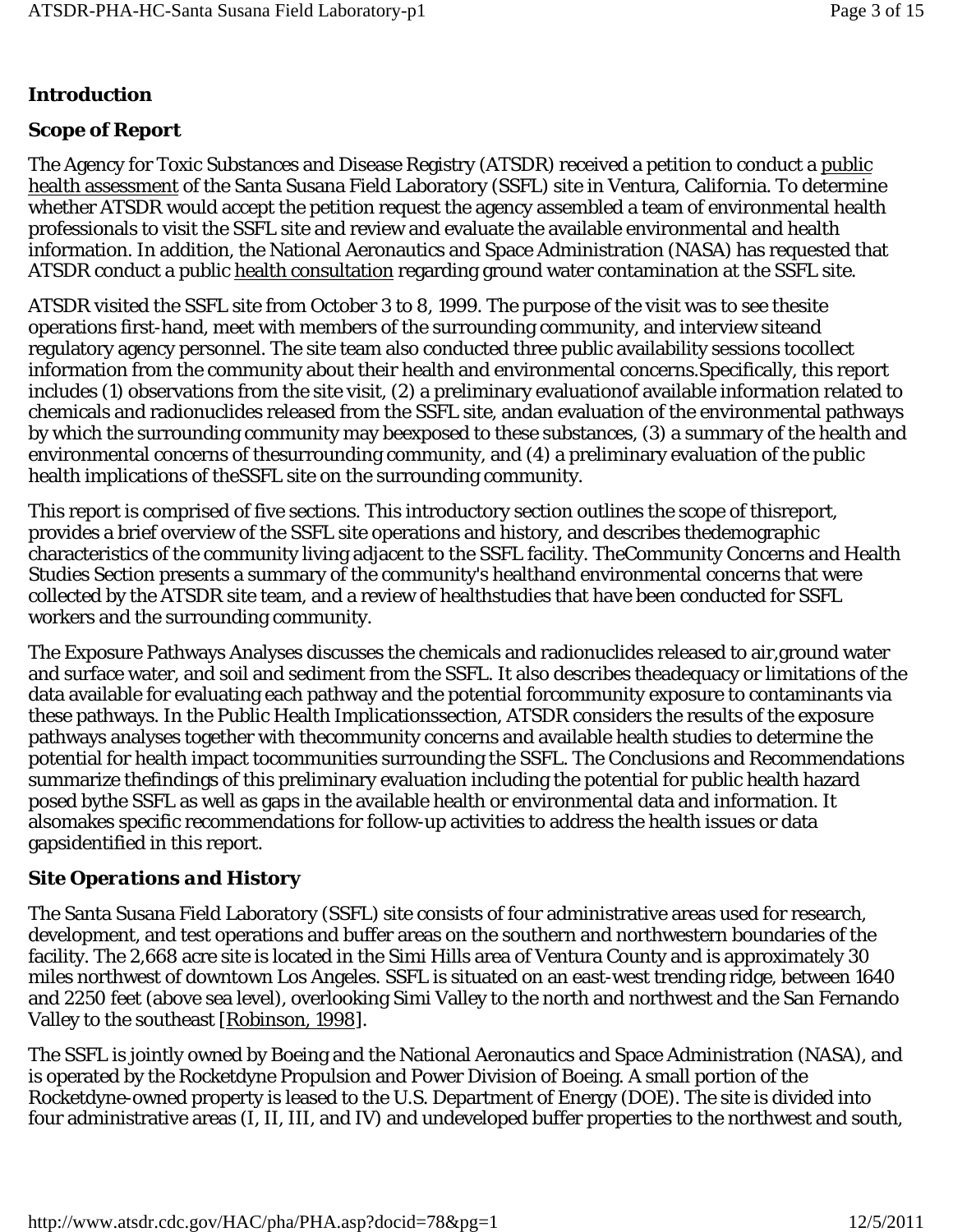## Introduction

### Scope of Report

The Agency for Toxic Substances and Disease Registry (ATSDR) received a petition to conduct a public health assessment of the Santa Susana Field Laboratory (SSFL) site in Ventura, California. To determine whether ATSDR would accept the petition request the agency assembled a team of environmental health professionals to visit the SSFL site and review and evaluate the available environmental and health information. In addition, the National Aeronautics and Space Administration (NASA) has requested that ATSDR conduct a public health consultation regarding ground water contamination at the SSFL site.

ATSDR visited the SSFL site from October 3 to 8, 1999. The purpose of the visit was to see thesite operations first-hand, meet with members of the surrounding community, and interview siteand regulatory agency personnel. The site team also conducted three public availability sessions tocollect information from the community about their health and environmental concerns.Specifically, this report includes (1) observations from the site visit, (2) a preliminary evaluationof available information related to chemicals and radionuclides released from the SSFL site, andan evaluation of the environmental pathways by which the surrounding community may beexposed to these substances, (3) a summary of the health and environmental concerns of thesurrounding community, and (4) a preliminary evaluation of the public health implications of theSSFL site on the surrounding community.

This report is comprised of five sections. This introductory section outlines the scope of thisreport, provides a brief overview of the SSFL site operations and history, and describes thedemographic characteristics of the community living adjacent to the SSFL facility. TheCommunity Concerns and Health Studies Section presents a summary of the community's healthand environmental concerns that were collected by the ATSDR site team, and a review of healthstudies that have been conducted for SSFL workers and the surrounding community.

The Exposure Pathways Analyses discusses the chemicals and radionuclides released to air,ground water and surface water, and soil and sediment from the SSFL. It also describes theadequacy or limitations of the data available for evaluating each pathway and the potential forcommunity exposure to contaminants via these pathways. In the Public Health Implicationssection, ATSDR considers the results of the exposure pathways analyses together with thecommunity concerns and available health studies to determine the potential for health impact tocommunities surrounding the SSFL. The Conclusions and Recommendations summarize thefindings of this preliminary evaluation including the potential for public health hazard posed bythe SSFL as well as gaps in the available health or environmental data and information. It alsomakes specific recommendations for follow-up activities to address the health issues or data gapsidentified in this report.

### *Site Operations and History*

The Santa Susana Field Laboratory (SSFL) site consists of four administrative areas used for research, development, and test operations and buffer areas on the southern and northwestern boundaries of the facility. The 2,668 acre site is located in the Simi Hills area of Ventura County and is approximately 30 miles northwest of downtown Los Angeles. SSFL is situated on an east-west trending ridge, between 1640 and 2250 feet (above sea level), overlooking Simi Valley to the north and northwest and the San Fernando Valley to the southeast [Robinson, 1998].

The SSFL is jointly owned by Boeing and the National Aeronautics and Space Administration (NASA), and is operated by the Rocketdyne Propulsion and Power Division of Boeing. A small portion of the Rocketdyne-owned property is leased to the U.S. Department of Energy (DOE). The site is divided into four administrative areas (I, II, III, and IV) and undeveloped buffer properties to the northwest and south,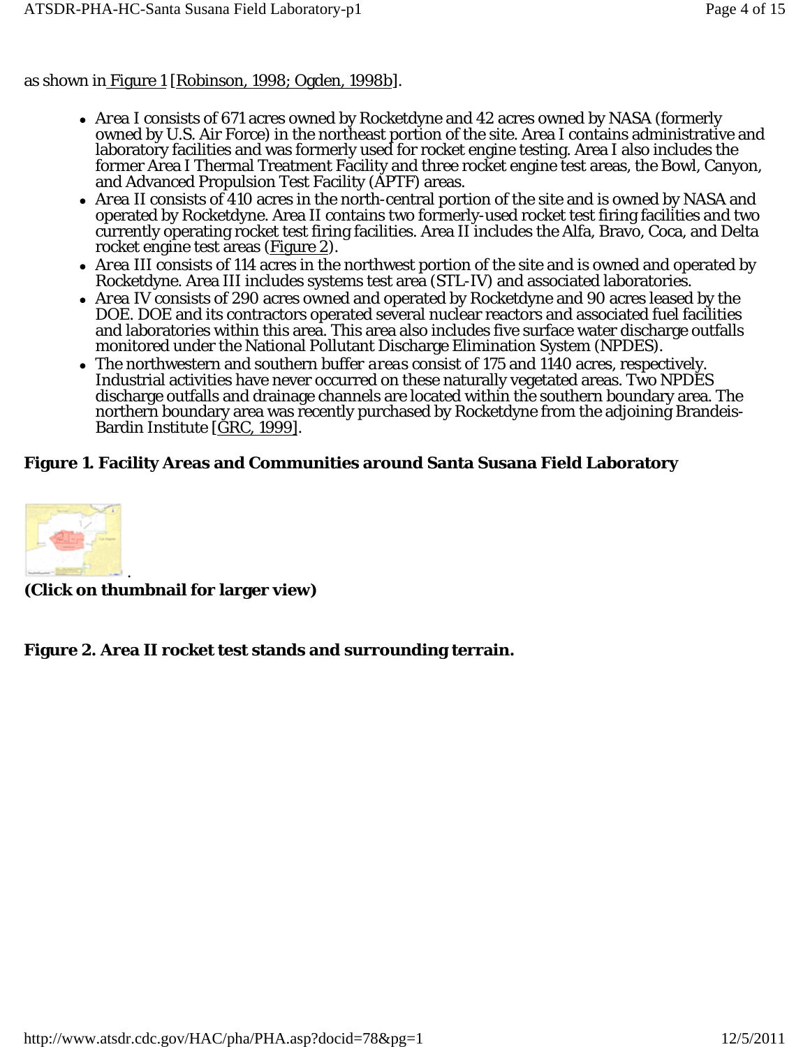as shown in Figure 1 [Robinson, 1998; Ogden, 1998b].

- *Area I* consists of 671 acres owned by Rocketdyne and 42 acres owned by NASA (formerly owned by U.S. Air Force) in the northeast portion of the site. Area I contains administrative and laboratory facilities and was formerly used for rocket engine testing. Area I also includes the former Area I Thermal Treatment Facility and three rocket engine test areas, the Bowl, Canyon, and Advanced Propulsion Test Facility (APTF) areas.
- *Area II* consists of 410 acres in the north-central portion of the site and is owned by NASA and operated by Rocketdyne. Area II contains two formerly-used rocket test firing facilities and two currently operating rocket test firing facilities. Area II includes the Alfa, Bravo, Coca, and Delta rocket engine test areas (Figure 2).
- *Area III* consists of 114 acres in the northwest portion of the site and is owned and operated by Rocketdyne. Area III includes systems test area (STL-IV) and associated laboratories.
- *Area IV* consists of 290 acres owned and operated by Rocketdyne and 90 acres leased by the DOE. DOE and its contractors operated several nuclear reactors and associated fuel facilities and laboratories within this area. This area also includes five surface water discharge outfalls monitored under the National Pollutant Discharge Elimination System (NPDES).
- The northwestern and southern *buffer areas* consist of 175 and 1140 acres, respectively. Industrial activities have never occurred on these naturally vegetated areas. Two NPDES discharge outfalls and drainage channels are located within the southern boundary area. The northern boundary area was recently purchased by Rocketdyne from the adjoining Brandeis-Bardin Institute [GRC, 1999].

**Figure 1. Facility Areas and Communities around Santa Susana Field Laboratory**

**(Click on thumbnail for larger view)**

**Figure 2. Area II rocket test stands and surrounding terrain.**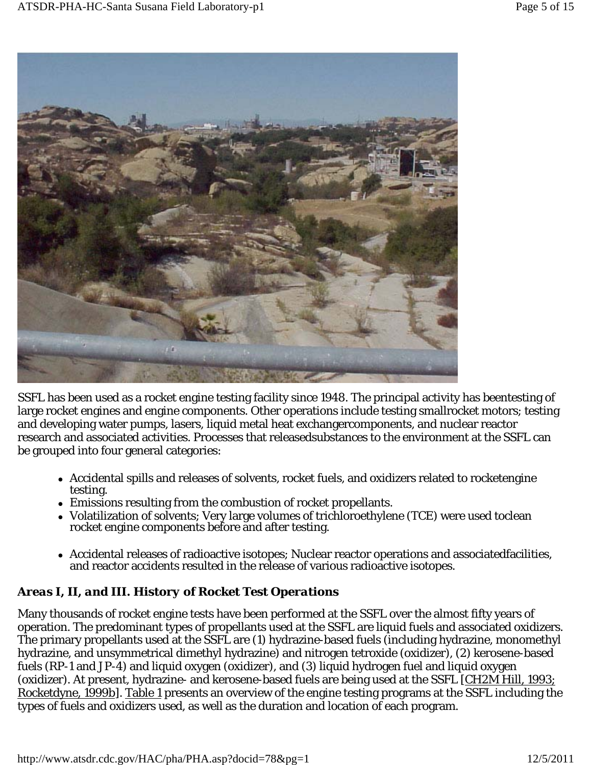SSFL has been used as a rocket engine testing facility since 1948. The principal activity has beentesting of large rocket engines and engine components. Other operations include testing smallrocket motors; testing and developing water pumps, lasers, liquid metal heat exchangercomponents, and nuclear reactor research and associated activities. Processes that releasedsubstances to the environment at the SSFL can be grouped into four general categories:

- Accidental spills and releases of solvents, rocket fuels, and oxidizers related to rocketengine testing.
- Emissions resulting from the combustion of rocket propellants.
- Volatilization of solvents; Very large volumes of trichloroethylene (TCE) were used toclean rocket engine components before and after testing.
- Accidental releases of radioactive isotopes; Nuclear reactor operations and associatedfacilities, and reactor accidents resulted in the release of various radioactive isotopes.

### *Areas I, II, and III. History of Rocket Test Operations*

Many thousands of rocket engine tests have been performed at the SSFL over the almost fifty years of operation. The predominant types of propellants used at the SSFL are liquid fuels and associated oxidizers. The primary propellants used at the SSFL are (1) hydrazine-based fuels (including hydrazine, monomethyl hydrazine, and unsymmetrical dimethyl hydrazine) and nitrogen tetroxide (oxidizer), (2) kerosene-based fuels (RP-1 and JP-4) and liquid oxygen (oxidizer), and (3) liquid hydrogen fuel and liquid oxygen (oxidizer). At present, hydrazine- and kerosene-based fuels are being used at the SSFL [CH2M Hill, 1993; Rocketdyne, 1999b]. Table 1 presents an overview of the engine testing programs at the SSFL including the types of fuels and oxidizers used, as well as the duration and location of each program.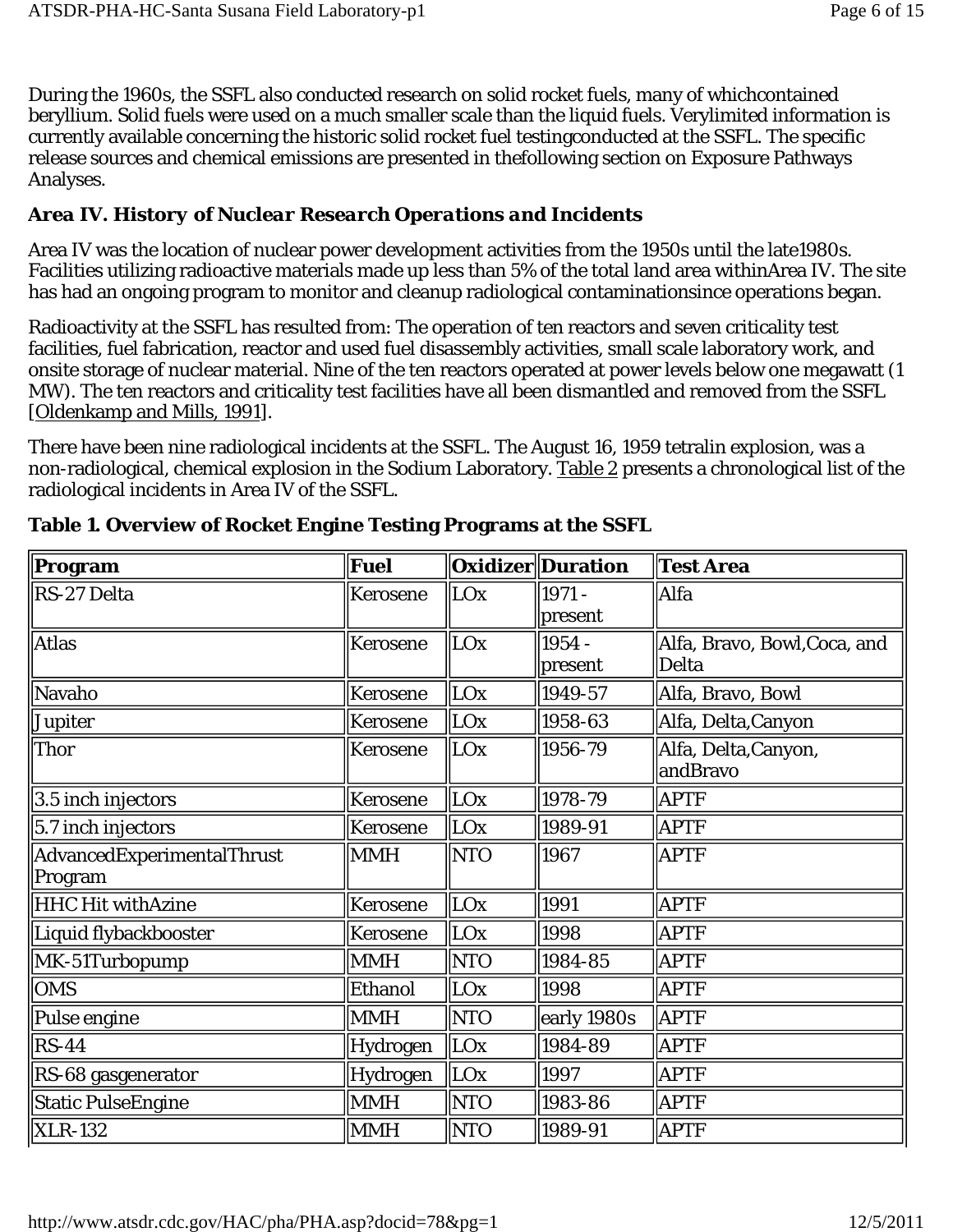During the 1960s, the SSFL also conducted research on solid rocket fuels, many of whichcontained beryllium. Solid fuels were used on a much smaller scale than the liquid fuels. Verylimited information is currently available concerning the historic solid rocket fuel testingconducted at the SSFL. The specific release sources and chemical emissions are presented in thefollowing section on Exposure Pathways Analyses.

### *Area IV. History of Nuclear Research Operations and Incidents*

Area IV was the location of nuclear power development activities from the 1950s until the late1980s. Facilities utilizing radioactive materials made up less than 5% of the total land area withinArea IV. The site has had an ongoing program to monitor and cleanup radiological contaminationsince operations began.

Radioactivity at the SSFL has resulted from: The operation of ten reactors and seven criticality test facilities, fuel fabrication, reactor and used fuel disassembly activities, small scale laboratory work, and onsite storage of nuclear material. Nine of the ten reactors operated at power levels below one megawatt (1 MW). The ten reactors and criticality test facilities have all been dismantled and removed from the SSFL [Oldenkamp and Mills, 1991].

There have been nine radiological incidents at the SSFL. The August 16, 1959 tetralin explosion, was a non-radiological, chemical explosion in the Sodium Laboratory. Table 2 presents a chronological list of the radiological incidents in Area IV of the SSFL.

**Table 1. Overview of Rocket Engine Testing Programs at the SSFL**

| Program | Fuel | Oxidizer | Duration | Test Area |
|---|---|---|---|---|
| RS-27 Delta | Kerosene | LOx | 1971 - present | Alfa |
| Atlas | Kerosene | LOx | 1954 - present | Alfa, Bravo, Bowl,Coca, and Delta |
| Navaho | Kerosene | LOx | 1949-57 | Alfa, Bravo, Bowl |
| Jupiter | Kerosene | LOx | 1958-63 | Alfa, Delta,Canyon |
| Thor | Kerosene | LOx | 1956-79 | Alfa, Delta,Canyon, andBravo |
| 3.5 inch injectors | Kerosene | LOx | 1978-79 | APTF |
| 5.7 inch injectors | Kerosene | LOx | 1989-91 | APTF |
| AdvancedExperimentalThrust Program | MMH | NTO | 1967 | APTF |
| HHC Hit withAzine | Kerosene | LOx | 1991 | APTF |
| Liquid flybackbooster | Kerosene | LOx | 1998 | APTF |
| MK-51Turbopump | MMH | NTO | 1984-85 | APTF |
| OMS | Ethanol | LOx | 1998 | APTF |
| Pulse engine | MMH | NTO | early 1980s | APTF |
| RS-44 | Hydrogen | LOx | 1984-89 | APTF |
| RS-68 gasgenerator | Hydrogen | LOx | 1997 | APTF |
| Static PulseEngine | MMH | NTO | 1983-86 | APTF |
| XLR-132 | MMH | NTO | 1989-91 | APTF |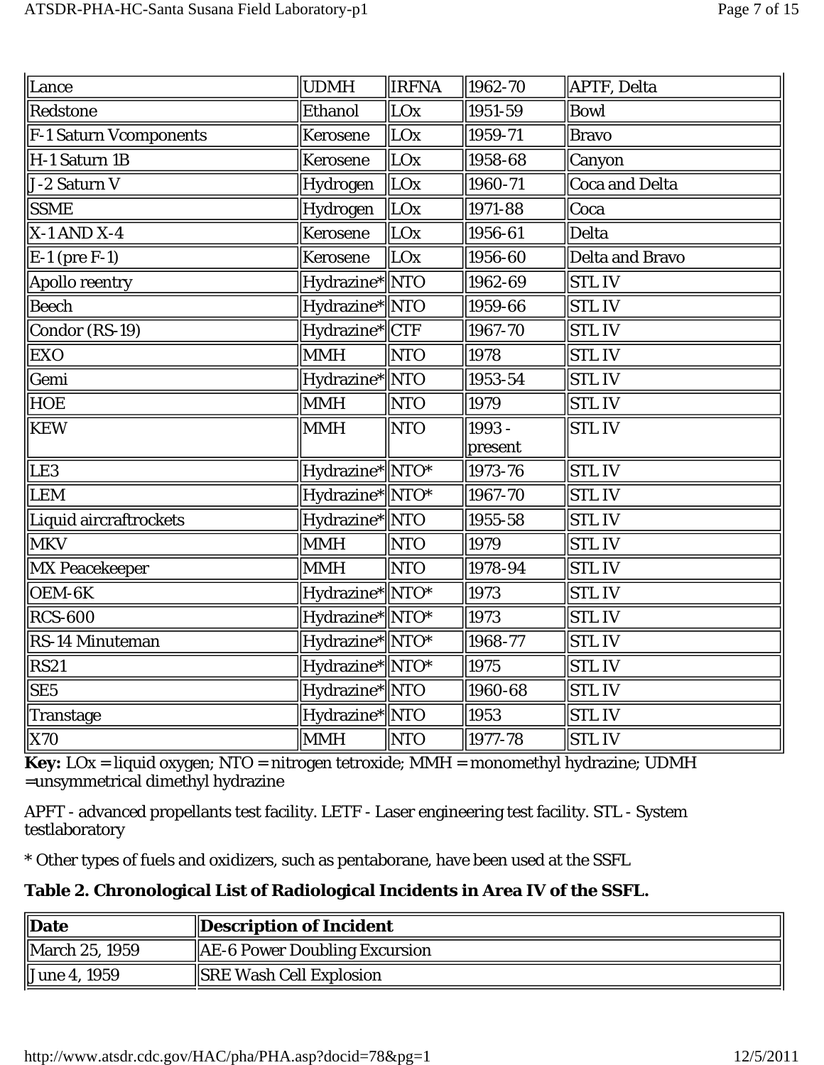| Lance | UDMH | IRFNA | 1962-70 | APTF, Delta |
| --- | --- | --- | --- | --- |
| Redstone | Ethanol | LOx | 1951-59 | Bowl |
| F-1 Saturn Vcomponents | Kerosene | LOx | 1959-71 | Bravo |
| H-1 Saturn 1B | Kerosene | LOx | 1958-68 | Canyon |
| J-2 Saturn V | Hydrogen | LOx | 1960-71 | Coca and Delta |
| SSME | Hydrogen | LOx | 1971-88 | Coca |
| X-1 AND X-4 | Kerosene | LOx | 1956-61 | Delta |
| E-1 (pre F-1) | Kerosene | LOx | 1956-60 | Delta and Bravo |
| Apollo reentry | Hydrazine* | NTO | 1962-69 | STL IV |
| Beech | Hydrazine* | NTO | 1959-66 | STL IV |
| Condor (RS-19) | Hydrazine* | CTF | 1967-70 | STL IV |
| EXO | MMH | NTO | 1978 | STL IV |
| Gemi | Hydrazine* | NTO | 1953-54 | STL IV |
| HOE | MMH | NTO | 1979 | STL IV |
| KEW | MMH | NTO | 1993 - present | STL IV |
| LE3 | Hydrazine* | NTO* | 1973-76 | STL IV |
| LEM | Hydrazine* | NTO* | 1967-70 | STL IV |
| Liquid aircraftrockets | Hydrazine* | NTO | 1955-58 | STL IV |
| MKV | MMH | NTO | 1979 | STL IV |
| MX Peacekeeper | MMH | NTO | 1978-94 | STL IV |
| OEM-6K | Hydrazine* | NTO* | 1973 | STL IV |
| RCS-600 | Hydrazine* | NTO* | 1973 | STL IV |
| RS-14 Minuteman | Hydrazine* | NTO* | 1968-77 | STL IV |
| RS21 | Hydrazine* | NTO* | 1975 | STL IV |
| SE5 | Hydrazine* | NTO | 1960-68 | STL IV |
| Transtage | Hydrazine* | NTO | 1953 | STL IV |
| X70 | MMH | NTO | 1977-78 | STL IV |

**Key:** LOx = liquid oxygen; NTO = nitrogen tetroxide; MMH = monomethyl hydrazine; UDMH =unsymmetrical dimethyl hydrazine

APFT - advanced propellants test facility. LETF - Laser engineering test facility. STL - System testlaboratory

* Other types of fuels and oxidizers, such as pentaborane, have been used at the SSFL

**Table 2. Chronological List of Radiological Incidents in Area IV of the SSFL.**

| Date | Description of Incident |
| --- | --- |
| March 25, 1959 | AE-6 Power Doubling Excursion |
| June 4, 1959 | SRE Wash Cell Explosion |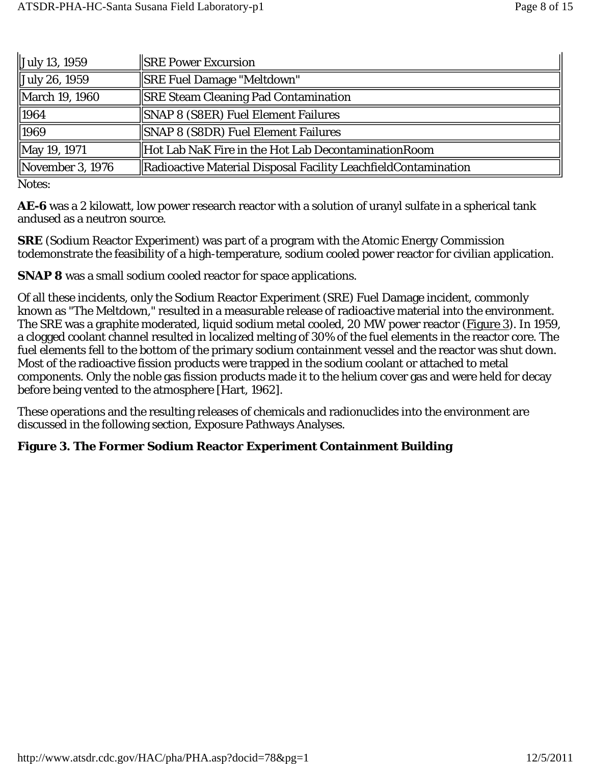| July 13, 1959 | SRE Power Excursion |
|---|---|
| July 26, 1959 | SRE Fuel Damage "Meltdown" |
| March 19, 1960 | SRE Steam Cleaning Pad Contamination |
| 1964 | SNAP 8 (S8ER) Fuel Element Failures |
| 1969 | SNAP 8 (S8DR) Fuel Element Failures |
| May 19, 1971 | Hot Lab NaK Fire in the Hot Lab DecontaminationRoom |
| November 3, 1976 | Radioactive Material Disposal Facility LeachfieldContamination |

Notes:

**AE-6** was a 2 kilowatt, low power research reactor with a solution of uranyl sulfate in a spherical tank andused as a neutron source.

**SRE** (Sodium Reactor Experiment) was part of a program with the Atomic Energy Commission todemonstrate the feasibility of a high-temperature, sodium cooled power reactor for civilian application.

**SNAP 8** was a small sodium cooled reactor for space applications.

Of all these incidents, only the Sodium Reactor Experiment (SRE) Fuel Damage incident, commonly known as "The Meltdown," resulted in a measurable release of radioactive material into the environment. The SRE was a graphite moderated, liquid sodium metal cooled, 20 MW power reactor (Figure 3). In 1959, a clogged coolant channel resulted in localized melting of 30% of the fuel elements in the reactor core. The fuel elements fell to the bottom of the primary sodium containment vessel and the reactor was shut down. Most of the radioactive fission products were trapped in the sodium coolant or attached to metal components. Only the noble gas fission products made it to the helium cover gas and were held for decay before being vented to the atmosphere [Hart, 1962].

These operations and the resulting releases of chemicals and radionuclides into the environment are discussed in the following section, Exposure Pathways Analyses.

**Figure 3. The Former Sodium Reactor Experiment Containment Building**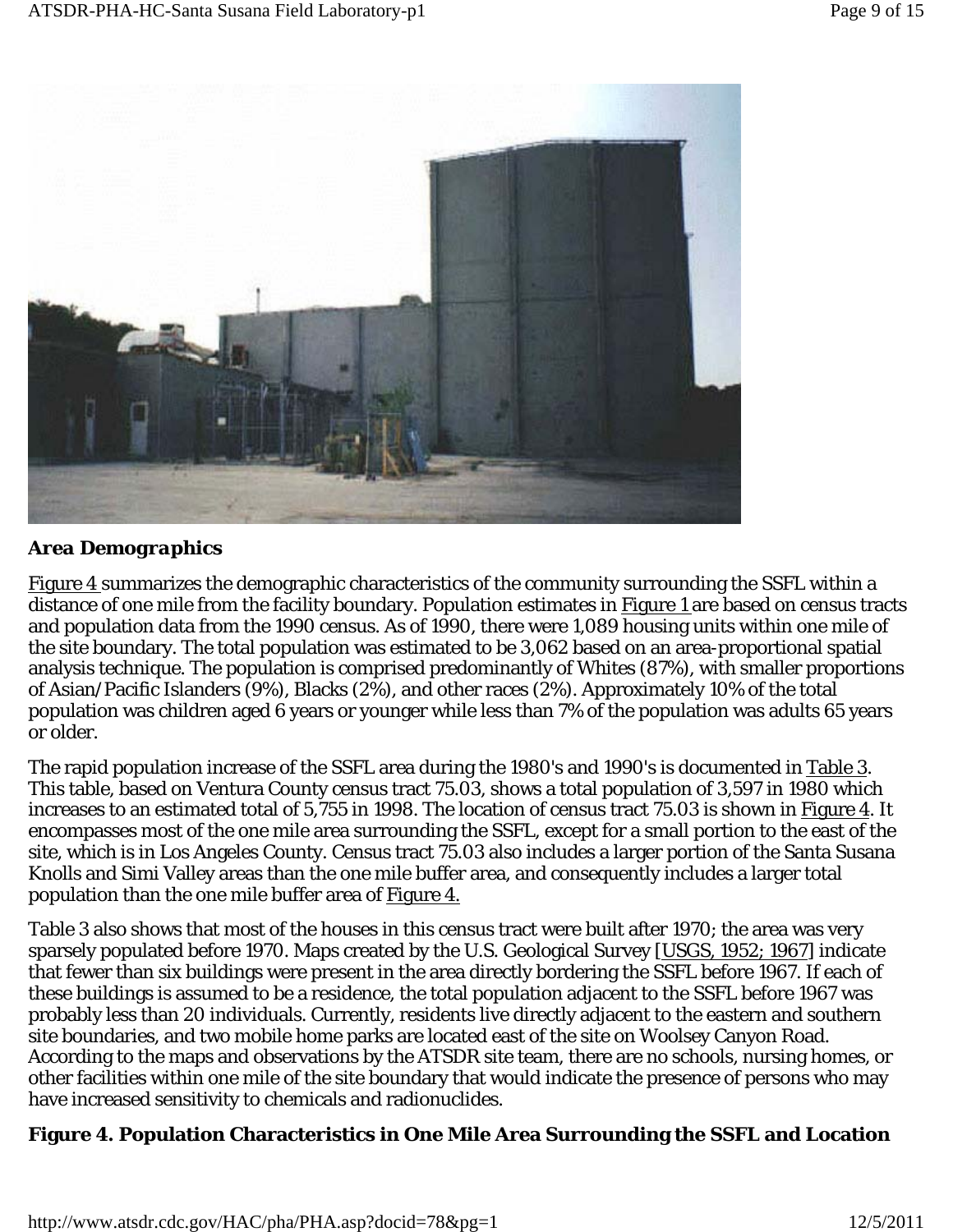## *Area Demographics*

Figure 4 summarizes the demographic characteristics of the community surrounding the SSFL within a distance of one mile from the facility boundary. Population estimates in Figure 1 are based on census tracts and population data from the 1990 census. As of 1990, there were 1,089 housing units within one mile of the site boundary. The total population was estimated to be 3,062 based on an area-proportional spatial analysis technique. The population is comprised predominantly of Whites (87%), with smaller proportions of Asian/Pacific Islanders (9%), Blacks (2%), and other races (2%). Approximately 10% of the total population was children aged 6 years or younger while less than 7% of the population was adults 65 years or older.

The rapid population increase of the SSFL area during the 1980's and 1990's is documented in Table 3. This table, based on Ventura County census tract 75.03, shows a total population of 3,597 in 1980 which increases to an estimated total of 5,755 in 1998. The location of census tract 75.03 is shown in Figure 4. It encompasses most of the one mile area surrounding the SSFL, except for a small portion to the east of the site, which is in Los Angeles County. Census tract 75.03 also includes a larger portion of the Santa Susana Knolls and Simi Valley areas than the one mile buffer area, and consequently includes a larger total population than the one mile buffer area of Figure 4.

Table 3 also shows that most of the houses in this census tract were built after 1970; the area was very sparsely populated before 1970. Maps created by the U.S. Geological Survey [USGS, 1952; 1967] indicate that fewer than six buildings were present in the area directly bordering the SSFL before 1967. If each of these buildings is assumed to be a residence, the total population adjacent to the SSFL before 1967 was probably less than 20 individuals. Currently, residents live directly adjacent to the eastern and southern site boundaries, and two mobile home parks are located east of the site on Woolsey Canyon Road. According to the maps and observations by the ATSDR site team, there are no schools, nursing homes, or other facilities within one mile of the site boundary that would indicate the presence of persons who may have increased sensitivity to chemicals and radionuclides.

**Figure 4. Population Characteristics in One Mile Area Surrounding the SSFL and Location**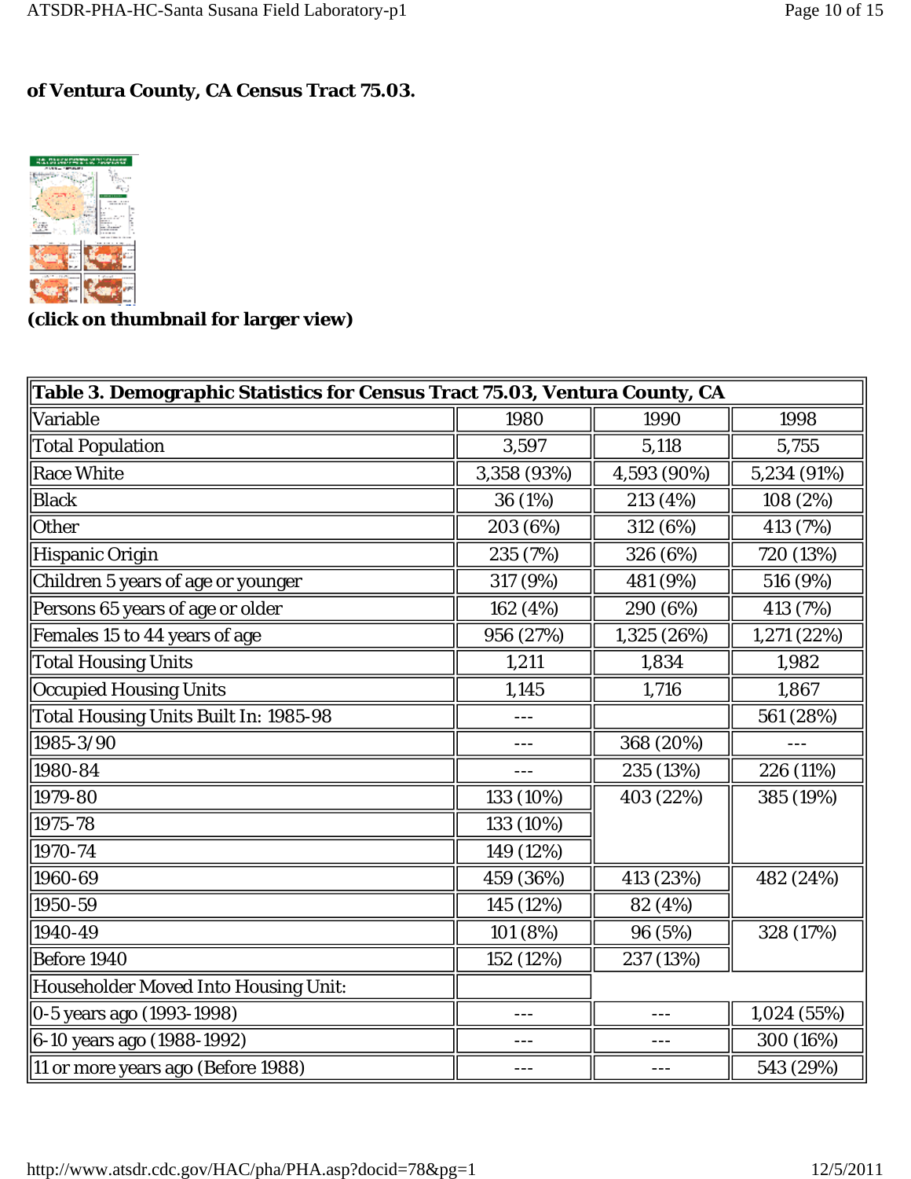**of Ventura County, CA Census Tract 75.03.**

**(click on thumbnail for larger view)**

| Table 3. Demographic Statistics for Census Tract 75.03, Ventura County, CA | | | |
|---|---|---|---|
| Variable | 1980 | 1990 | 1998 |
| Total Population | 3,597 | 5,118 | 5,755 |
| Race White | 3,358 (93%) | 4,593 (90%) | 5,234 (91%) |
| Black | 36 (1%) | 213 (4%) | 108 (2%) |
| Other | 203 (6%) | 312 (6%) | 413 (7%) |
| Hispanic Origin | 235 (7%) | 326 (6%) | 720 (13%) |
| Children 5 years of age or younger | 317 (9%) | 481 (9%) | 516 (9%) |
| Persons 65 years of age or older | 162 (4%) | 290 (6%) | 413 (7%) |
| Females 15 to 44 years of age | 956 (27%) | 1,325 (26%) | 1,271 (22%) |
| Total Housing Units | 1,211 | 1,834 | 1,982 |
| Occupied Housing Units | 1,145 | 1,716 | 1,867 |
| Total Housing Units Built In: 1985-98 | --- | | 561 (28%) |
| 1985-3/90 | --- | 368 (20%) | --- |
| 1980-84 | --- | 235 (13%) | 226 (11%) |
| 1979-80 | 133 (10%) | 403 (22%) | 385 (19%) |
| 1975-78 | 133 (10%) | | |
| 1970-74 | 149 (12%) | | |
| 1960-69 | 459 (36%) | 413 (23%) | 482 (24%) |
| 1950-59 | 145 (12%) | 82 (4%) | |
| 1940-49 | 101 (8%) | 96 (5%) | 328 (17%) |
| Before 1940 | 152 (12%) | 237 (13%) | |
| Householder Moved Into Housing Unit: | | | |
| 0-5 years ago (1993-1998) | --- | --- | 1,024 (55%) |
| 6-10 years ago (1988-1992) | --- | --- | 300 (16%) |
| 11 or more years ago (Before 1988) | --- | --- | 543 (29%) |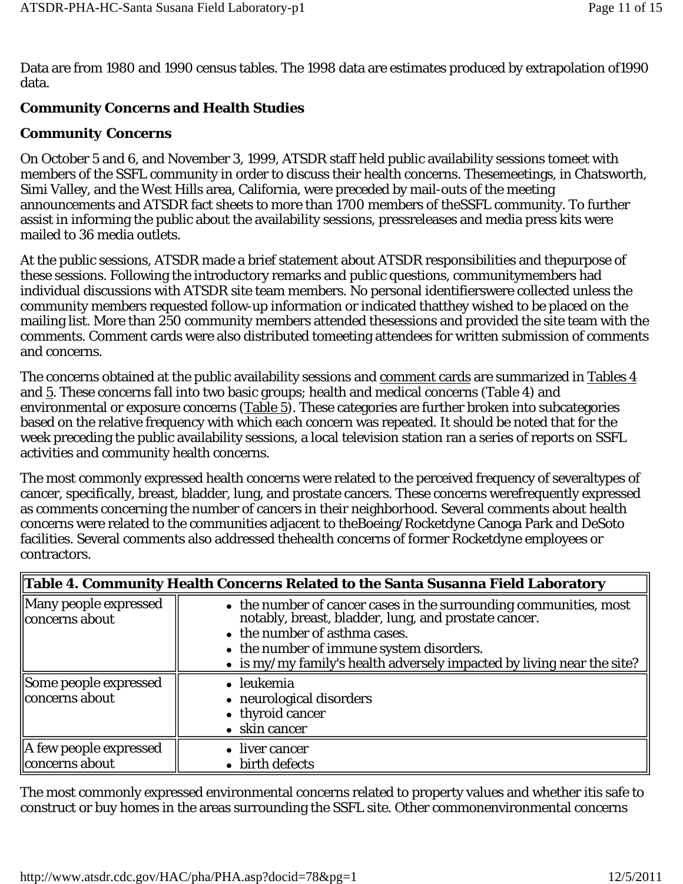Data are from 1980 and 1990 census tables. The 1998 data are estimates produced by extrapolation of1990 data.

**Community Concerns and Health Studies**

**Community Concerns**

On October 5 and 6, and November 3, 1999, ATSDR staff held public availability sessions tomeet with members of the SSFL community in order to discuss their health concerns. Thesemeetings, in Chatsworth, Simi Valley, and the West Hills area, California, were preceded by mail-outs of the meeting announcements and ATSDR fact sheets to more than 1700 members of theSSFL community. To further assist in informing the public about the availability sessions, pressreleases and media press kits were mailed to 36 media outlets.

At the public sessions, ATSDR made a brief statement about ATSDR responsibilities and thepurpose of these sessions. Following the introductory remarks and public questions, communitymembers had individual discussions with ATSDR site team members. No personal identifierswere collected unless the community members requested follow-up information or indicated thatthey wished to be placed on the mailing list. More than 250 community members attended thesessions and provided the site team with the comments. Comment cards were also distributed tomeeting attendees for written submission of comments and concerns.

The concerns obtained at the public availability sessions and comment cards are summarized in Tables 4 and 5. These concerns fall into two basic groups; health and medical concerns (Table 4) and environmental or exposure concerns (Table 5). These categories are further broken into subcategories based on the relative frequency with which each concern was repeated. It should be noted that for the week preceding the public availability sessions, a local television station ran a series of reports on SSFL activities and community health concerns.

The most commonly expressed health concerns were related to the perceived frequency of severaltypes of cancer, specifically, breast, bladder, lung, and prostate cancers. These concerns werefrequently expressed as comments concerning the number of cancers in their neighborhood. Several comments about health concerns were related to the communities adjacent to theBoeing/Rocketdyne Canoga Park and DeSoto facilities. Several comments also addressed thehealth concerns of former Rocketdyne employees or contractors.

| Table 4. Community Health Concerns Related to the Santa Susanna Field Laboratory | |
|---|---|
| Many people expressed concerns about | • the number of cancer cases in the surrounding communities, most notably, breast, bladder, lung, and prostate cancer.<br>• the number of asthma cases.<br>• the number of immune system disorders.<br>• is my/my family's health adversely impacted by living near the site? |
| Some people expressed concerns about | • leukemia<br>• neurological disorders<br>• thyroid cancer<br>• skin cancer |
| A few people expressed concerns about | • liver cancer<br>• birth defects |

The most commonly expressed environmental concerns related to property values and whether itis safe to construct or buy homes in the areas surrounding the SSFL site. Other commonenvironmental concerns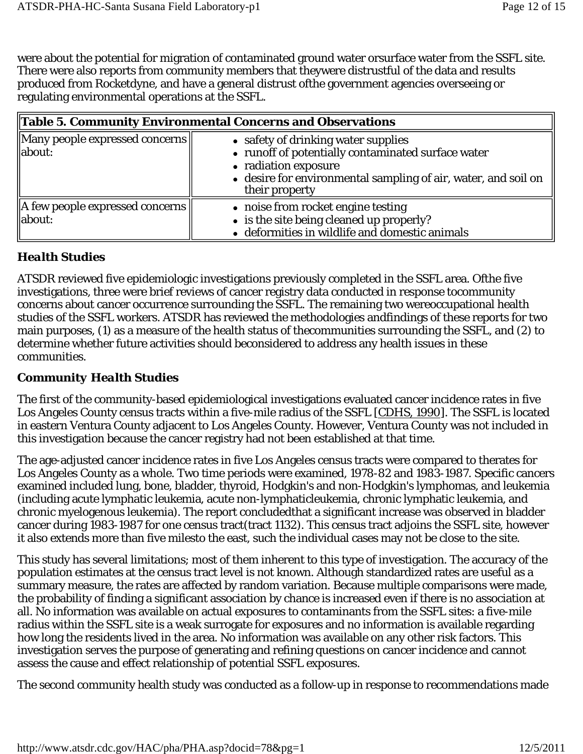were about the potential for migration of contaminated ground water orsurface water from the SSFL site. There were also reports from community members that theywere distrustful of the data and results produced from Rocketdyne, and have a general distrust ofthe government agencies overseeing or regulating environmental operations at the SSFL.

| Table 5. Community Environmental Concerns and Observations | |
|---|---|
| Many people expressed concerns about: | • safety of drinking water supplies<br>• runoff of potentially contaminated surface water<br>• radiation exposure<br>• desire for environmental sampling of air, water, and soil on their property |
| A few people expressed concerns about: | • noise from rocket engine testing<br>• is the site being cleaned up properly?<br>• deformities in wildlife and domestic animals |

### *Health Studies*

ATSDR reviewed five epidemiologic investigations previously completed in the SSFL area. Ofthe five investigations, three were brief reviews of cancer registry data conducted in response tocommunity concerns about cancer occurrence surrounding the SSFL. The remaining two wereoccupational health studies of the SSFL workers. ATSDR has reviewed the methodologies andfindings of these reports for two main purposes, (1) as a measure of the health status of thecommunities surrounding the SSFL, and (2) to determine whether future activities should beconsidered to address any health issues in these communities.

### *Community Health Studies*

The first of the community-based epidemiological investigations evaluated cancer incidence rates in five Los Angeles County census tracts within a five-mile radius of the SSFL [CDHS, 1990]. The SSFL is located in eastern Ventura County adjacent to Los Angeles County. However, Ventura County was not included in this investigation because the cancer registry had not been established at that time.

The age-adjusted cancer incidence rates in five Los Angeles census tracts were compared to therates for Los Angeles County as a whole. Two time periods were examined, 1978-82 and 1983-1987. Specific cancers examined included lung, bone, bladder, thyroid, Hodgkin's and non-Hodgkin's lymphomas, and leukemia (including acute lymphatic leukemia, acute non-lymphaticleukemia, chronic lymphatic leukemia, and chronic myelogenous leukemia). The report concludedthat a significant increase was observed in bladder cancer during 1983-1987 for one census tract(tract 1132). This census tract adjoins the SSFL site, however it also extends more than five milesto the east, such the individual cases may not be close to the site.

This study has several limitations; most of them inherent to this type of investigation. The accuracy of the population estimates at the census tract level is not known. Although standardized rates are useful as a summary measure, the rates are affected by random variation. Because multiple comparisons were made, the probability of finding a significant association by chance is increased even if there is no association at all. No information was available on actual exposures to contaminants from the SSFL sites: a five-mile radius within the SSFL site is a weak surrogate for exposures and no information is available regarding how long the residents lived in the area. No information was available on any other risk factors. This investigation serves the purpose of generating and refining questions on cancer incidence and cannot assess the cause and effect relationship of potential SSFL exposures.

The second community health study was conducted as a follow-up in response to recommendations made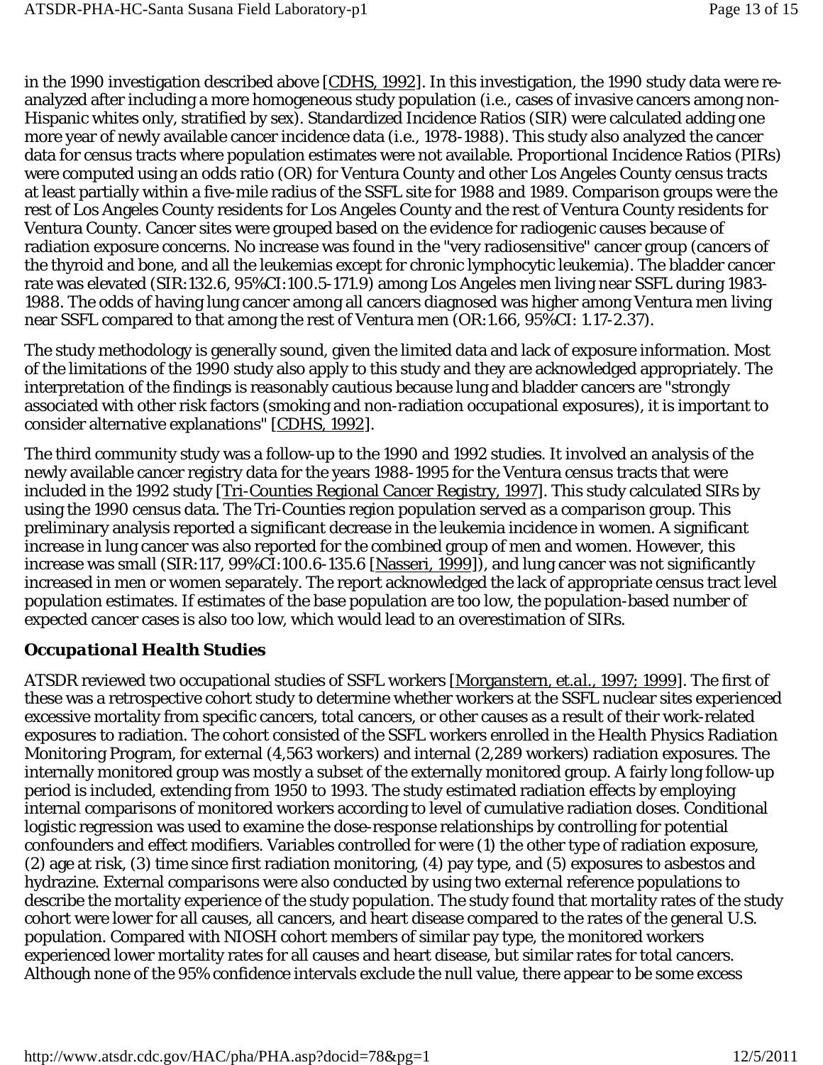in the 1990 investigation described above [CDHS, 1992]. In this investigation, the 1990 study data were re-analyzed after including a more homogeneous study population (i.e., cases of invasive cancers among non-Hispanic whites only, stratified by sex). Standardized Incidence Ratios (SIR) were calculated adding one more year of newly available cancer incidence data (i.e., 1978-1988). This study also analyzed the cancer data for census tracts where population estimates were not available. Proportional Incidence Ratios (PIRs) were computed using an odds ratio (OR) for Ventura County and other Los Angeles County census tracts at least partially within a five-mile radius of the SSFL site for 1988 and 1989. Comparison groups were the rest of Los Angeles County residents for Los Angeles County and the rest of Ventura County residents for Ventura County. Cancer sites were grouped based on the evidence for radiogenic causes because of radiation exposure concerns. No increase was found in the "very radiosensitive" cancer group (cancers of the thyroid and bone, and all the leukemias except for chronic lymphocytic leukemia). The bladder cancer rate was elevated (SIR:132.6, 95%CI:100.5-171.9) among Los Angeles men living near SSFL during 1983-1988. The odds of having lung cancer among all cancers diagnosed was higher among Ventura men living near SSFL compared to that among the rest of Ventura men (OR:1.66, 95%CI: 1.17-2.37).

The study methodology is generally sound, given the limited data and lack of exposure information. Most of the limitations of the 1990 study also apply to this study and they are acknowledged appropriately. The interpretation of the findings is reasonably cautious because lung and bladder cancers are "strongly associated with other risk factors (smoking and non-radiation occupational exposures), it is important to consider alternative explanations" [CDHS, 1992].

The third community study was a follow-up to the 1990 and 1992 studies. It involved an analysis of the newly available cancer registry data for the years 1988-1995 for the Ventura census tracts that were included in the 1992 study [Tri-Counties Regional Cancer Registry, 1997]. This study calculated SIRs by using the 1990 census data. The Tri-Counties region population served as a comparison group. This preliminary analysis reported a significant decrease in the leukemia incidence in women. A significant increase in lung cancer was also reported for the combined group of men and women. However, this increase was small (SIR:117, 99%CI:100.6-135.6 [Nasseri, 1999]), and lung cancer was not significantly increased in men or women separately. The report acknowledged the lack of appropriate census tract level population estimates. If estimates of the base population are too low, the population-based number of expected cancer cases is also too low, which would lead to an overestimation of SIRs.

### *Occupational Health Studies*

ATSDR reviewed two occupational studies of SSFL workers [Morganstern, et.al., 1997; 1999]. The first of these was a retrospective cohort study to determine whether workers at the SSFL nuclear sites experienced excessive mortality from specific cancers, total cancers, or other causes as a result of their work-related exposures to radiation. The cohort consisted of the SSFL workers enrolled in the Health Physics Radiation Monitoring Program, for external (4,563 workers) and internal (2,289 workers) radiation exposures. The internally monitored group was mostly a subset of the externally monitored group. A fairly long follow-up period is included, extending from 1950 to 1993. The study estimated radiation effects by employing internal comparisons of monitored workers according to level of cumulative radiation doses. Conditional logistic regression was used to examine the dose-response relationships by controlling for potential confounders and effect modifiers. Variables controlled for were (1) the other type of radiation exposure, (2) age at risk, (3) time since first radiation monitoring, (4) pay type, and (5) exposures to asbestos and hydrazine. External comparisons were also conducted by using two external reference populations to describe the mortality experience of the study population. The study found that mortality rates of the study cohort were lower for all causes, all cancers, and heart disease compared to the rates of the general U.S. population. Compared with NIOSH cohort members of similar pay type, the monitored workers experienced lower mortality rates for all causes and heart disease, but similar rates for total cancers. Although none of the 95% confidence intervals exclude the null value, there appear to be some excess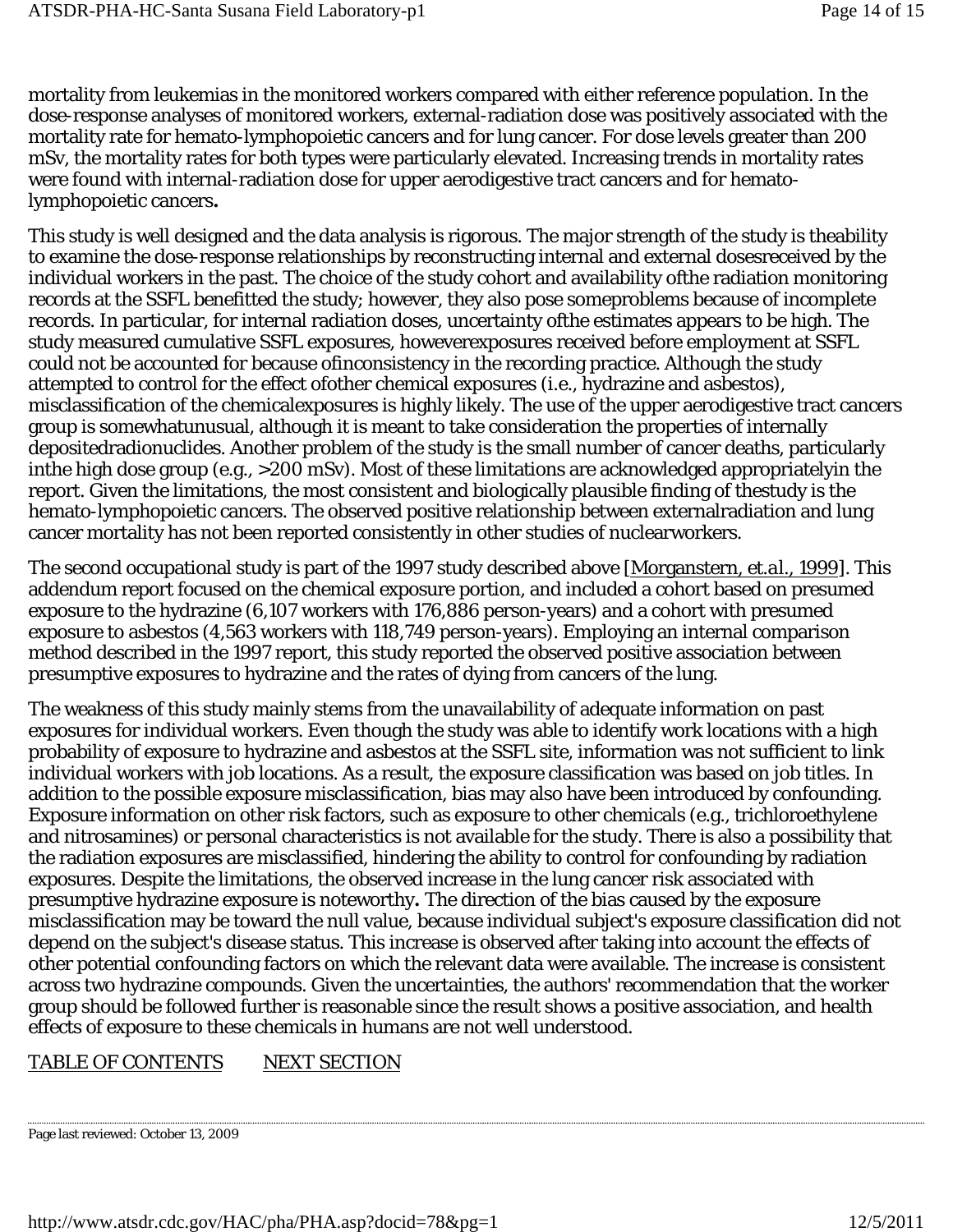mortality from leukemias in the monitored workers compared with either reference population. In the dose-response analyses of monitored workers, external-radiation dose was positively associated with the mortality rate for hemato-lymphopoietic cancers and for lung cancer. For dose levels greater than 200 mSv, the mortality rates for both types were particularly elevated. Increasing trends in mortality rates were found with internal-radiation dose for upper aerodigestive tract cancers and for hemato-lymphopoietic cancers**.**

This study is well designed and the data analysis is rigorous. The major strength of the study is theability to examine the dose-response relationships by reconstructing internal and external dosesreceived by the individual workers in the past. The choice of the study cohort and availability ofthe radiation monitoring records at the SSFL benefitted the study; however, they also pose someproblems because of incomplete records. In particular, for internal radiation doses, uncertainty ofthe estimates appears to be high. The study measured cumulative SSFL exposures, howeverexposures received before employment at SSFL could not be accounted for because ofinconsistency in the recording practice. Although the study attempted to control for the effect ofother chemical exposures (i.e., hydrazine and asbestos), misclassification of the chemicalexposures is highly likely. The use of the upper aerodigestive tract cancers group is somewhatunusual, although it is meant to take consideration the properties of internally depositedradionuclides. Another problem of the study is the small number of cancer deaths, particularly inthe high dose group (e.g., >200 mSv). Most of these limitations are acknowledged appropriatelyin the report. Given the limitations, the most consistent and biologically plausible finding of thestudy is the hemato-lymphopoietic cancers. The observed positive relationship between externalradiation and lung cancer mortality has not been reported consistently in other studies of nuclearworkers.

The second occupational study is part of the 1997 study described above [Morganstern, et.al., 1999]. This addendum report focused on the chemical exposure portion, and included a cohort based on presumed exposure to the hydrazine (6,107 workers with 176,886 person-years) and a cohort with presumed exposure to asbestos (4,563 workers with 118,749 person-years). Employing an internal comparison method described in the 1997 report, this study reported the observed positive association between presumptive exposures to hydrazine and the rates of dying from cancers of the lung.

The weakness of this study mainly stems from the unavailability of adequate information on past exposures for individual workers. Even though the study was able to identify work locations with a high probability of exposure to hydrazine and asbestos at the SSFL site, information was not sufficient to link individual workers with job locations. As a result, the exposure classification was based on job titles. In addition to the possible exposure misclassification, bias may also have been introduced by confounding. Exposure information on other risk factors, such as exposure to other chemicals (e.g., trichloroethylene and nitrosamines) or personal characteristics is not available for the study. There is also a possibility that the radiation exposures are misclassified, hindering the ability to control for confounding by radiation exposures. Despite the limitations, the observed increase in the lung cancer risk associated with presumptive hydrazine exposure is noteworthy**.** The direction of the bias caused by the exposure misclassification may be toward the null value, because individual subject's exposure classification did not depend on the subject's disease status. This increase is observed after taking into account the effects of other potential confounding factors on which the relevant data were available. The increase is consistent across two hydrazine compounds. Given the uncertainties, the authors' recommendation that the worker group should be followed further is reasonable since the result shows a positive association, and health effects of exposure to these chemicals in humans are not well understood.

TABLE OF CONTENTS NEXT SECTION

Page last reviewed: October 13, 2009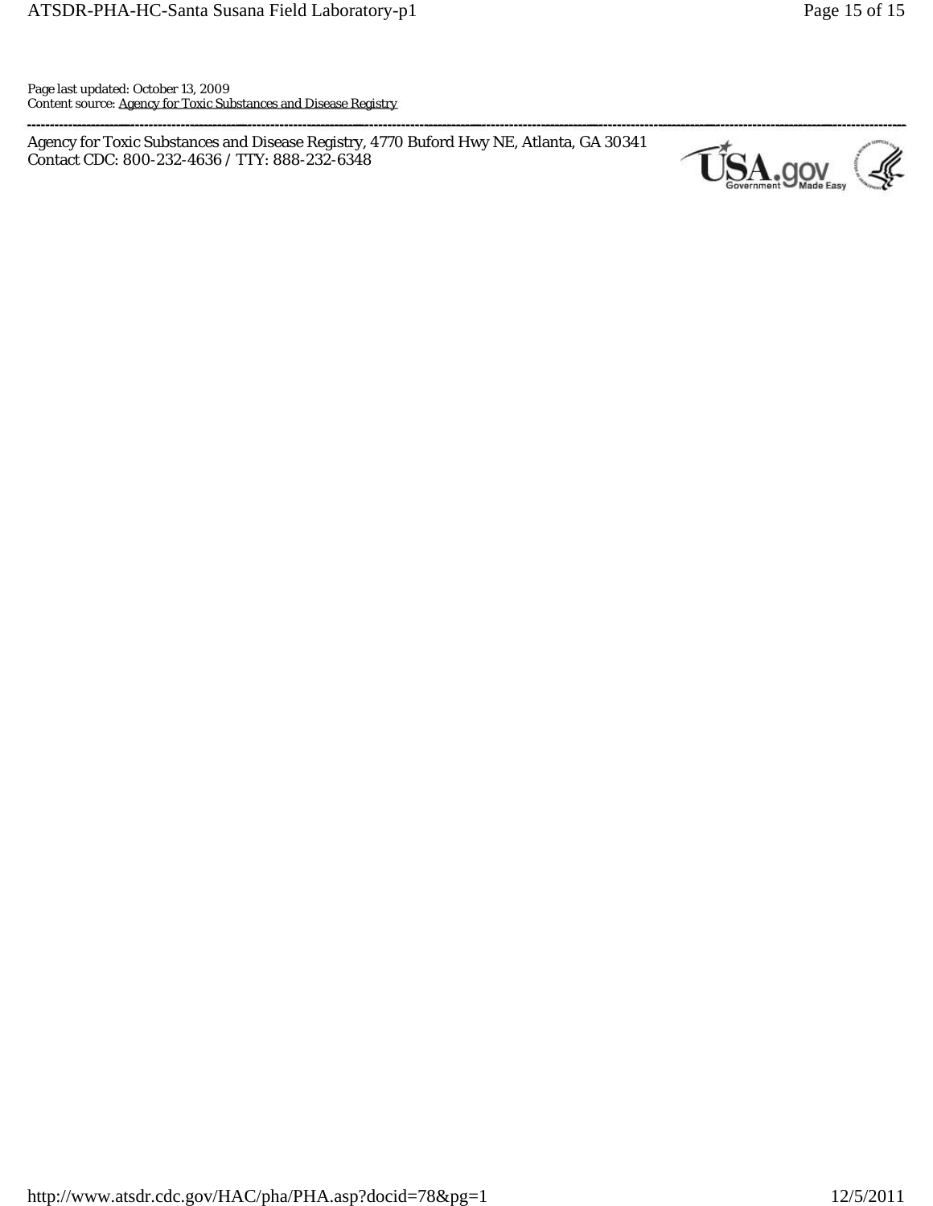Page last updated: October 13, 2009
Content source: Agency for Toxic Substances and Disease Registry

---

Agency for Toxic Substances and Disease Registry, 4770 Buford Hwy NE, Atlanta, GA 30341
Contact CDC: 800-232-4636 / TTY: 888-232-6348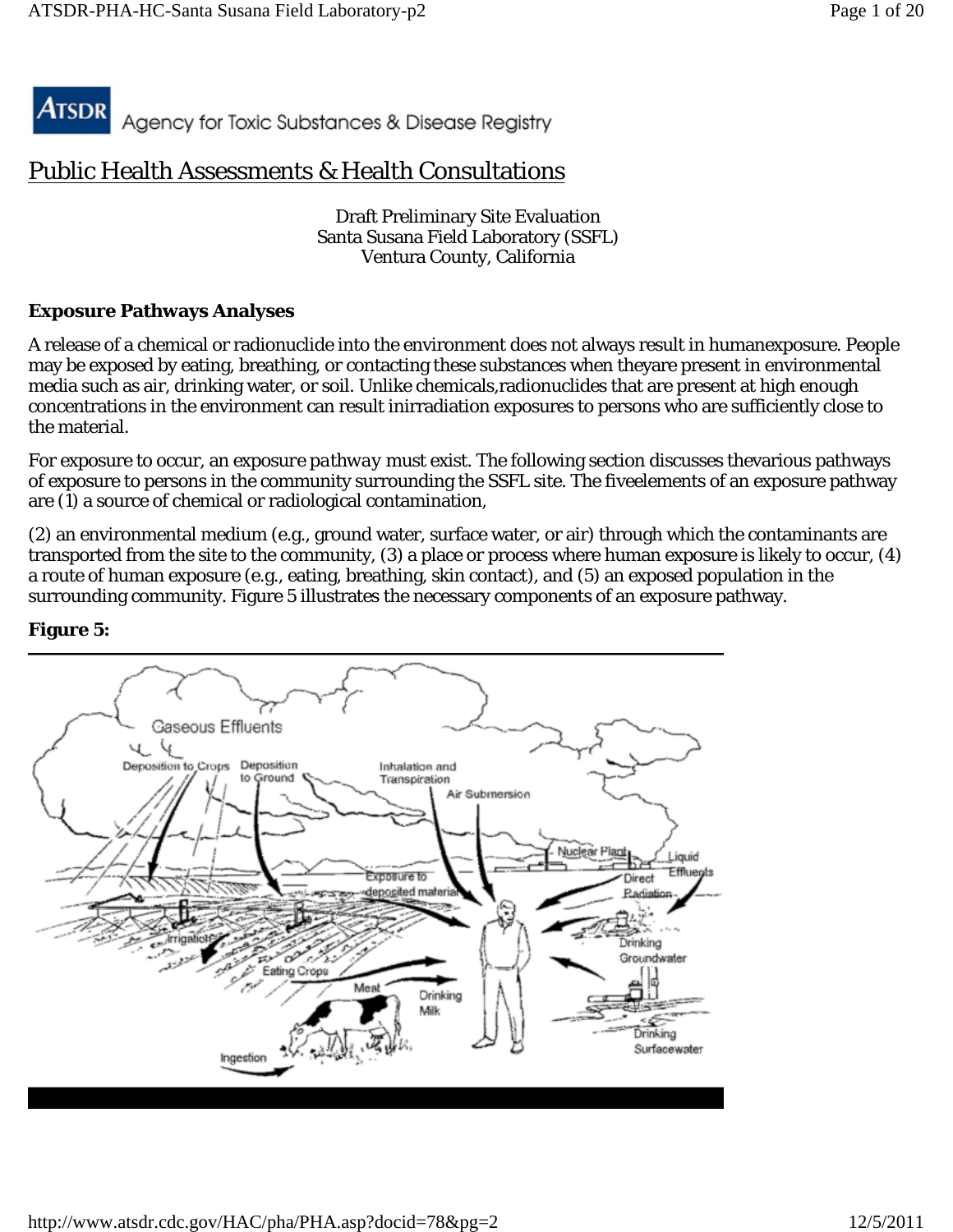![ATSDR](ATSDR) Agency for Toxic Substances & Disease Registry

# Public Health Assessments & Health Consultations

Draft Preliminary Site Evaluation
Santa Susana Field Laboratory (SSFL)
Ventura County, California

## Exposure Pathways Analyses

A release of a chemical or radionuclide into the environment does not always result in humanexposure. People may be exposed by eating, breathing, or contacting these substances when theyare present in environmental media such as air, drinking water, or soil. Unlike chemicals,radionuclides that are present at high enough concentrations in the environment can result inirradiation exposures to persons who are sufficiently close to the material.

For exposure to occur, an *exposure pathway* must exist. The following section discusses thevarious pathways of exposure to persons in the community surrounding the SSFL site. The fiveelements of an exposure pathway are (1) a source of chemical or radiological contamination,

(2) an environmental medium (e.g., ground water, surface water, or air) through which the contaminants are transported from the site to the community, (3) a place or process where human exposure is likely to occur, (4) a route of human exposure (e.g., eating, breathing, skin contact), and (5) an exposed population in the surrounding community. Figure 5 illustrates the necessary components of an exposure pathway.

**Figure 5:**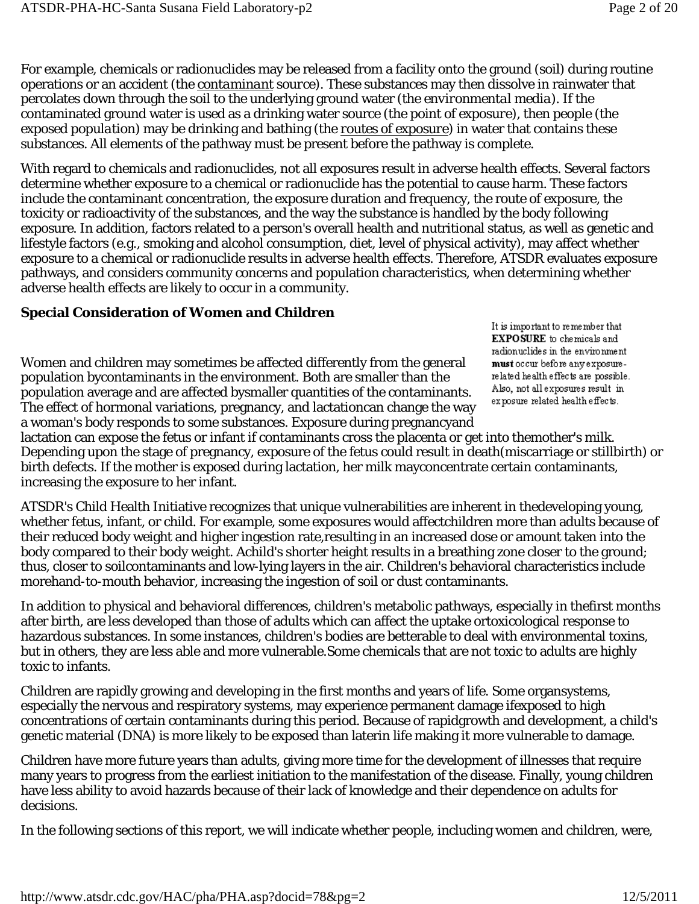For example, chemicals or radionuclides may be released from a facility onto the ground (soil) during routine operations or an accident (the *contaminant source*). These substances may then dissolve in rainwater that percolates down through the soil to the underlying ground water (the *environmental media*). If the contaminated ground water is used as a drinking water source (the *point of exposure*), then people (the *exposed population*) may be drinking and bathing (the *routes of exposure*) in water that contains these substances. All elements of the pathway must be present before the pathway is complete.

With regard to chemicals and radionuclides, not all exposures result in adverse health effects. Several factors determine whether exposure to a chemical or radionuclide has the potential to cause harm. These factors include the contaminant concentration, the exposure duration and frequency, the route of exposure, the toxicity or radioactivity of the substances, and the way the substance is handled by the body following exposure. In addition, factors related to a person's overall health and nutritional status, as well as genetic and lifestyle factors (e.g., smoking and alcohol consumption, diet, level of physical activity), may affect whether exposure to a chemical or radionuclide results in adverse health effects. Therefore, ATSDR evaluates exposure pathways, and considers community concerns and population characteristics, when determining whether adverse health effects are likely to occur in a community.

**Special Consideration of Women and Children**

It is important to remember that **EXPOSURE** to chemicals and radionuclides in the environment **must** occur before any exposure-related health effects are possible. Also, not all exposures result in exposure related health effects.

Women and children may sometimes be affected differently from the general population bycontaminants in the environment. Both are smaller than the population average and are affected bysmaller quantities of the contaminants. The effect of hormonal variations, pregnancy, and lactationcan change the way a woman's body responds to some substances. Exposure during pregnancyand lactation can expose the fetus or infant if contaminants cross the placenta or get into themother's milk. Depending upon the stage of pregnancy, exposure of the fetus could result in death(miscarriage or stillbirth) or birth defects. If the mother is exposed during lactation, her milk mayconcentrate certain contaminants, increasing the exposure to her infant.

ATSDR's Child Health Initiative recognizes that unique vulnerabilities are inherent in thedeveloping young, whether fetus, infant, or child. For example, some exposures would affectchildren more than adults because of their reduced body weight and higher ingestion rate,resulting in an increased dose or amount taken into the body compared to their body weight. Achild's shorter height results in a breathing zone closer to the ground; thus, closer to soilcontaminants and low-lying layers in the air. Children's behavioral characteristics include morehand-to-mouth behavior, increasing the ingestion of soil or dust contaminants.

In addition to physical and behavioral differences, children's metabolic pathways, especially in thefirst months after birth, are less developed than those of adults which can affect the uptake ortoxicological response to hazardous substances. In some instances, children's bodies are betterable to deal with environmental toxins, but in others, they are less able and more vulnerable.Some chemicals that are not toxic to adults are highly toxic to infants.

Children are rapidly growing and developing in the first months and years of life. Some organsystems, especially the nervous and respiratory systems, may experience permanent damage ifexposed to high concentrations of certain contaminants during this period. Because of rapidgrowth and development, a child's genetic material (DNA) is more likely to be exposed than laterin life making it more vulnerable to damage.

Children have more future years than adults, giving more time for the development of illnesses that require many years to progress from the earliest initiation to the manifestation of the disease. Finally, young children have less ability to avoid hazards because of their lack of knowledge and their dependence on adults for decisions.

In the following sections of this report, we will indicate whether people, including women and children, were,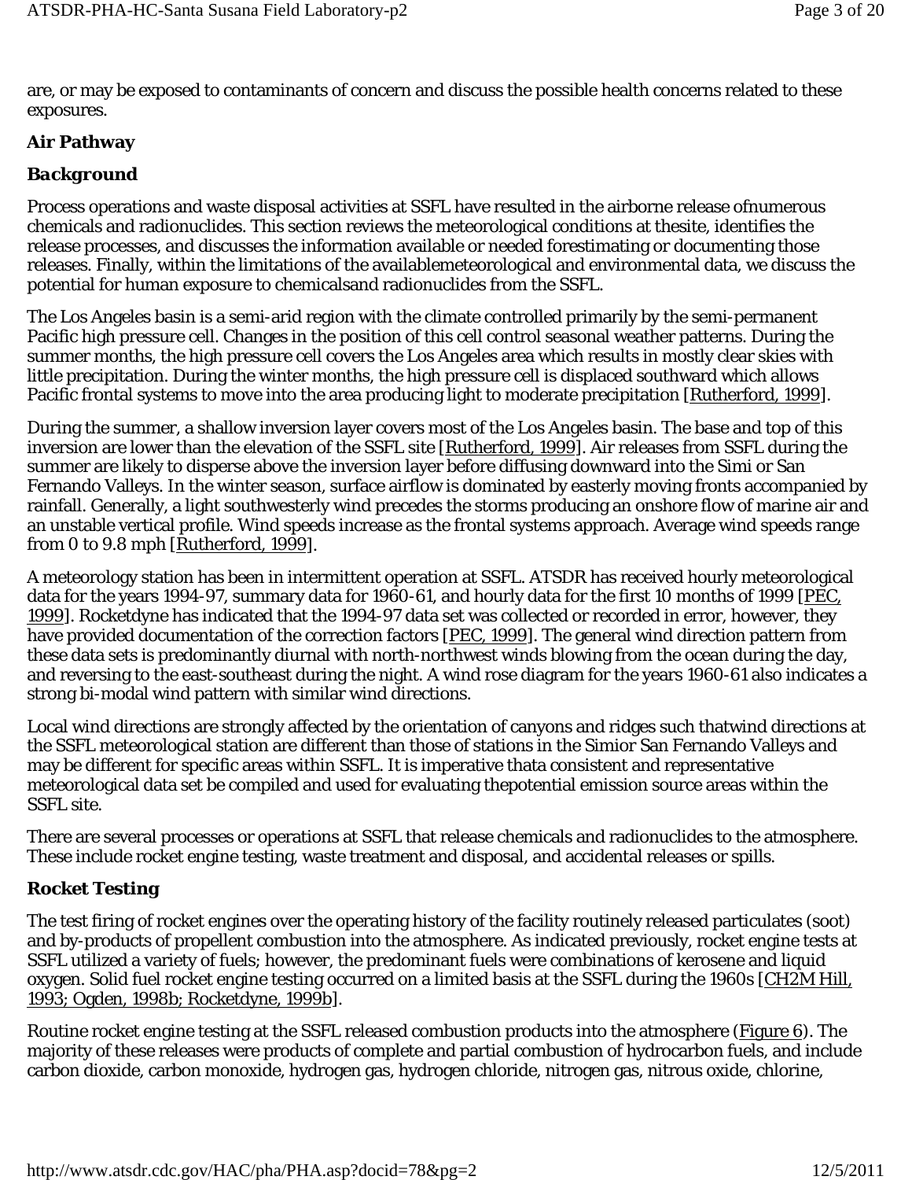are, or may be exposed to contaminants of concern and discuss the possible health concerns related to these exposures.

### Air Pathway

### *Background*

Process operations and waste disposal activities at SSFL have resulted in the airborne release ofnumerous chemicals and radionuclides. This section reviews the meteorological conditions at thesite, identifies the release processes, and discusses the information available or needed forestimating or documenting those releases. Finally, within the limitations of the availablemeteorological and environmental data, we discuss the potential for human exposure to chemicalsand radionuclides from the SSFL.

The Los Angeles basin is a semi-arid region with the climate controlled primarily by the semi-permanent Pacific high pressure cell. Changes in the position of this cell control seasonal weather patterns. During the summer months, the high pressure cell covers the Los Angeles area which results in mostly clear skies with little precipitation. During the winter months, the high pressure cell is displaced southward which allows Pacific frontal systems to move into the area producing light to moderate precipitation [Rutherford, 1999].

During the summer, a shallow inversion layer covers most of the Los Angeles basin. The base and top of this inversion are lower than the elevation of the SSFL site [Rutherford, 1999]. Air releases from SSFL during the summer are likely to disperse above the inversion layer before diffusing downward into the Simi or San Fernando Valleys. In the winter season, surface airflow is dominated by easterly moving fronts accompanied by rainfall. Generally, a light southwesterly wind precedes the storms producing an onshore flow of marine air and an unstable vertical profile. Wind speeds increase as the frontal systems approach. Average wind speeds range from 0 to 9.8 mph [Rutherford, 1999].

A meteorology station has been in intermittent operation at SSFL. ATSDR has received hourly meteorological data for the years 1994-97, summary data for 1960-61, and hourly data for the first 10 months of 1999 [PEC, 1999]. Rocketdyne has indicated that the 1994-97 data set was collected or recorded in error, however, they have provided documentation of the correction factors [PEC, 1999]. The general wind direction pattern from these data sets is predominantly diurnal with north-northwest winds blowing from the ocean during the day, and reversing to the east-southeast during the night. A wind rose diagram for the years 1960-61 also indicates a strong bi-modal wind pattern with similar wind directions.

Local wind directions are strongly affected by the orientation of canyons and ridges such thatwind directions at the SSFL meteorological station are different than those of stations in the Simior San Fernando Valleys and may be different for specific areas within SSFL. It is imperative thata consistent and representative meteorological data set be compiled and used for evaluating thepotential emission source areas within the SSFL site.

There are several processes or operations at SSFL that release chemicals and radionuclides to the atmosphere. These include rocket engine testing, waste treatment and disposal, and accidental releases or spills.

### Rocket Testing

The test firing of rocket engines over the operating history of the facility routinely released particulates (soot) and by-products of propellent combustion into the atmosphere. As indicated previously, rocket engine tests at SSFL utilized a variety of fuels; however, the predominant fuels were combinations of kerosene and liquid oxygen. Solid fuel rocket engine testing occurred on a limited basis at the SSFL during the 1960s [CH2M Hill, 1993; Ogden, 1998b; Rocketdyne, 1999b].

Routine rocket engine testing at the SSFL released combustion products into the atmosphere (Figure 6). The majority of these releases were products of complete and partial combustion of hydrocarbon fuels, and include carbon dioxide, carbon monoxide, hydrogen gas, hydrogen chloride, nitrogen gas, nitrous oxide, chlorine,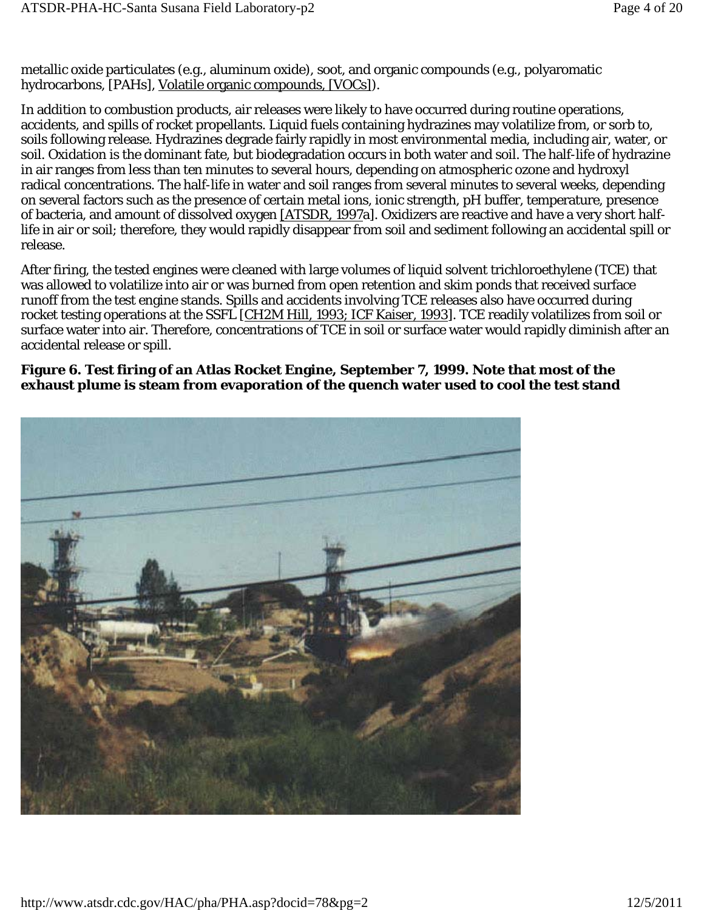metallic oxide particulates (e.g., aluminum oxide), soot, and organic compounds (e.g., polyaromatic hydrocarbons, [PAHs], Volatile organic compounds, [VOCs]).

In addition to combustion products, air releases were likely to have occurred during routine operations, accidents, and spills of rocket propellants. Liquid fuels containing hydrazines may volatilize from, or sorb to, soils following release. Hydrazines degrade fairly rapidly in most environmental media, including air, water, or soil. Oxidation is the dominant fate, but biodegradation occurs in both water and soil. The half-life of hydrazine in air ranges from less than ten minutes to several hours, depending on atmospheric ozone and hydroxyl radical concentrations. The half-life in water and soil ranges from several minutes to several weeks, depending on several factors such as the presence of certain metal ions, ionic strength, pH buffer, temperature, presence of bacteria, and amount of dissolved oxygen [ATSDR, 1997a]. Oxidizers are reactive and have a very short half-life in air or soil; therefore, they would rapidly disappear from soil and sediment following an accidental spill or release.

After firing, the tested engines were cleaned with large volumes of liquid solvent trichloroethylene (TCE) that was allowed to volatilize into air or was burned from open retention and skim ponds that received surface runoff from the test engine stands. Spills and accidents involving TCE releases also have occurred during rocket testing operations at the SSFL [CH2M Hill, 1993; ICF Kaiser, 1993]. TCE readily volatilizes from soil or surface water into air. Therefore, concentrations of TCE in soil or surface water would rapidly diminish after an accidental release or spill.

**Figure 6. Test firing of an Atlas Rocket Engine, September 7, 1999. Note that most of the exhaust plume is steam from evaporation of the quench water used to cool the test stand**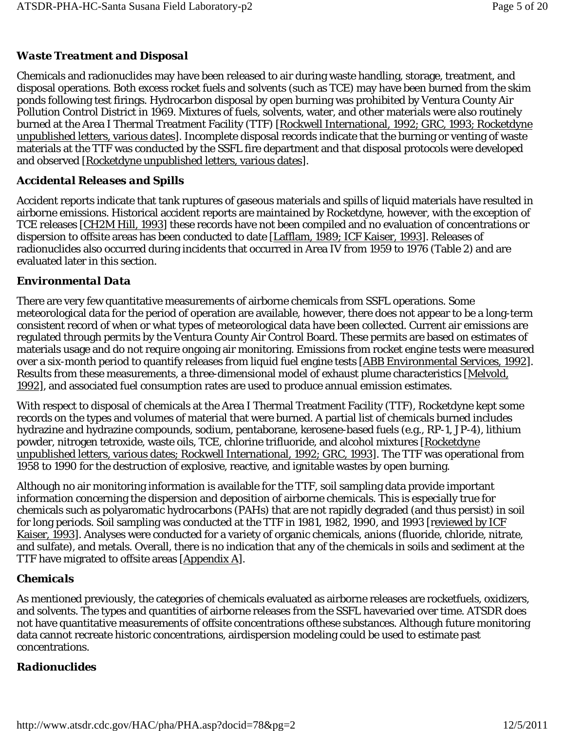### *Waste Treatment and Disposal*

Chemicals and radionuclides may have been released to air during waste handling, storage, treatment, and disposal operations. Both excess rocket fuels and solvents (such as TCE) may have been burned from the skim ponds following test firings. Hydrocarbon disposal by open burning was prohibited by Ventura County Air Pollution Control District in 1969. Mixtures of fuels, solvents, water, and other materials were also routinely burned at the Area I Thermal Treatment Facility (TTF) [Rockwell International, 1992; GRC, 1993; Rocketdyne unpublished letters, various dates]. Incomplete disposal records indicate that the burning or venting of waste materials at the TTF was conducted by the SSFL fire department and that disposal protocols were developed and observed [Rocketdyne unpublished letters, various dates].

### *Accidental Releases and Spills*

Accident reports indicate that tank ruptures of gaseous materials and spills of liquid materials have resulted in airborne emissions. Historical accident reports are maintained by Rocketdyne, however, with the exception of TCE releases [CH2M Hill, 1993] these records have not been compiled and no evaluation of concentrations or dispersion to offsite areas has been conducted to date [Lafflam, 1989; ICF Kaiser, 1993]. Releases of radionuclides also occurred during incidents that occurred in Area IV from 1959 to 1976 (Table 2) and are evaluated later in this section.

### *Environmental Data*

There are very few quantitative measurements of airborne chemicals from SSFL operations. Some meteorological data for the period of operation are available, however, there does not appear to be a long-term consistent record of when or what types of meteorological data have been collected. Current air emissions are regulated through permits by the Ventura County Air Control Board. These permits are based on estimates of materials usage and do not require ongoing air monitoring. Emissions from rocket engine tests were measured over a six-month period to quantify releases from liquid fuel engine tests [ABB Environmental Services, 1992]. Results from these measurements, a three-dimensional model of exhaust plume characteristics [Melvold, 1992], and associated fuel consumption rates are used to produce annual emission estimates.

With respect to disposal of chemicals at the Area I Thermal Treatment Facility (TTF), Rocketdyne kept some records on the types and volumes of material that were burned. A partial list of chemicals burned includes hydrazine and hydrazine compounds, sodium, pentaborane, kerosene-based fuels (e.g., RP-1, JP-4), lithium powder, nitrogen tetroxide, waste oils, TCE, chlorine trifluoride, and alcohol mixtures [Rocketdyne unpublished letters, various dates; Rockwell International, 1992; GRC, 1993]. The TTF was operational from 1958 to 1990 for the destruction of explosive, reactive, and ignitable wastes by open burning.

Although no air monitoring information is available for the TTF, soil sampling data provide important information concerning the dispersion and deposition of airborne chemicals. This is especially true for chemicals such as polyaromatic hydrocarbons (PAHs) that are not rapidly degraded (and thus persist) in soil for long periods. Soil sampling was conducted at the TTF in 1981, 1982, 1990, and 1993 [reviewed by ICF Kaiser, 1993]. Analyses were conducted for a variety of organic chemicals, anions (fluoride, chloride, nitrate, and sulfate), and metals. Overall, there is no indication that any of the chemicals in soils and sediment at the TTF have migrated to offsite areas [Appendix A].

### *Chemicals*

As mentioned previously, the categories of chemicals evaluated as airborne releases are rocketfuels, oxidizers, and solvents. The types and quantities of airborne releases from the SSFL havevaried over time. ATSDR does not have quantitative measurements of offsite concentrations ofthese substances. Although future monitoring data cannot recreate historic concentrations, airdispersion modeling could be used to estimate past concentrations.

### *Radionuclides*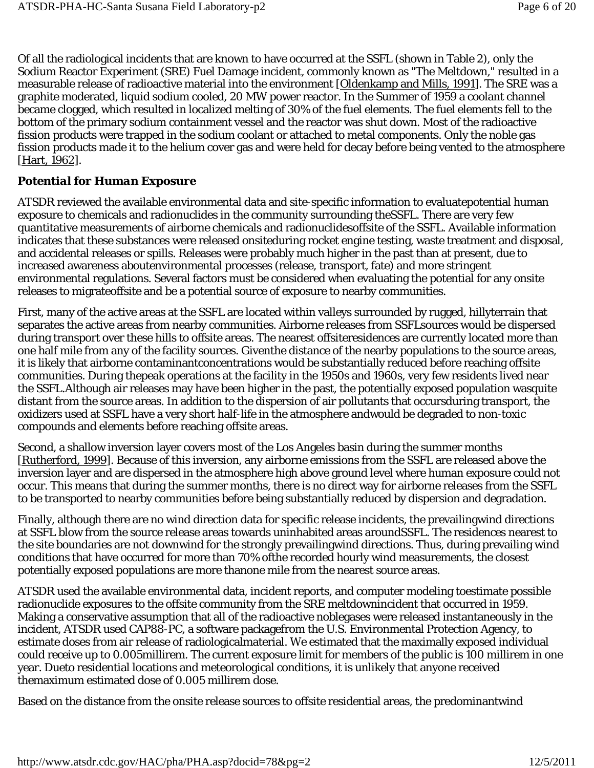Of all the radiological incidents that are known to have occurred at the SSFL (shown in Table 2), only the Sodium Reactor Experiment (SRE) Fuel Damage incident, commonly known as "The Meltdown," resulted in a measurable release of radioactive material into the environment [Oldenkamp and Mills, 1991]. The SRE was a graphite moderated, liquid sodium cooled, 20 MW power reactor. In the Summer of 1959 a coolant channel became clogged, which resulted in localized melting of 30% of the fuel elements. The fuel elements fell to the bottom of the primary sodium containment vessel and the reactor was shut down. Most of the radioactive fission products were trapped in the sodium coolant or attached to metal components. Only the noble gas fission products made it to the helium cover gas and were held for decay before being vented to the atmosphere [Hart, 1962].

### *Potential for Human Exposure*

ATSDR reviewed the available environmental data and site-specific information to evaluatepotential human exposure to chemicals and radionuclides in the community surrounding theSSFL. There are very few quantitative measurements of airborne chemicals and radionuclidesoffsite of the SSFL. Available information indicates that these substances were released onsiteduring rocket engine testing, waste treatment and disposal, and accidental releases or spills. Releases were probably much higher in the past than at present, due to increased awareness aboutenvironmental processes (release, transport, fate) and more stringent environmental regulations. Several factors must be considered when evaluating the potential for any onsite releases to migrateoffsite and be a potential source of exposure to nearby communities.

First, many of the active areas at the SSFL are located within valleys surrounded by rugged, hillyterrain that separates the active areas from nearby communities. Airborne releases from SSFLsources would be dispersed during transport over these hills to offsite areas. The nearest offsiteresidences are currently located more than one half mile from any of the facility sources. Giventhe distance of the nearby populations to the source areas, it is likely that airborne contaminantconcentrations would be substantially reduced before reaching offsite communities. During thepeak operations at the facility in the 1950s and 1960s, very few residents lived near the SSFL.Although air releases may have been higher in the past, the potentially exposed population wasquite distant from the source areas. In addition to the dispersion of air pollutants that occursduring transport, the oxidizers used at SSFL have a very short half-life in the atmosphere andwould be degraded to non-toxic compounds and elements before reaching offsite areas.

Second, a shallow inversion layer covers most of the Los Angeles basin during the summer months [Rutherford, 1999]. Because of this inversion, any airborne emissions from the SSFL are released *above* the inversion layer and are dispersed in the atmosphere high above ground level where human exposure could not occur. This means that during the summer months, there is no direct way for airborne releases from the SSFL to be transported to nearby communities before being substantially reduced by dispersion and degradation.

Finally, although there are no wind direction data for specific release incidents, the prevailingwind directions at SSFL blow from the source release areas towards uninhabited areas aroundSSFL. The residences nearest to the site boundaries are not downwind for the strongly prevailingwind directions. Thus, during prevailing wind conditions that have occurred for more than 70% ofthe recorded hourly wind measurements, the closest potentially exposed populations are more thanone mile from the nearest source areas.

ATSDR used the available environmental data, incident reports, and computer modeling toestimate possible radionuclide exposures to the offsite community from the SRE meltdownincident that occurred in 1959. Making a conservative assumption that all of the radioactive noblegases were released instantaneously in the incident, ATSDR used CAP88-PC, a software packagefrom the U.S. Environmental Protection Agency, to estimate doses from air release of radiologicalmaterial. We estimated that the maximally exposed individual could receive up to 0.005millirem. The current exposure limit for members of the public is 100 millirem in one year. Dueto residential locations and meteorological conditions, it is unlikely that anyone received themaximum estimated dose of 0.005 millirem dose.

Based on the distance from the onsite release sources to offsite residential areas, the predominantwind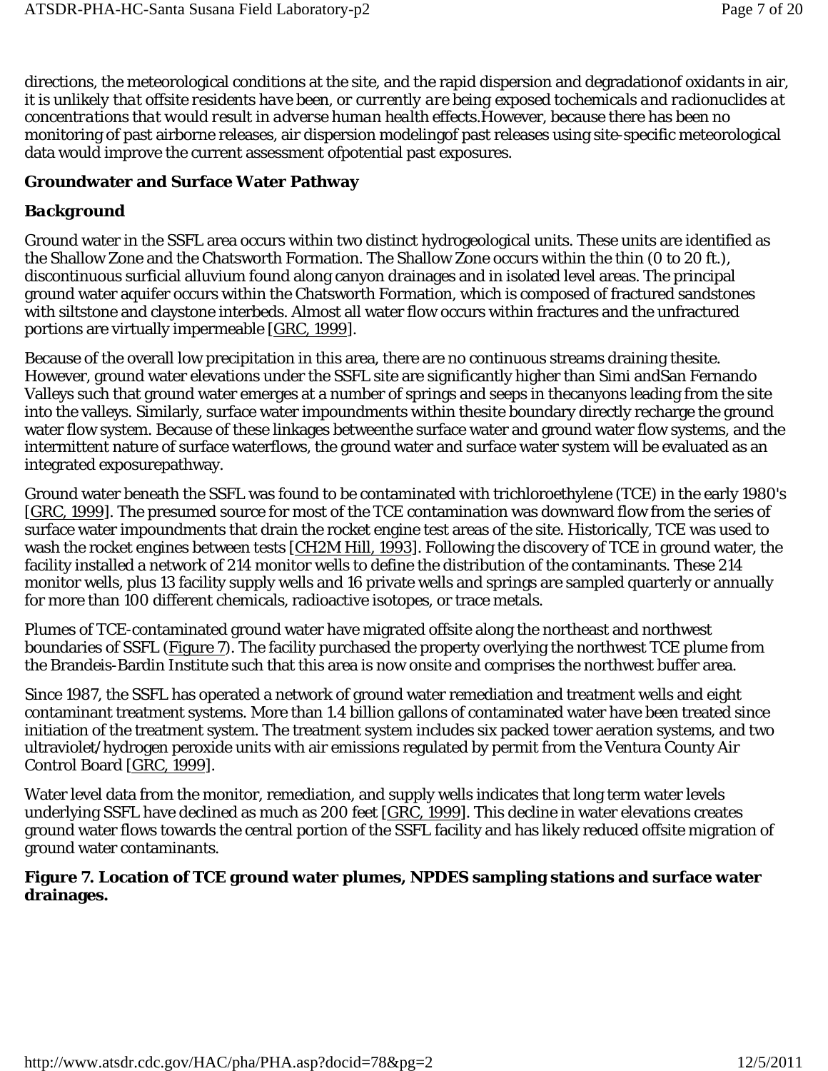directions, the meteorological conditions at the site, and the rapid dispersion and degradationof oxidants in air, *it is unlikely that offsite residents have been, or currently are being exposed tochemicals and radionuclides at concentrations that would result in adverse human health effects.*However, because there has been no monitoring of past airborne releases, air dispersion modelingof past releases using site-specific meteorological data would improve the current assessment ofpotential past exposures.

## Groundwater and Surface Water Pathway

### *Background*

Ground water in the SSFL area occurs within two distinct hydrogeological units. These units are identified as the Shallow Zone and the Chatsworth Formation. The Shallow Zone occurs within the thin (0 to 20 ft.), discontinuous surficial alluvium found along canyon drainages and in isolated level areas. The principal ground water aquifer occurs within the Chatsworth Formation, which is composed of fractured sandstones with siltstone and claystone interbeds. Almost all water flow occurs within fractures and the unfractured portions are virtually impermeable [GRC, 1999].

Because of the overall low precipitation in this area, there are no continuous streams draining thesite. However, ground water elevations under the SSFL site are significantly higher than Simi andSan Fernando Valleys such that ground water emerges at a number of springs and seeps in thecanyons leading from the site into the valleys. Similarly, surface water impoundments within thesite boundary directly recharge the ground water flow system. Because of these linkages betweenthe surface water and ground water flow systems, and the intermittent nature of surface waterflows, the ground water and surface water system will be evaluated as an integrated exposurepathway.

Ground water beneath the SSFL was found to be contaminated with trichloroethylene (TCE) in the early 1980's [GRC, 1999]. The presumed source for most of the TCE contamination was downward flow from the series of surface water impoundments that drain the rocket engine test areas of the site. Historically, TCE was used to wash the rocket engines between tests [CH2M Hill, 1993]. Following the discovery of TCE in ground water, the facility installed a network of 214 monitor wells to define the distribution of the contaminants. These 214 monitor wells, plus 13 facility supply wells and 16 private wells and springs are sampled quarterly or annually for more than 100 different chemicals, radioactive isotopes, or trace metals.

Plumes of TCE-contaminated ground water have migrated offsite along the northeast and northwest boundaries of SSFL (Figure 7). The facility purchased the property overlying the northwest TCE plume from the Brandeis-Bardin Institute such that this area is now onsite and comprises the northwest buffer area.

Since 1987, the SSFL has operated a network of ground water remediation and treatment wells and eight contaminant treatment systems. More than 1.4 billion gallons of contaminated water have been treated since initiation of the treatment system. The treatment system includes six packed tower aeration systems, and two ultraviolet/hydrogen peroxide units with air emissions regulated by permit from the Ventura County Air Control Board [GRC, 1999].

Water level data from the monitor, remediation, and supply wells indicates that long term water levels underlying SSFL have declined as much as 200 feet [GRC, 1999]. This decline in water elevations creates ground water flows towards the central portion of the SSFL facility and has likely reduced offsite migration of ground water contaminants.

**Figure 7. Location of TCE ground water plumes, NPDES sampling stations and surface water drainages.**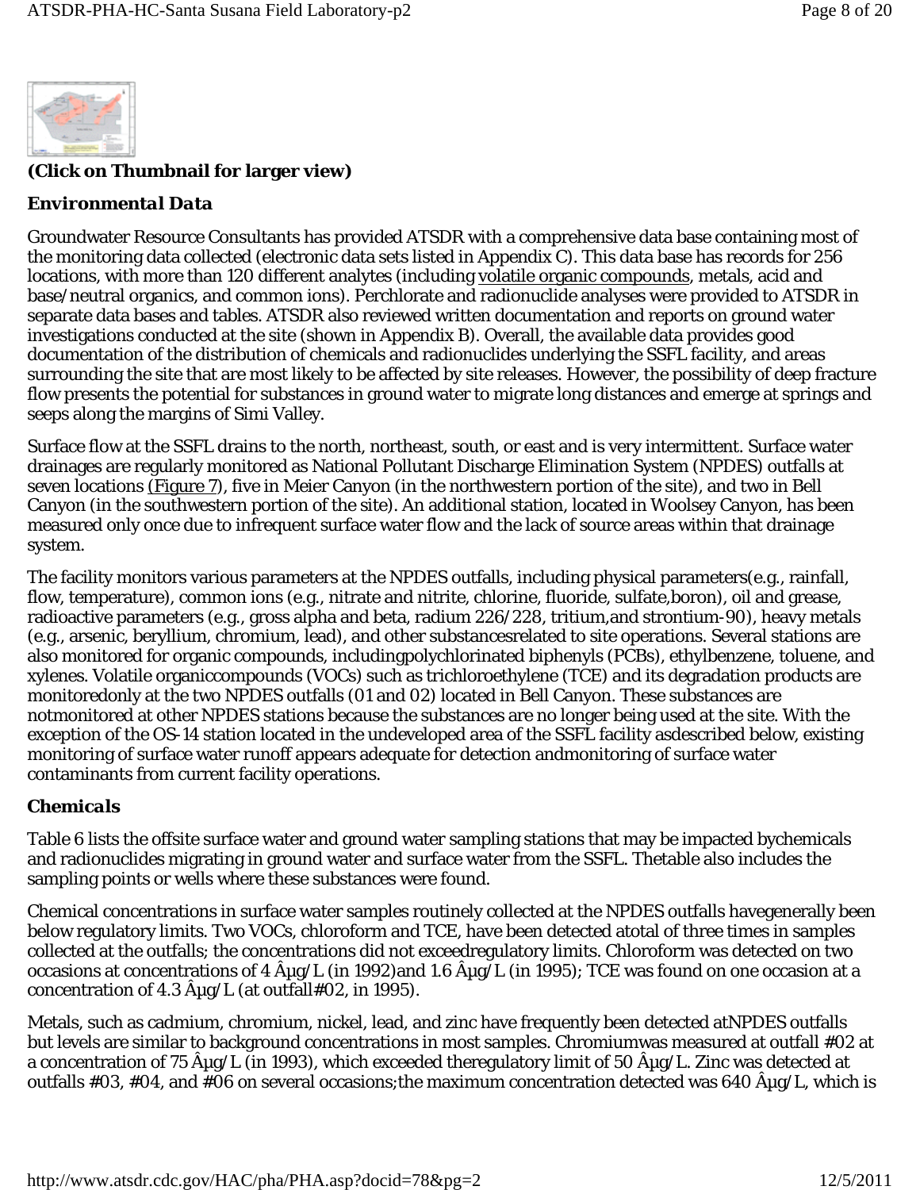**(Click on Thumbnail for larger view)**

### *Environmental Data*

Groundwater Resource Consultants has provided ATSDR with a comprehensive data base containing most of the monitoring data collected (electronic data sets listed in Appendix C). This data base has records for 256 locations, with more than 120 different analytes (including volatile organic compounds, metals, acid and base/neutral organics, and common ions). Perchlorate and radionuclide analyses were provided to ATSDR in separate data bases and tables. ATSDR also reviewed written documentation and reports on ground water investigations conducted at the site (shown in Appendix B). Overall, the available data provides good documentation of the distribution of chemicals and radionuclides underlying the SSFL facility, and areas surrounding the site that are most likely to be affected by site releases. However, the possibility of deep fracture flow presents the potential for substances in ground water to migrate long distances and emerge at springs and seeps along the margins of Simi Valley.

Surface flow at the SSFL drains to the north, northeast, south, or east and is very intermittent. Surface water drainages are regularly monitored as National Pollutant Discharge Elimination System (NPDES) outfalls at seven locations (Figure 7), five in Meier Canyon (in the northwestern portion of the site), and two in Bell Canyon (in the southwestern portion of the site). An additional station, located in Woolsey Canyon, has been measured only once due to infrequent surface water flow and the lack of source areas within that drainage system.

The facility monitors various parameters at the NPDES outfalls, including physical parameters(e.g., rainfall, flow, temperature), common ions (e.g., nitrate and nitrite, chlorine, fluoride, sulfate,boron), oil and grease, radioactive parameters (e.g., gross alpha and beta, radium 226/228, tritium,and strontium-90), heavy metals (e.g., arsenic, beryllium, chromium, lead), and other substancesrelated to site operations. Several stations are also monitored for organic compounds, includingpolychlorinated biphenyls (PCBs), ethylbenzene, toluene, and xylenes. Volatile organiccompounds (VOCs) such as trichloroethylene (TCE) and its degradation products are monitoredonly at the two NPDES outfalls (01 and 02) located in Bell Canyon. These substances are notmonitored at other NPDES stations because the substances are no longer being used at the site. With the exception of the OS-14 station located in the undeveloped area of the SSFL facility asdescribed below, existing monitoring of surface water runoff appears adequate for detection andmonitoring of surface water contaminants from current facility operations.

### *Chemicals*

Table 6 lists the offsite surface water and ground water sampling stations that may be impacted bychemicals and radionuclides migrating in ground water and surface water from the SSFL. Thetable also includes the sampling points or wells where these substances were found.

Chemical concentrations in surface water samples routinely collected at the NPDES outfalls havegenerally been below regulatory limits. Two VOCs, chloroform and TCE, have been detected atotal of three times in samples collected at the outfalls; the concentrations did not exceedregulatory limits. Chloroform was detected on two occasions at concentrations of 4 Âµg/L (in 1992)and 1.6 Âµg/L (in 1995); TCE was found on one occasion at a concentration of 4.3 Âµg/L (at outfall#02, in 1995).

Metals, such as cadmium, chromium, nickel, lead, and zinc have frequently been detected atNPDES outfalls but levels are similar to background concentrations in most samples. Chromiumwas measured at outfall #02 at a concentration of 75 Âµg/L (in 1993), which exceeded theregulatory limit of 50 Âµg/L. Zinc was detected at outfalls #03, #04, and #06 on several occasions;the maximum concentration detected was 640 Âµg/L, which is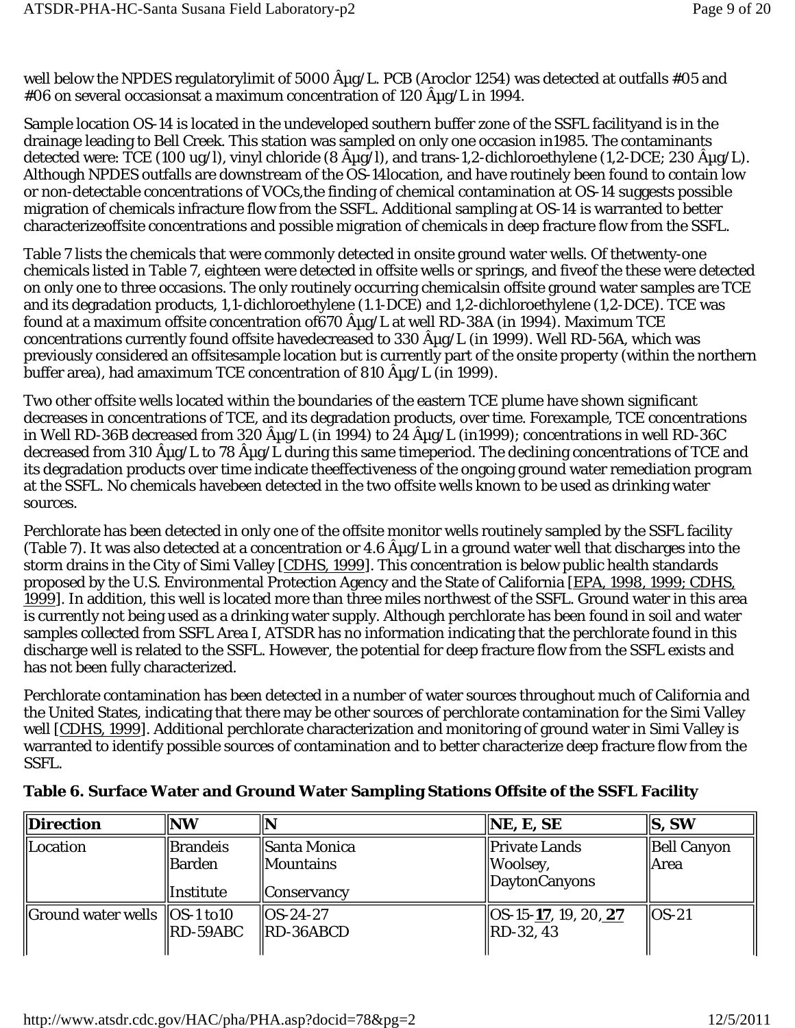well below the NPDES regulatorylimit of 5000 Âµg/L. PCB (Aroclor 1254) was detected at outfalls #05 and #06 on several occasionsat a maximum concentration of 120 Âµg/L in 1994.

Sample location OS-14 is located in the undeveloped southern buffer zone of the SSFL facilityand is in the drainage leading to Bell Creek. This station was sampled on only one occasion in1985. The contaminants detected were: TCE (100 ug/l), vinyl chloride (8 Âµg/l), and trans-1,2-dichloroethylene (1,2-DCE; 230 Âµg/L). Although NPDES outfalls are downstream of the OS-14location, and have routinely been found to contain low or non-detectable concentrations of VOCs,the finding of chemical contamination at OS-14 suggests possible migration of chemicals infracture flow from the SSFL. Additional sampling at OS-14 is warranted to better characterizeoffsite concentrations and possible migration of chemicals in deep fracture flow from the SSFL.

Table 7 lists the chemicals that were commonly detected in onsite ground water wells. Of thetwenty-one chemicals listed in Table 7, eighteen were detected in offsite wells or springs, and fiveof the these were detected on only one to three occasions. The only routinely occurring chemicalsin offsite ground water samples are TCE and its degradation products, 1,1-dichloroethylene (1.1-DCE) and 1,2-dichloroethylene (1,2-DCE). TCE was found at a maximum offsite concentration of670 Âµg/L at well RD-38A (in 1994). Maximum TCE concentrations currently found offsite havedecreased to 330 Âµg/L (in 1999). Well RD-56A, which was previously considered an offsitesample location but is currently part of the onsite property (within the northern buffer area), had amaximum TCE concentration of 810 Âµg/L (in 1999).

Two other offsite wells located within the boundaries of the eastern TCE plume have shown significant decreases in concentrations of TCE, and its degradation products, over time. Forexample, TCE concentrations in Well RD-36B decreased from 320 Âµg/L (in 1994) to 24 Âµg/L (in1999); concentrations in well RD-36C decreased from 310 Âµg/L to 78 Âµg/L during this same timeperiod. The declining concentrations of TCE and its degradation products over time indicate theeffectiveness of the ongoing ground water remediation program at the SSFL. No chemicals havebeen detected in the two offsite wells known to be used as drinking water sources.

Perchlorate has been detected in only one of the offsite monitor wells routinely sampled by the SSFL facility (Table 7). It was also detected at a concentration or 4.6 Âµg/L in a ground water well that discharges into the storm drains in the City of Simi Valley [CDHS, 1999]. This concentration is below public health standards proposed by the U.S. Environmental Protection Agency and the State of California [EPA, 1998, 1999; CDHS, 1999]. In addition, this well is located more than three miles northwest of the SSFL. Ground water in this area is currently not being used as a drinking water supply. Although perchlorate has been found in soil and water samples collected from SSFL Area I, ATSDR has no information indicating that the perchlorate found in this discharge well is related to the SSFL. However, the potential for deep fracture flow from the SSFL exists and has not been fully characterized.

Perchlorate contamination has been detected in a number of water sources throughout much of California and the United States, indicating that there may be other sources of perchlorate contamination for the Simi Valley well [CDHS, 1999]. Additional perchlorate characterization and monitoring of ground water in Simi Valley is warranted to identify possible sources of contamination and to better characterize deep fracture flow from the SSFL.

**Table 6. Surface Water and Ground Water Sampling Stations Offsite of the SSFL Facility**

| Direction | NW | N | NE, E, SE | S, SW |
|---|---|---|---|---|
| Location | Brandeis Barden Institute | Santa Monica Mountains Conservancy | Private Lands Woolsey, DaytonCanyons | Bell Canyon Area |
| Ground water wells | OS-1 to10 RD-59ABC | OS-24-27 RD-36ABCD | OS-15-**17**, 19, 20, **27** RD-32, 43 | OS-21 |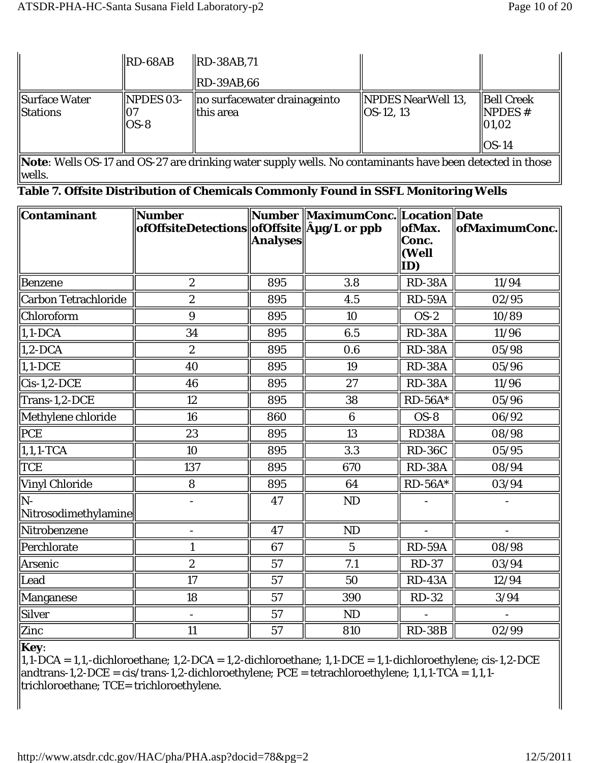| | RD-68AB | RD-38AB,71<br>RD-39AB,66 | | |
|---|---|---|---|---|
| Surface Water Stations | NPDES 03-07<br>OS-8 | no surfacewater drainageinto this area | NPDES NearWell 13, OS-12, 13 | Bell Creek NPDES # 01,02<br>OS-14 |

**Note**: Wells OS-17 and OS-27 are drinking water supply wells. No contaminants have been detected in those wells.

**Table 7. Offsite Distribution of Chemicals Commonly Found in SSFL Monitoring Wells**

| Contaminant | Number ofOffsiteDetections | Number ofOffsite Analyses | MaximumConc. Âµg/L or ppb | Location ofMax. Conc. (Well ID) | Date ofMaximumConc. |
|---|---|---|---|---|---|
| Benzene | 2 | 895 | 3.8 | RD-38A | 11/94 |
| Carbon Tetrachloride | 2 | 895 | 4.5 | RD-59A | 02/95 |
| Chloroform | 9 | 895 | 10 | OS-2 | 10/89 |
| 1,1-DCA | 34 | 895 | 6.5 | RD-38A | 11/96 |
| 1,2-DCA | 2 | 895 | 0.6 | RD-38A | 05/98 |
| 1,1-DCE | 40 | 895 | 19 | RD-38A | 05/96 |
| Cis-1,2-DCE | 46 | 895 | 27 | RD-38A | 11/96 |
| Trans-1,2-DCE | 12 | 895 | 38 | RD-56A* | 05/96 |
| Methylene chloride | 16 | 860 | 6 | OS-8 | 06/92 |
| PCE | 23 | 895 | 13 | RD38A | 08/98 |
| 1,1,1-TCA | 10 | 895 | 3.3 | RD-36C | 05/95 |
| TCE | 137 | 895 | 670 | RD-38A | 08/94 |
| Vinyl Chloride | 8 | 895 | 64 | RD-56A* | 03/94 |
| N-Nitrosodimethylamine | - | 47 | ND | - | - |
| Nitrobenzene | - | 47 | ND | - | - |
| Perchlorate | 1 | 67 | 5 | RD-59A | 08/98 |
| Arsenic | 2 | 57 | 7.1 | RD-37 | 03/94 |
| Lead | 17 | 57 | 50 | RD-43A | 12/94 |
| Manganese | 18 | 57 | 390 | RD-32 | 3/94 |
| Silver | - | 57 | ND | - | - |
| Zinc | 11 | 57 | 810 | RD-38B | 02/99 |

**Key**:
1,1-DCA = 1,1,-dichloroethane; 1,2-DCA = 1,2-dichloroethane; 1,1-DCE = 1,1-dichloroethylene; cis-1,2-DCE andtrans-1,2-DCE = cis/trans-1,2-dichloroethylene; PCE = tetrachloroethylene; 1,1,1-TCA = 1,1,1-trichloroethane; TCE= trichloroethylene.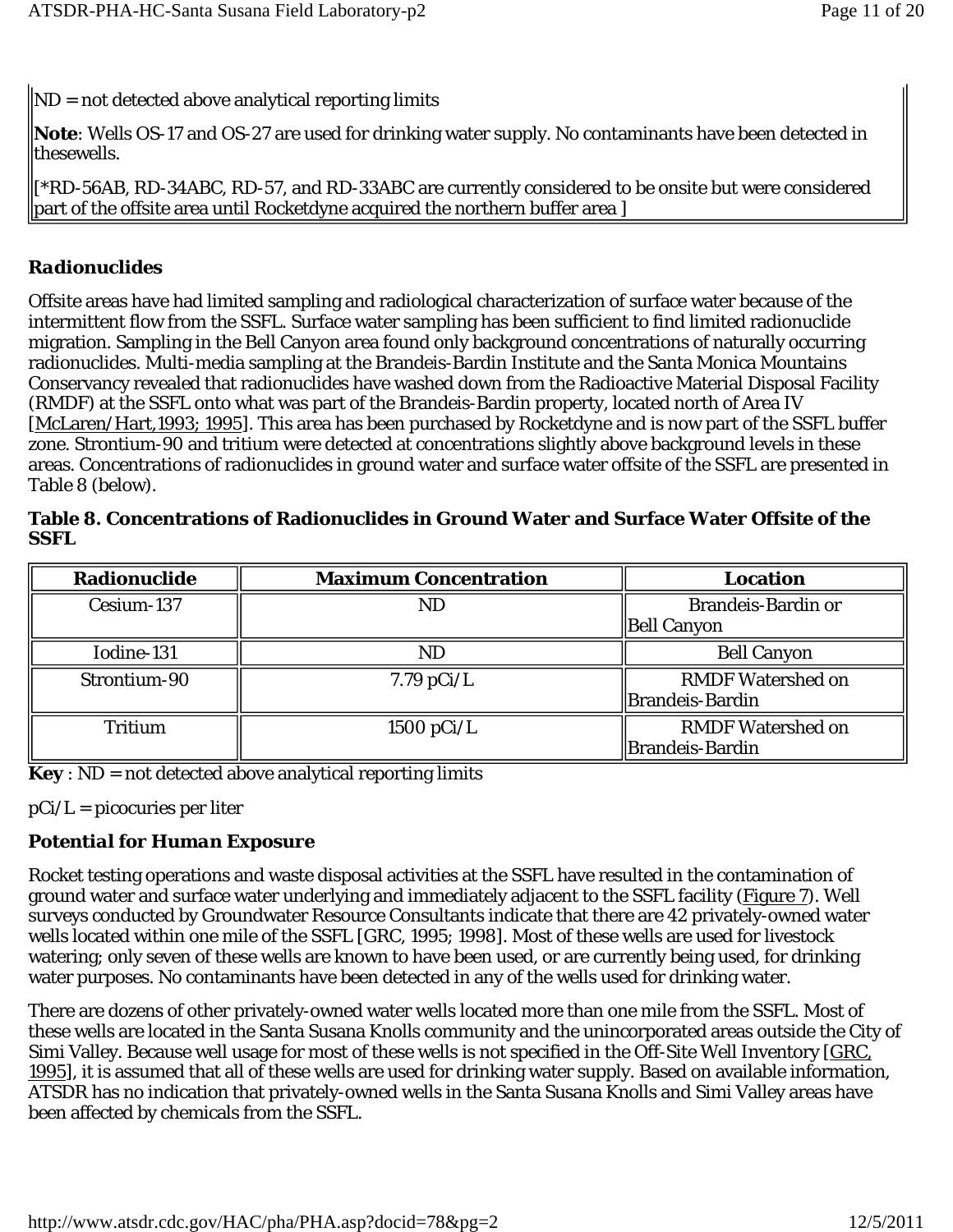ND = not detected above analytical reporting limits

**Note**: Wells OS-17 and OS-27 are used for drinking water supply. No contaminants have been detected in thesewells.

[*RD-56AB, RD-34ABC, RD-57, and RD-33ABC are currently considered to be onsite but were considered part of the offsite area until Rocketdyne acquired the northern buffer area ]

### *Radionuclides*

Offsite areas have had limited sampling and radiological characterization of surface water because of the intermittent flow from the SSFL. Surface water sampling has been sufficient to find limited radionuclide migration. Sampling in the Bell Canyon area found only background concentrations of naturally occurring radionuclides. Multi-media sampling at the Brandeis-Bardin Institute and the Santa Monica Mountains Conservancy revealed that radionuclides have washed down from the Radioactive Material Disposal Facility (RMDF) at the SSFL onto what was part of the Brandeis-Bardin property, located north of Area IV [McLaren/Hart,1993; 1995]. This area has been purchased by Rocketdyne and is now part of the SSFL buffer zone. Strontium-90 and tritium were detected at concentrations slightly above background levels in these areas. Concentrations of radionuclides in ground water and surface water offsite of the SSFL are presented in Table 8 (below).

**Table 8. Concentrations of Radionuclides in Ground Water and Surface Water Offsite of the SSFL**

| Radionuclide | Maximum Concentration | Location |
|---|---|---|
| Cesium-137 | ND | Brandeis-Bardin or Bell Canyon |
| Iodine-131 | ND | Bell Canyon |
| Strontium-90 | 7.79 pCi/L | RMDF Watershed on Brandeis-Bardin |
| Tritium | 1500 pCi/L | RMDF Watershed on Brandeis-Bardin |

**Key** : ND = not detected above analytical reporting limits

pCi/L = picocuries per liter

### *Potential for Human Exposure*

Rocket testing operations and waste disposal activities at the SSFL have resulted in the contamination of ground water and surface water underlying and immediately adjacent to the SSFL facility (Figure 7). Well surveys conducted by Groundwater Resource Consultants indicate that there are 42 privately-owned water wells located within one mile of the SSFL [GRC, 1995; 1998]. Most of these wells are used for livestock watering; only seven of these wells are known to have been used, or are currently being used, for drinking water purposes. No contaminants have been detected in any of the wells used for drinking water.

There are dozens of other privately-owned water wells located more than one mile from the SSFL. Most of these wells are located in the Santa Susana Knolls community and the unincorporated areas outside the City of Simi Valley. Because well usage for most of these wells is not specified in the Off-Site Well Inventory [GRC, 1995], it is assumed that all of these wells are used for drinking water supply. Based on available information, ATSDR has no indication that privately-owned wells in the Santa Susana Knolls and Simi Valley areas have been affected by chemicals from the SSFL.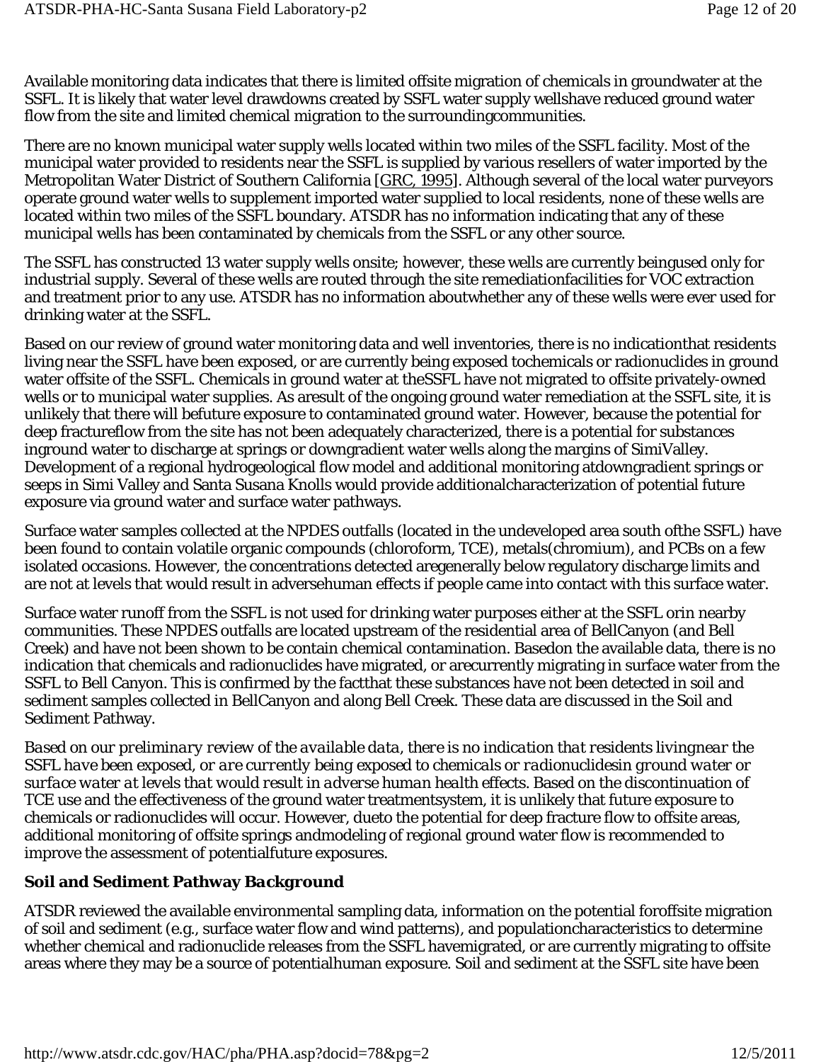Available monitoring data indicates that there is limited offsite migration of chemicals in groundwater at the SSFL. It is likely that water level drawdowns created by SSFL water supply wellshave reduced ground water flow from the site and limited chemical migration to the surroundingcommunities.

There are no known municipal water supply wells located within two miles of the SSFL facility. Most of the municipal water provided to residents near the SSFL is supplied by various resellers of water imported by the Metropolitan Water District of Southern California [GRC, 1995]. Although several of the local water purveyors operate ground water wells to supplement imported water supplied to local residents, none of these wells are located within two miles of the SSFL boundary. ATSDR has no information indicating that any of these municipal wells has been contaminated by chemicals from the SSFL or any other source.

The SSFL has constructed 13 water supply wells onsite; however, these wells are currently beingused only for industrial supply. Several of these wells are routed through the site remediationfacilities for VOC extraction and treatment prior to any use. ATSDR has no information aboutwhether any of these wells were ever used for drinking water at the SSFL.

Based on our review of ground water monitoring data and well inventories, there is no indicationthat residents living near the SSFL have been exposed, or are currently being exposed tochemicals or radionuclides in ground water offsite of the SSFL. Chemicals in ground water at theSSFL have not migrated to offsite privately-owned wells or to municipal water supplies. As aresult of the ongoing ground water remediation at the SSFL site, it is unlikely that there will befuture exposure to contaminated ground water. However, because the potential for deep fractureflow from the site has not been adequately characterized, there is a potential for substances inground water to discharge at springs or downgradient water wells along the margins of SimiValley. Development of a regional hydrogeological flow model and additional monitoring atdowngradient springs or seeps in Simi Valley and Santa Susana Knolls would provide additionalcharacterization of potential future exposure via ground water and surface water pathways.

Surface water samples collected at the NPDES outfalls (located in the undeveloped area south ofthe SSFL) have been found to contain volatile organic compounds (chloroform, TCE), metals(chromium), and PCBs on a few isolated occasions. However, the concentrations detected aregenerally below regulatory discharge limits and are not at levels that would result in adversehuman effects if people came into contact with this surface water.

Surface water runoff from the SSFL is not used for drinking water purposes either at the SSFL orin nearby communities. These NPDES outfalls are located upstream of the residential area of BellCanyon (and Bell Creek) and have not been shown to be contain chemical contamination. Basedon the available data, there is no indication that chemicals and radionuclides have migrated, or arecurrently migrating in surface water from the SSFL to Bell Canyon. This is confirmed by the factthat these substances have not been detected in soil and sediment samples collected in BellCanyon and along Bell Creek. These data are discussed in the Soil and Sediment Pathway.

*Based on our preliminary review of the available data, there is no indication that residents livingnear the SSFL have been exposed, or are currently being exposed to chemicals or radionuclidesin ground water or surface water at levels that would result in adverse human health effects. Based on the discontinuation of TCE use and the effectiveness of the ground water treatmentsystem, it is unlikely that future exposure to chemicals or radionuclides will occur. However, dueto the potential for deep fracture flow to offsite areas, additional monitoring of offsite springs andmodeling of regional ground water flow is recommended to improve the assessment of potentialfuture exposures.*

### Soil and Sediment Pathway Background

ATSDR reviewed the available environmental sampling data, information on the potential foroffsite migration of soil and sediment (e.g., surface water flow and wind patterns), and populationcharacteristics to determine whether chemical and radionuclide releases from the SSFL havemigrated, or are currently migrating to offsite areas where they may be a source of potentialhuman exposure. Soil and sediment at the SSFL site have been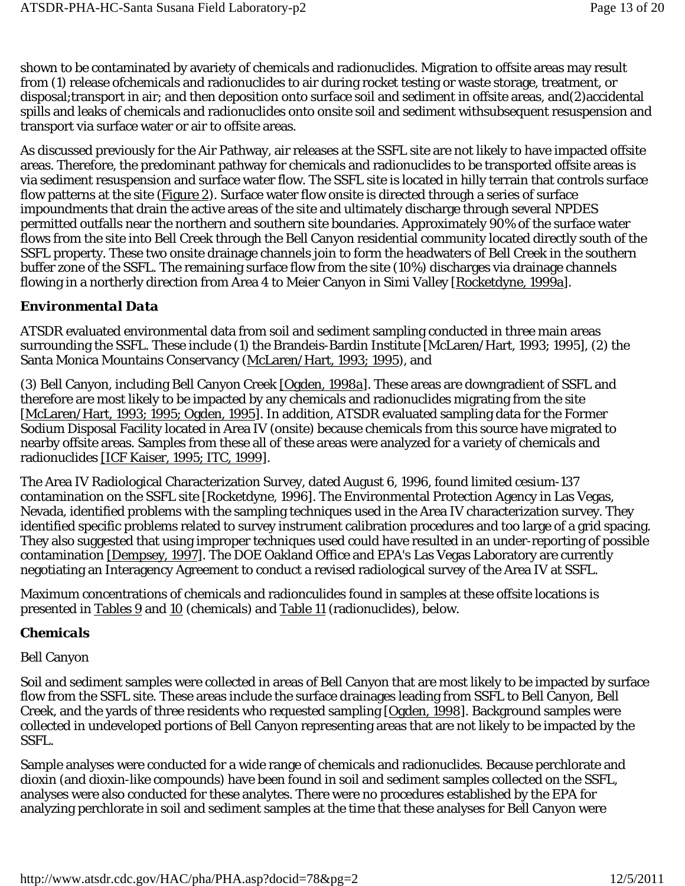shown to be contaminated by avariety of chemicals and radionuclides. Migration to offsite areas may result from (1) release ofchemicals and radionuclides to air during rocket testing or waste storage, treatment, or disposal;transport in air; and then deposition onto surface soil and sediment in offsite areas, and(2)accidental spills and leaks of chemicals and radionuclides onto onsite soil and sediment withsubsequent resuspension and transport via surface water or air to offsite areas.

As discussed previously for the Air Pathway, air releases at the SSFL site are not likely to have impacted offsite areas. Therefore, the predominant pathway for chemicals and radionuclides to be transported offsite areas is via sediment resuspension and surface water flow. The SSFL site is located in hilly terrain that controls surface flow patterns at the site (Figure 2). Surface water flow onsite is directed through a series of surface impoundments that drain the active areas of the site and ultimately discharge through several NPDES permitted outfalls near the northern and southern site boundaries. Approximately 90% of the surface water flows from the site into Bell Creek through the Bell Canyon residential community located directly south of the SSFL property. These two onsite drainage channels join to form the headwaters of Bell Creek in the southern buffer zone of the SSFL. The remaining surface flow from the site (10%) discharges via drainage channels flowing in a northerly direction from Area 4 to Meier Canyon in Simi Valley [Rocketdyne, 1999a].

### Environmental Data

ATSDR evaluated environmental data from soil and sediment sampling conducted in three main areas surrounding the SSFL. These include (1) the Brandeis-Bardin Institute [McLaren/Hart, 1993; 1995], (2) the Santa Monica Mountains Conservancy (McLaren/Hart, 1993; 1995), and

(3) Bell Canyon, including Bell Canyon Creek [Ogden, 1998a]. These areas are downgradient of SSFL and therefore are most likely to be impacted by any chemicals and radionuclides migrating from the site [McLaren/Hart, 1993; 1995; Ogden, 1995]. In addition, ATSDR evaluated sampling data for the Former Sodium Disposal Facility located in Area IV (onsite) because chemicals from this source have migrated to nearby offsite areas. Samples from these all of these areas were analyzed for a variety of chemicals and radionuclides [ICF Kaiser, 1995; ITC, 1999].

The Area IV Radiological Characterization Survey, dated August 6, 1996, found limited cesium-137 contamination on the SSFL site [Rocketdyne, 1996]. The Environmental Protection Agency in Las Vegas, Nevada, identified problems with the sampling techniques used in the Area IV characterization survey. They identified specific problems related to survey instrument calibration procedures and too large of a grid spacing. They also suggested that using improper techniques used could have resulted in an under-reporting of possible contamination [Dempsey, 1997]. The DOE Oakland Office and EPA's Las Vegas Laboratory are currently negotiating an Interagency Agreement to conduct a revised radiological survey of the Area IV at SSFL.

Maximum concentrations of chemicals and radionculides found in samples at these offsite locations is presented in Tables 9 and 10 (chemicals) and Table 11 (radionuclides), below.

### Chemicals

Bell Canyon

Soil and sediment samples were collected in areas of Bell Canyon that are most likely to be impacted by surface flow from the SSFL site. These areas include the surface drainages leading from SSFL to Bell Canyon, Bell Creek, and the yards of three residents who requested sampling [Ogden, 1998]. Background samples were collected in undeveloped portions of Bell Canyon representing areas that are not likely to be impacted by the SSFL.

Sample analyses were conducted for a wide range of chemicals and radionuclides. Because perchlorate and dioxin (and dioxin-like compounds) have been found in soil and sediment samples collected on the SSFL, analyses were also conducted for these analytes. There were no procedures established by the EPA for analyzing perchlorate in soil and sediment samples at the time that these analyses for Bell Canyon were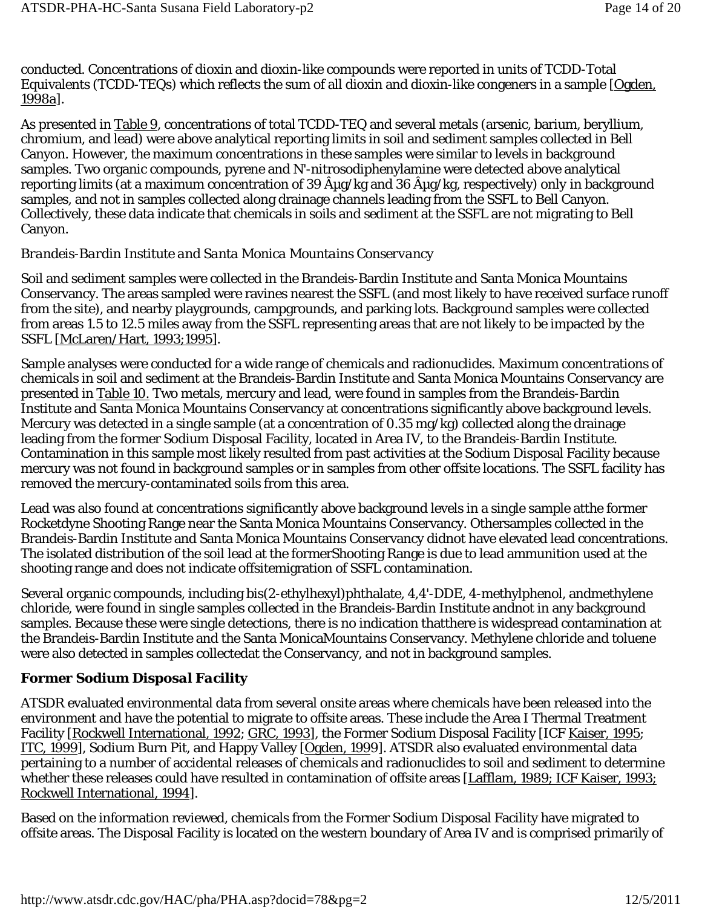conducted. Concentrations of dioxin and dioxin-like compounds were reported in units of TCDD-Total Equivalents (TCDD-TEQs) which reflects the sum of all dioxin and dioxin-like congeners in a sample [Ogden, 1998a].

As presented in Table 9, concentrations of total TCDD-TEQ and several metals (arsenic, barium, beryllium, chromium, and lead) were above analytical reporting limits in soil and sediment samples collected in Bell Canyon. However, the maximum concentrations in these samples were similar to levels in background samples. Two organic compounds, pyrene and N'-nitrosodiphenylamine were detected above analytical reporting limits (at a maximum concentration of 39 Âµg/kg and 36 Âµg/kg, respectively) only in background samples, and not in samples collected along drainage channels leading from the SSFL to Bell Canyon. Collectively, these data indicate that chemicals in soils and sediment at the SSFL are not migrating to Bell Canyon.

*Brandeis-Bardin Institute and Santa Monica Mountains Conservancy*

Soil and sediment samples were collected in the Brandeis-Bardin Institute and Santa Monica Mountains Conservancy. The areas sampled were ravines nearest the SSFL (and most likely to have received surface runoff from the site), and nearby playgrounds, campgrounds, and parking lots. Background samples were collected from areas 1.5 to 12.5 miles away from the SSFL representing areas that are not likely to be impacted by the SSFL [McLaren/Hart, 1993;1995].

Sample analyses were conducted for a wide range of chemicals and radionuclides. Maximum concentrations of chemicals in soil and sediment at the Brandeis-Bardin Institute and Santa Monica Mountains Conservancy are presented in Table 10. Two metals, mercury and lead, were found in samples from the Brandeis-Bardin Institute and Santa Monica Mountains Conservancy at concentrations significantly above background levels. Mercury was detected in a single sample (at a concentration of 0.35 mg/kg) collected along the drainage leading from the former Sodium Disposal Facility, located in Area IV, to the Brandeis-Bardin Institute. Contamination in this sample most likely resulted from past activities at the Sodium Disposal Facility because mercury was not found in background samples or in samples from other offsite locations. The SSFL facility has removed the mercury-contaminated soils from this area.

Lead was also found at concentrations significantly above background levels in a single sample atthe former Rocketdyne Shooting Range near the Santa Monica Mountains Conservancy. Othersamples collected in the Brandeis-Bardin Institute and Santa Monica Mountains Conservancy didnot have elevated lead concentrations. The isolated distribution of the soil lead at the formerShooting Range is due to lead ammunition used at the shooting range and does not indicate offsitemigration of SSFL contamination.

Several organic compounds, including bis(2-ethylhexyl)phthalate, 4,4'-DDE, 4-methylphenol, andmethylene chloride, were found in single samples collected in the Brandeis-Bardin Institute andnot in any background samples. Because these were single detections, there is no indication thatthere is widespread contamination at the Brandeis-Bardin Institute and the Santa MonicaMountains Conservancy. Methylene chloride and toluene were also detected in samples collectedat the Conservancy, and not in background samples.

### Former Sodium Disposal Facility

ATSDR evaluated environmental data from several onsite areas where chemicals have been released into the environment and have the potential to migrate to offsite areas. These include the Area I Thermal Treatment Facility [Rockwell International, 1992; GRC, 1993], the Former Sodium Disposal Facility [ICF Kaiser, 1995; ITC, 1999], Sodium Burn Pit, and Happy Valley [Ogden, 1999]. ATSDR also evaluated environmental data pertaining to a number of accidental releases of chemicals and radionuclides to soil and sediment to determine whether these releases could have resulted in contamination of offsite areas [Lafflam, 1989; ICF Kaiser, 1993; Rockwell International, 1994].

Based on the information reviewed, chemicals from the Former Sodium Disposal Facility have migrated to offsite areas. The Disposal Facility is located on the western boundary of Area IV and is comprised primarily of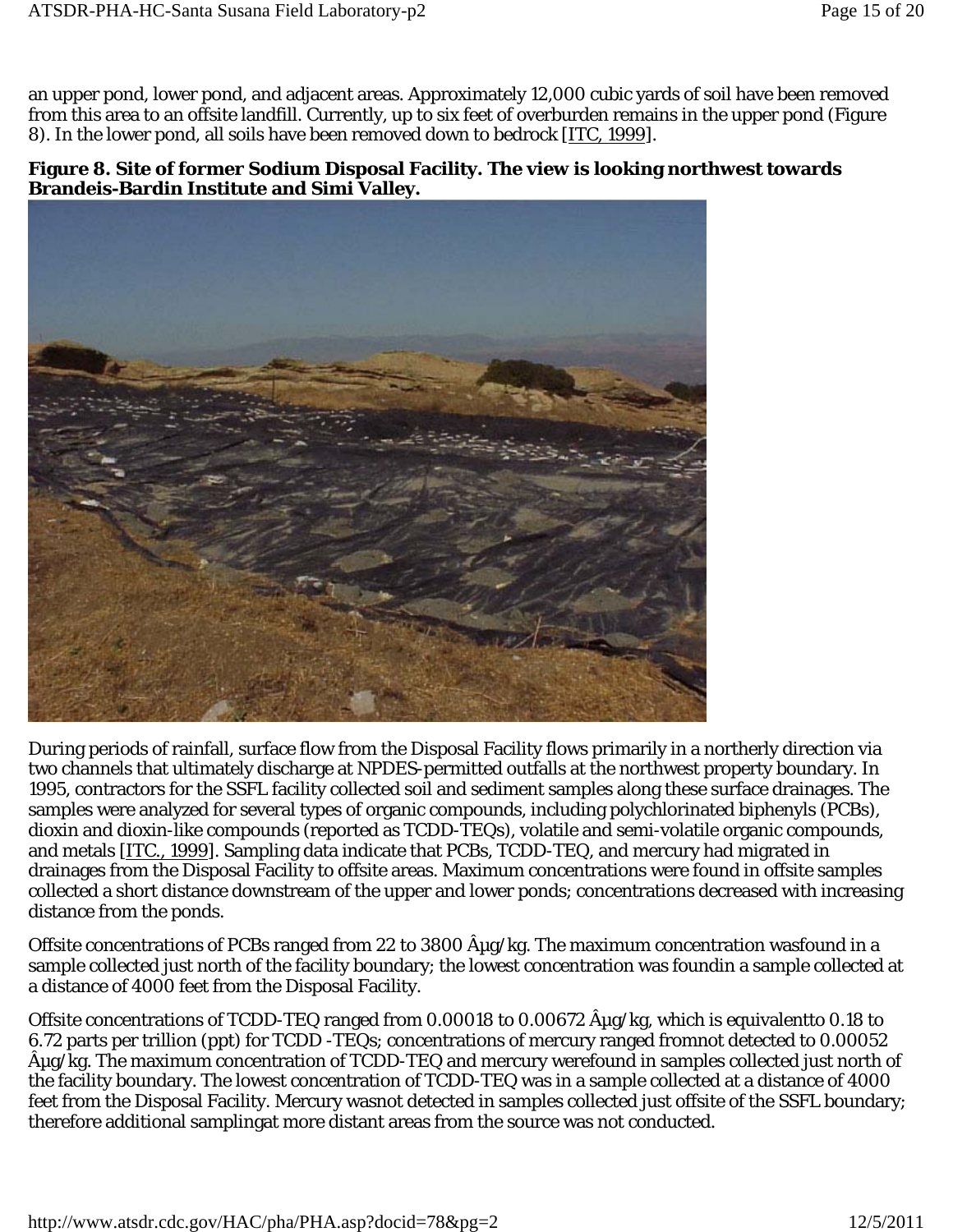an upper pond, lower pond, and adjacent areas. Approximately 12,000 cubic yards of soil have been removed from this area to an offsite landfill. Currently, up to six feet of overburden remains in the upper pond (Figure 8). In the lower pond, all soils have been removed down to bedrock [ITC, 1999].

**Figure 8. Site of former Sodium Disposal Facility. The view is looking northwest towards Brandeis-Bardin Institute and Simi Valley.**

During periods of rainfall, surface flow from the Disposal Facility flows primarily in a northerly direction via two channels that ultimately discharge at NPDES-permitted outfalls at the northwest property boundary. In 1995, contractors for the SSFL facility collected soil and sediment samples along these surface drainages. The samples were analyzed for several types of organic compounds, including polychlorinated biphenyls (PCBs), dioxin and dioxin-like compounds (reported as TCDD-TEQs), volatile and semi-volatile organic compounds, and metals [ITC., 1999]. Sampling data indicate that PCBs, TCDD-TEQ, and mercury had migrated in drainages from the Disposal Facility to offsite areas. Maximum concentrations were found in offsite samples collected a short distance downstream of the upper and lower ponds; concentrations decreased with increasing distance from the ponds.

Offsite concentrations of PCBs ranged from 22 to 3800 Âµg/kg. The maximum concentration wasfound in a sample collected just north of the facility boundary; the lowest concentration was foundin a sample collected at a distance of 4000 feet from the Disposal Facility.

Offsite concentrations of TCDD-TEQ ranged from 0.00018 to 0.00672 Âµg/kg, which is equivalentto 0.18 to 6.72 parts per trillion (ppt) for TCDD -TEQs; concentrations of mercury ranged fromnot detected to 0.00052 Âµg/kg. The maximum concentration of TCDD-TEQ and mercury werefound in samples collected just north of the facility boundary. The lowest concentration of TCDD-TEQ was in a sample collected at a distance of 4000 feet from the Disposal Facility. Mercury wasnot detected in samples collected just offsite of the SSFL boundary; therefore additional samplingat more distant areas from the source was not conducted.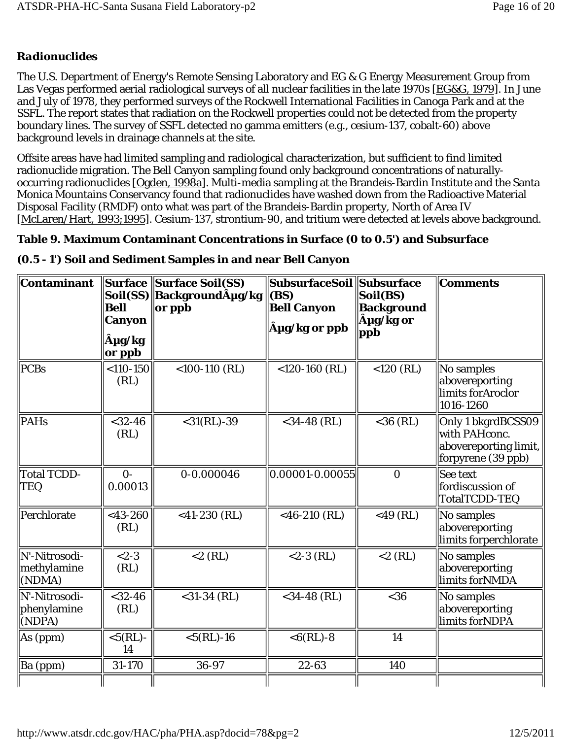### Radionuclides

The U.S. Department of Energy's Remote Sensing Laboratory and EG & G Energy Measurement Group from Las Vegas performed aerial radiological surveys of all nuclear facilities in the late 1970s [EG&G, 1979]. In June and July of 1978, they performed surveys of the Rockwell International Facilities in Canoga Park and at the SSFL. The report states that radiation on the Rockwell properties could not be detected from the property boundary lines. The survey of SSFL detected no gamma emitters (e.g., cesium-137, cobalt-60) above background levels in drainage channels at the site.

Offsite areas have had limited sampling and radiological characterization, but sufficient to find limited radionuclide migration. The Bell Canyon sampling found only background concentrations of naturally-occurring radionuclides [Ogden, 1998a]. Multi-media sampling at the Brandeis-Bardin Institute and the Santa Monica Mountains Conservancy found that radionuclides have washed down from the Radioactive Material Disposal Facility (RMDF) onto what was part of the Brandeis-Bardin property, North of Area IV [McLaren/Hart, 1993;1995]. Cesium-137, strontium-90, and tritium were detected at levels above background.

**Table 9. Maximum Contaminant Concentrations in Surface (0 to 0.5') and Subsurface (0.5 - 1') Soil and Sediment Samples in and near Bell Canyon**

| Contaminant | Surface Soil(SS) Bell Canyon Âµg/kg or ppb | Surface Soil(SS) BackgroundÂµg/kg or ppb | SubsurfaceSoil (BS) Bell Canyon Âµg/kg or ppb | Subsurface Soil(BS) Background Âµg/kg or ppb | Comments |
|---|---|---|---|---|---|
| PCBs | <110-150 (RL) | <100-110 (RL) | <120-160 (RL) | <120 (RL) | No samples abovereporting limits forAroclor 1016-1260 |
| PAHs | <32-46 (RL) | <31(RL)-39 | <34-48 (RL) | <36 (RL) | Only 1 bkgrdBCSS09 with PAHconc. abovereporting limit, forpyrene (39 ppb) |
| Total TCDD-TEQ | 0-0.00013 | 0-0.000046 | 0.00001-0.00055 | 0 | See text fordiscussion of TotalTCDD-TEQ |
| Perchlorate | <43-260 (RL) | <41-230 (RL) | <46-210 (RL) | <49 (RL) | No samples abovereporting limits forperchlorate |
| N'-Nitrosodi-methylamine (NDMA) | <2-3 (RL) | <2 (RL) | <2-3 (RL) | <2 (RL) | No samples abovereporting limits forNMDA |
| N'-Nitrosodi-phenylamine (NDPA) | <32-46 (RL) | <31-34 (RL) | <34-48 (RL) | <36 | No samples abovereporting limits forNDPA |
| As (ppm) | <5(RL)-14 | <5(RL)-16 | <6(RL)-8 | 14 | |
| Ba (ppm) | 31-170 | 36-97 | 22-63 | 140 | |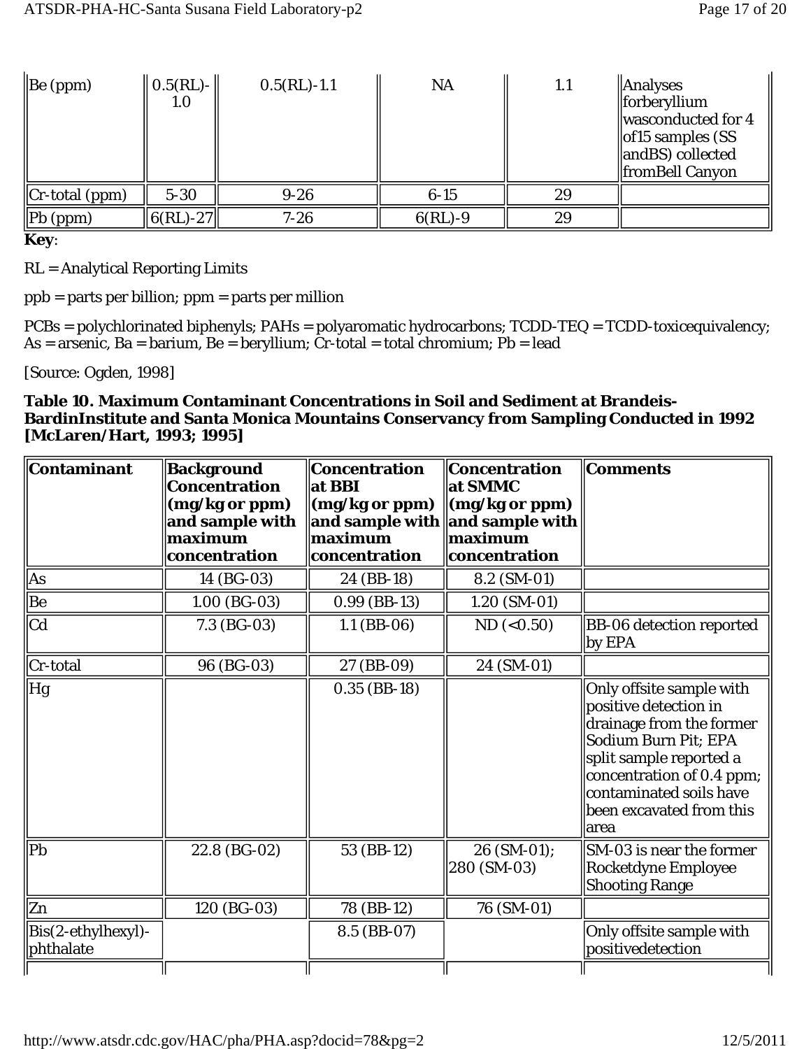| Be (ppm) | 0.5(RL)-1.0 | 0.5(RL)-1.1 | NA | 1.1 | Analyses forberyllium wasconducted for 4 of15 samples (SS andBS) collected fromBell Canyon |
|---|---|---|---|---|---|
| Cr-total (ppm) | 5-30 | 9-26 | 6-15 | 29 | |
| Pb (ppm) | 6(RL)-27 | 7-26 | 6(RL)-9 | 29 | |

**Key**:

RL = Analytical Reporting Limits

ppb = parts per billion; ppm = parts per million

PCBs = polychlorinated biphenyls; PAHs = polyaromatic hydrocarbons; TCDD-TEQ = TCDD-toxicequivalency; As = arsenic, Ba = barium, Be = beryllium; Cr-total = total chromium; Pb = lead

[Source: Ogden, 1998]

**Table 10. Maximum Contaminant Concentrations in Soil and Sediment at Brandeis-BardinInstitute and Santa Monica Mountains Conservancy from Sampling Conducted in 1992 [McLaren/Hart, 1993; 1995]**

| Contaminant | Background Concentration (mg/kg or ppm) and sample with maximum concentration | Concentration at BBI (mg/kg or ppm) and sample with maximum concentration | Concentration at SMMC (mg/kg or ppm) and sample with maximum concentration | Comments |
|---|---|---|---|---|
| As | 14 (BG-03) | 24 (BB-18) | 8.2 (SM-01) | |
| Be | 1.00 (BG-03) | 0.99 (BB-13) | 1.20 (SM-01) | |
| Cd | 7.3 (BG-03) | 1.1 (BB-06) | ND (<0.50) | BB-06 detection reported by EPA |
| Cr-total | 96 (BG-03) | 27 (BB-09) | 24 (SM-01) | |
| Hg | | 0.35 (BB-18) | | Only offsite sample with positive detection in drainage from the former Sodium Burn Pit; EPA split sample reported a concentration of 0.4 ppm; contaminated soils have been excavated from this area |
| Pb | 22.8 (BG-02) | 53 (BB-12) | 26 (SM-01); 280 (SM-03) | SM-03 is near the former Rocketdyne Employee Shooting Range |
| Zn | 120 (BG-03) | 78 (BB-12) | 76 (SM-01) | |
| Bis(2-ethylhexyl)-phthalate | | 8.5 (BB-07) | | Only offsite sample with positivedetection |
| | | | | |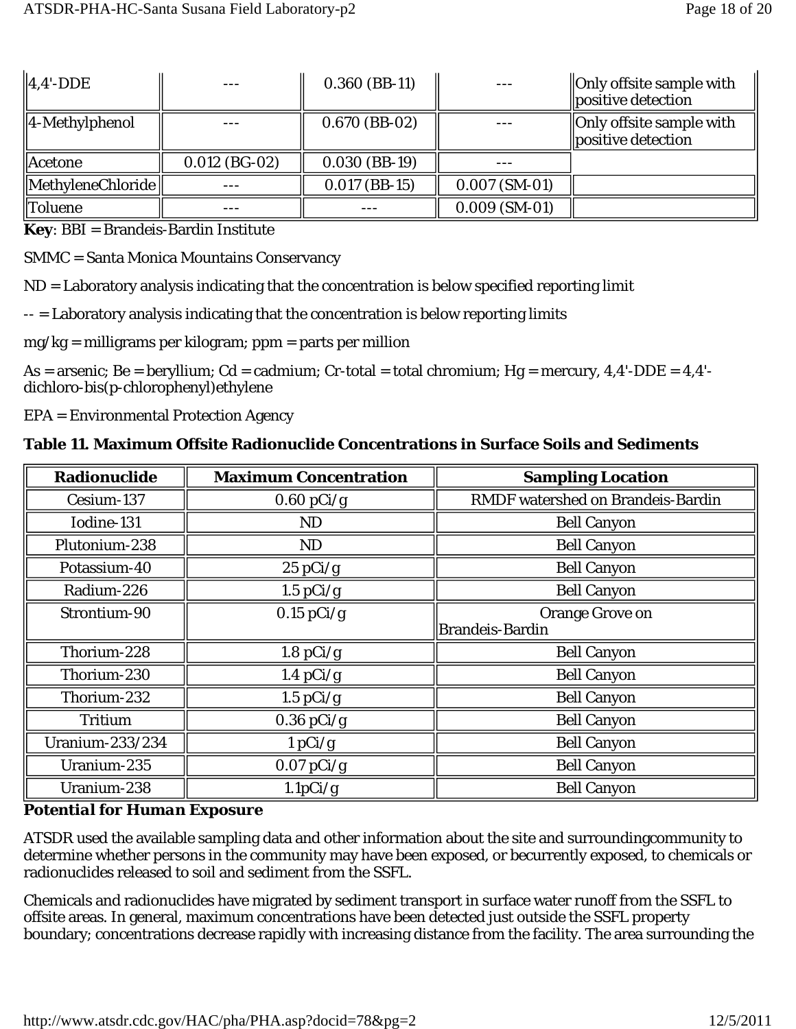| 4,4'-DDE | --- | 0.360 (BB-11) | --- | Only offsite sample with positive detection |
|---|---|---|---|---|
| 4-Methylphenol | --- | 0.670 (BB-02) | --- | Only offsite sample with positive detection |
| Acetone | 0.012 (BG-02) | 0.030 (BB-19) | --- | |
| MethyleneChloride | --- | 0.017 (BB-15) | 0.007 (SM-01) | |
| Toluene | --- | --- | 0.009 (SM-01) | |

**Key**: BBI = Brandeis-Bardin Institute

SMMC = Santa Monica Mountains Conservancy

ND = Laboratory analysis indicating that the concentration is below specified reporting limit

-- = Laboratory analysis indicating that the concentration is below reporting limits

mg/kg = milligrams per kilogram; ppm = parts per million

As = arsenic; Be = beryllium; Cd = cadmium; Cr-total = total chromium; Hg = mercury, 4,4'-DDE = 4,4'-dichloro-bis(p-chlorophenyl)ethylene

EPA = Environmental Protection Agency

**Table 11. Maximum Offsite Radionuclide Concentrations in Surface Soils and Sediments**

| Radionuclide | Maximum Concentration | Sampling Location |
|---|---|---|
| Cesium-137 | 0.60 pCi/g | RMDF watershed on Brandeis-Bardin |
| Iodine-131 | ND | Bell Canyon |
| Plutonium-238 | ND | Bell Canyon |
| Potassium-40 | 25 pCi/g | Bell Canyon |
| Radium-226 | 1.5 pCi/g | Bell Canyon |
| Strontium-90 | 0.15 pCi/g | Orange Grove on Brandeis-Bardin |
| Thorium-228 | 1.8 pCi/g | Bell Canyon |
| Thorium-230 | 1.4 pCi/g | Bell Canyon |
| Thorium-232 | 1.5 pCi/g | Bell Canyon |
| Tritium | 0.36 pCi/g | Bell Canyon |
| Uranium-233/234 | 1 pCi/g | Bell Canyon |
| Uranium-235 | 0.07 pCi/g | Bell Canyon |
| Uranium-238 | 1.1pCi/g | Bell Canyon |

***Potential for Human Exposure***

ATSDR used the available sampling data and other information about the site and surroundingcommunity to determine whether persons in the community may have been exposed, or becurrently exposed, to chemicals or radionuclides released to soil and sediment from the SSFL.

Chemicals and radionuclides have migrated by sediment transport in surface water runoff from the SSFL to offsite areas. In general, maximum concentrations have been detected just outside the SSFL property boundary; concentrations decrease rapidly with increasing distance from the facility. The area surrounding the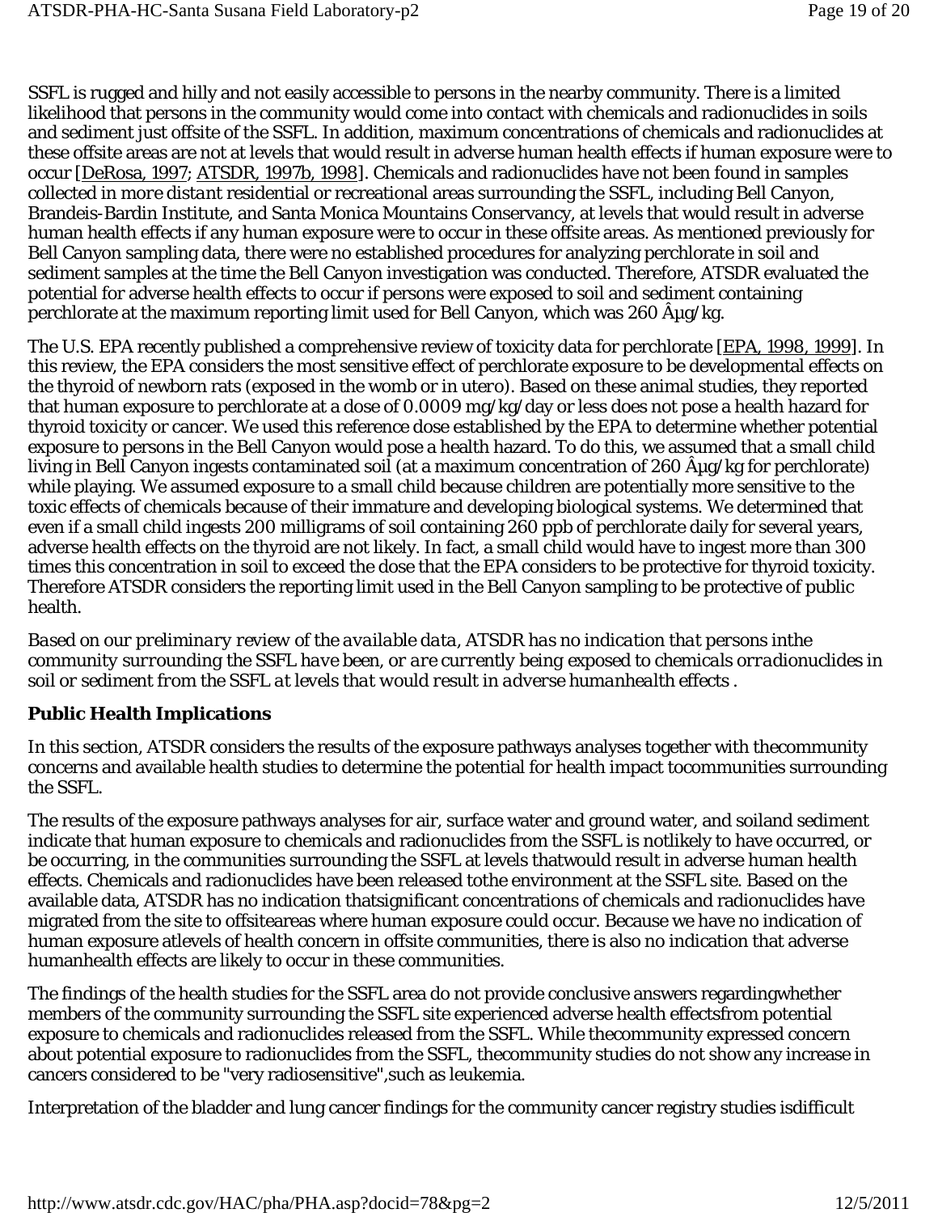SSFL is rugged and hilly and not easily accessible to persons in the nearby community. There is a limited likelihood that persons in the community would come into contact with chemicals and radionuclides in soils and sediment just offsite of the SSFL. In addition, maximum concentrations of chemicals and radionuclides at these offsite areas are not at levels that would result in adverse human health effects if human exposure were to occur [DeRosa, 1997; ATSDR, 1997b, 1998]. Chemicals and radionuclides have not been found in samples collected in *more distant* residential or recreational areas surrounding the SSFL, including Bell Canyon, Brandeis-Bardin Institute, and Santa Monica Mountains Conservancy, at levels that would result in adverse human health effects if any human exposure were to occur in these offsite areas. As mentioned previously for Bell Canyon sampling data, there were no established procedures for analyzing perchlorate in soil and sediment samples at the time the Bell Canyon investigation was conducted. Therefore, ATSDR evaluated the potential for adverse health effects to occur if persons were exposed to soil and sediment containing perchlorate at the maximum reporting limit used for Bell Canyon, which was 260 Âµg/kg.

The U.S. EPA recently published a comprehensive review of toxicity data for perchlorate [EPA, 1998, 1999]. In this review, the EPA considers the most sensitive effect of perchlorate exposure to be developmental effects on the thyroid of newborn rats (exposed in the womb or *in utero*). Based on these animal studies, they reported that human exposure to perchlorate at a dose of 0.0009 mg/kg/day or less does not pose a health hazard for thyroid toxicity or cancer. We used this reference dose established by the EPA to determine whether potential exposure to persons in the Bell Canyon would pose a health hazard. To do this, we assumed that a small child living in Bell Canyon ingests contaminated soil (at a maximum concentration of 260 Âµg/kg for perchlorate) while playing. We assumed exposure to a small child because children are potentially more sensitive to the toxic effects of chemicals because of their immature and developing biological systems. We determined that even if a small child ingests 200 milligrams of soil containing 260 ppb of perchlorate daily for several years, adverse health effects on the thyroid are not likely. In fact, a small child would have to ingest more than 300 times this concentration in soil to exceed the dose that the EPA considers to be protective for thyroid toxicity. Therefore ATSDR considers the reporting limit used in the Bell Canyon sampling to be protective of public health.

*Based on our preliminary review of the available data, ATSDR has no indication that persons inthe community surrounding the SSFL have been, or are currently being exposed to chemicals orradionuclides in soil or sediment from the SSFL at levels that would result in adverse humanhealth effects .*

## Public Health Implications

In this section, ATSDR considers the results of the exposure pathways analyses together with thecommunity concerns and available health studies to determine the potential for health impact tocommunities surrounding the SSFL.

The results of the exposure pathways analyses for air, surface water and ground water, and soiland sediment indicate that human exposure to chemicals and radionuclides from the SSFL is notlikely to have occurred, or be occurring, in the communities surrounding the SSFL at levels thatwould result in adverse human health effects. Chemicals and radionuclides have been released tothe environment at the SSFL site. Based on the available data, ATSDR has no indication thatsignificant concentrations of chemicals and radionuclides have migrated from the site to offsiteareas where human exposure could occur. Because we have no indication of human exposure atlevels of health concern in offsite communities, there is also no indication that adverse humanhealth effects are likely to occur in these communities.

The findings of the health studies for the SSFL area do not provide conclusive answers regardingwhether members of the community surrounding the SSFL site experienced adverse health effectsfrom potential exposure to chemicals and radionuclides released from the SSFL. While thecommunity expressed concern about potential exposure to radionuclides from the SSFL, thecommunity studies do not show any increase in cancers considered to be "very radiosensitive",such as leukemia.

Interpretation of the bladder and lung cancer findings for the community cancer registry studies isdifficult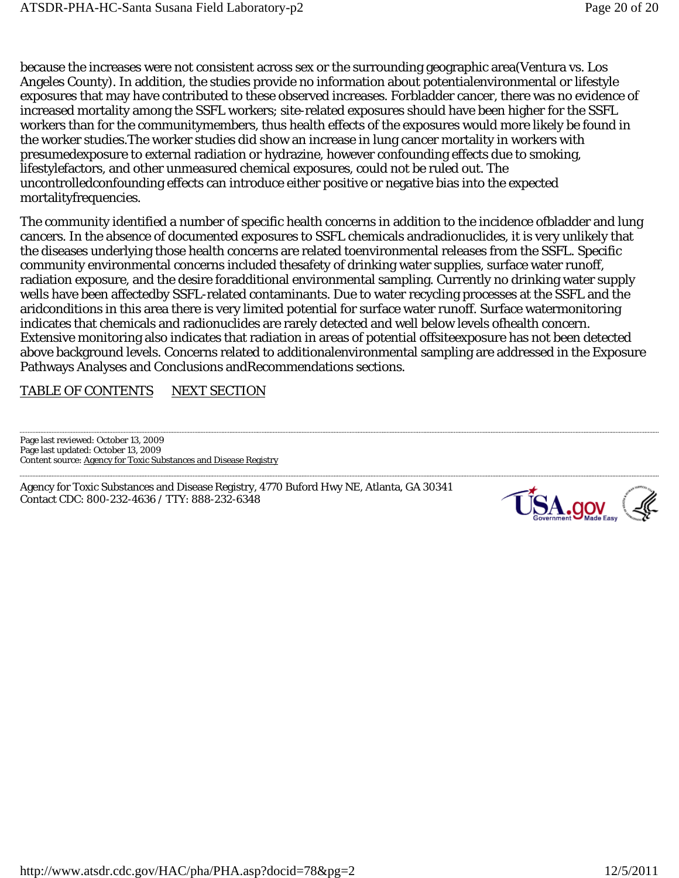because the increases were not consistent across sex or the surrounding geographic area(Ventura vs. Los Angeles County). In addition, the studies provide no information about potentialenvironmental or lifestyle exposures that may have contributed to these observed increases. Forbladder cancer, there was no evidence of increased mortality among the SSFL workers; site-related exposures should have been higher for the SSFL workers than for the communitymembers, thus health effects of the exposures would more likely be found in the worker studies.The worker studies did show an increase in lung cancer mortality in workers with presumedexposure to external radiation or hydrazine, however confounding effects due to smoking, lifestylefactors, and other unmeasured chemical exposures, could not be ruled out. The uncontrolledconfounding effects can introduce either positive or negative bias into the expected mortalityfrequencies.

The community identified a number of specific health concerns in addition to the incidence ofbladder and lung cancers. In the absence of documented exposures to SSFL chemicals andradionuclides, it is very unlikely that the diseases underlying those health concerns are related toenvironmental releases from the SSFL. Specific community environmental concerns included thesafety of drinking water supplies, surface water runoff, radiation exposure, and the desire foradditional environmental sampling. Currently no drinking water supply wells have been affectedby SSFL-related contaminants. Due to water recycling processes at the SSFL and the aridconditions in this area there is very limited potential for surface water runoff. Surface watermonitoring indicates that chemicals and radionuclides are rarely detected and well below levels ofhealth concern. Extensive monitoring also indicates that radiation in areas of potential offsiteexposure has not been detected above background levels. Concerns related to additionalenvironmental sampling are addressed in the Exposure Pathways Analyses and Conclusions andRecommendations sections.

TABLE OF CONTENTS NEXT SECTION

Page last reviewed: October 13, 2009
Page last updated: October 13, 2009
Content source: Agency for Toxic Substances and Disease Registry

Agency for Toxic Substances and Disease Registry, 4770 Buford Hwy NE, Atlanta, GA 30341
Contact CDC: 800-232-4636 / TTY: 888-232-6348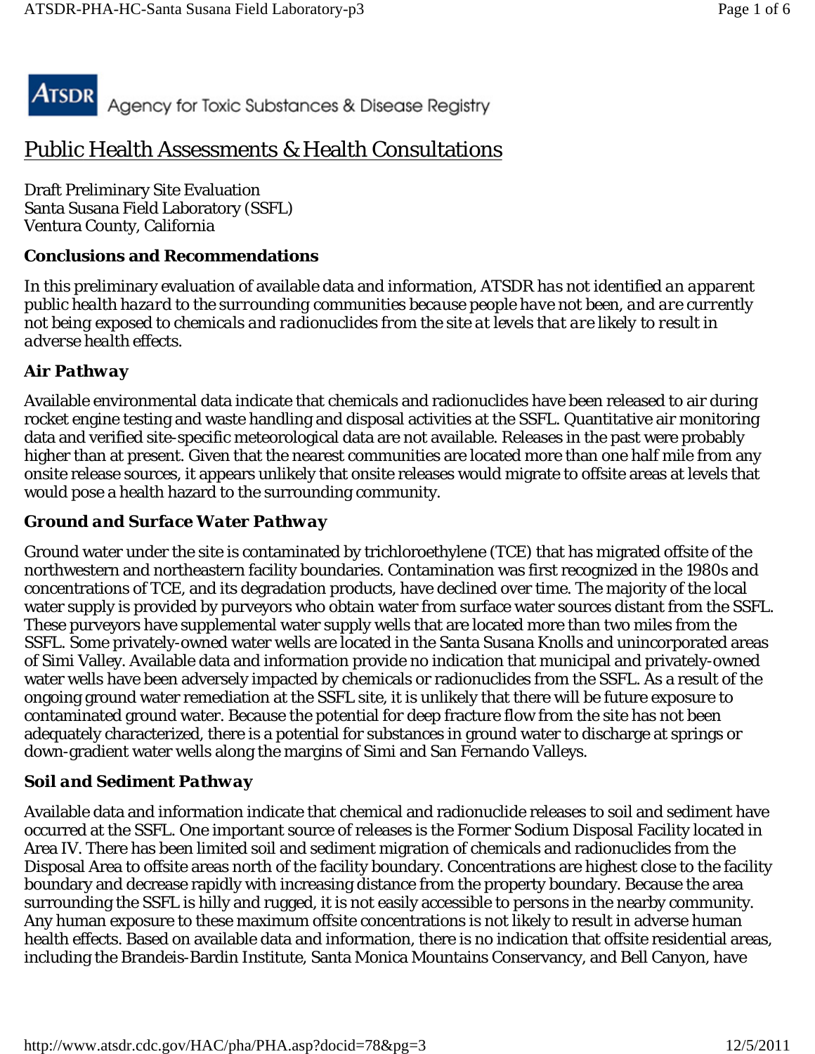# Public Health Assessments & Health Consultations

Draft Preliminary Site Evaluation
Santa Susana Field Laboratory (SSFL)
Ventura County, California

## Conclusions and Recommendations

In this preliminary evaluation of available data and information, ATSDR *has not identified an apparent public health hazard to the surrounding communities because people have not been, and are currently not being exposed to chemicals and radionuclides from the site at levels that are likely to result in adverse health effects.*

### *Air Pathway*

Available environmental data indicate that chemicals and radionuclides have been released to air during rocket engine testing and waste handling and disposal activities at the SSFL. Quantitative air monitoring data and verified site-specific meteorological data are not available. Releases in the past were probably higher than at present. Given that the nearest communities are located more than one half mile from any onsite release sources, it appears unlikely that onsite releases would migrate to offsite areas at levels that would pose a health hazard to the surrounding community.

### *Ground and Surface Water Pathway*

Ground water under the site is contaminated by trichloroethylene (TCE) that has migrated offsite of the northwestern and northeastern facility boundaries. Contamination was first recognized in the 1980s and concentrations of TCE, and its degradation products, have declined over time. The majority of the local water supply is provided by purveyors who obtain water from surface water sources distant from the SSFL. These purveyors have supplemental water supply wells that are located more than two miles from the SSFL. Some privately-owned water wells are located in the Santa Susana Knolls and unincorporated areas of Simi Valley. Available data and information provide no indication that municipal and privately-owned water wells have been adversely impacted by chemicals or radionuclides from the SSFL. As a result of the ongoing ground water remediation at the SSFL site, it is unlikely that there will be future exposure to contaminated ground water. Because the potential for deep fracture flow from the site has not been adequately characterized, there is a potential for substances in ground water to discharge at springs or down-gradient water wells along the margins of Simi and San Fernando Valleys.

### *Soil and Sediment Pathway*

Available data and information indicate that chemical and radionuclide releases to soil and sediment have occurred at the SSFL. One important source of releases is the Former Sodium Disposal Facility located in Area IV. There has been limited soil and sediment migration of chemicals and radionuclides from the Disposal Area to offsite areas north of the facility boundary. Concentrations are highest close to the facility boundary and decrease rapidly with increasing distance from the property boundary. Because the area surrounding the SSFL is hilly and rugged, it is not easily accessible to persons in the nearby community. Any human exposure to these maximum offsite concentrations is not likely to result in adverse human health effects. Based on available data and information, there is no indication that offsite residential areas, including the Brandeis-Bardin Institute, Santa Monica Mountains Conservancy, and Bell Canyon, have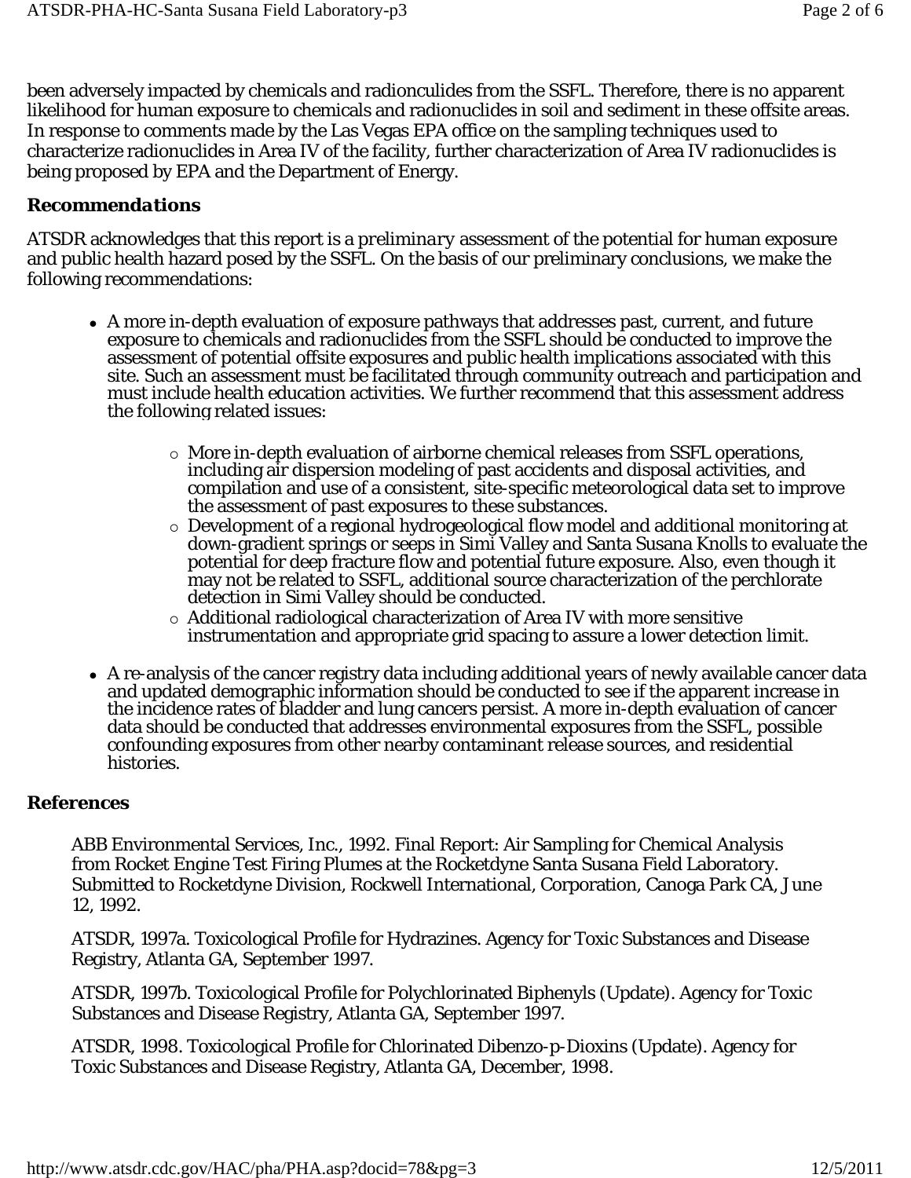been adversely impacted by chemicals and radionculides from the SSFL. Therefore, there is no apparent likelihood for human exposure to chemicals and radionuclides in soil and sediment in these offsite areas. In response to comments made by the Las Vegas EPA office on the sampling techniques used to characterize radionuclides in Area IV of the facility, further characterization of Area IV radionuclides is being proposed by EPA and the Department of Energy.

### Recommendations

ATSDR acknowledges that this report is a *preliminary* assessment of the potential for human exposure and public health hazard posed by the SSFL. On the basis of our preliminary conclusions, we make the following recommendations:

- A more in-depth evaluation of exposure pathways that addresses past, current, and future exposure to chemicals and radionuclides from the SSFL should be conducted to improve the assessment of potential offsite exposures and public health implications associated with this site. Such an assessment must be facilitated through community outreach and participation and must include health education activities. We further recommend that this assessment address the following related issues:
  - More in-depth evaluation of airborne chemical releases from SSFL operations, including air dispersion modeling of past accidents and disposal activities, and compilation and use of a consistent, site-specific meteorological data set to improve the assessment of past exposures to these substances.
  - Development of a regional hydrogeological flow model and additional monitoring at down-gradient springs or seeps in Simi Valley and Santa Susana Knolls to evaluate the potential for deep fracture flow and potential future exposure. Also, even though it may not be related to SSFL, additional source characterization of the perchlorate detection in Simi Valley should be conducted.
  - Additional radiological characterization of Area IV with more sensitive instrumentation and appropriate grid spacing to assure a lower detection limit.
- A re-analysis of the cancer registry data including additional years of newly available cancer data and updated demographic information should be conducted to see if the apparent increase in the incidence rates of bladder and lung cancers persist. A more in-depth evaluation of cancer data should be conducted that addresses environmental exposures from the SSFL, possible confounding exposures from other nearby contaminant release sources, and residential histories.

### References

ABB Environmental Services, Inc., 1992. Final Report: Air Sampling for Chemical Analysis from Rocket Engine Test Firing Plumes at the Rocketdyne Santa Susana Field Laboratory. Submitted to Rocketdyne Division, Rockwell International, Corporation, Canoga Park CA, June 12, 1992.

ATSDR, 1997a. Toxicological Profile for Hydrazines. Agency for Toxic Substances and Disease Registry, Atlanta GA, September 1997.

ATSDR, 1997b. Toxicological Profile for Polychlorinated Biphenyls (Update). Agency for Toxic Substances and Disease Registry, Atlanta GA, September 1997.

ATSDR, 1998. Toxicological Profile for Chlorinated Dibenzo-p-Dioxins (Update). Agency for Toxic Substances and Disease Registry, Atlanta GA, December, 1998.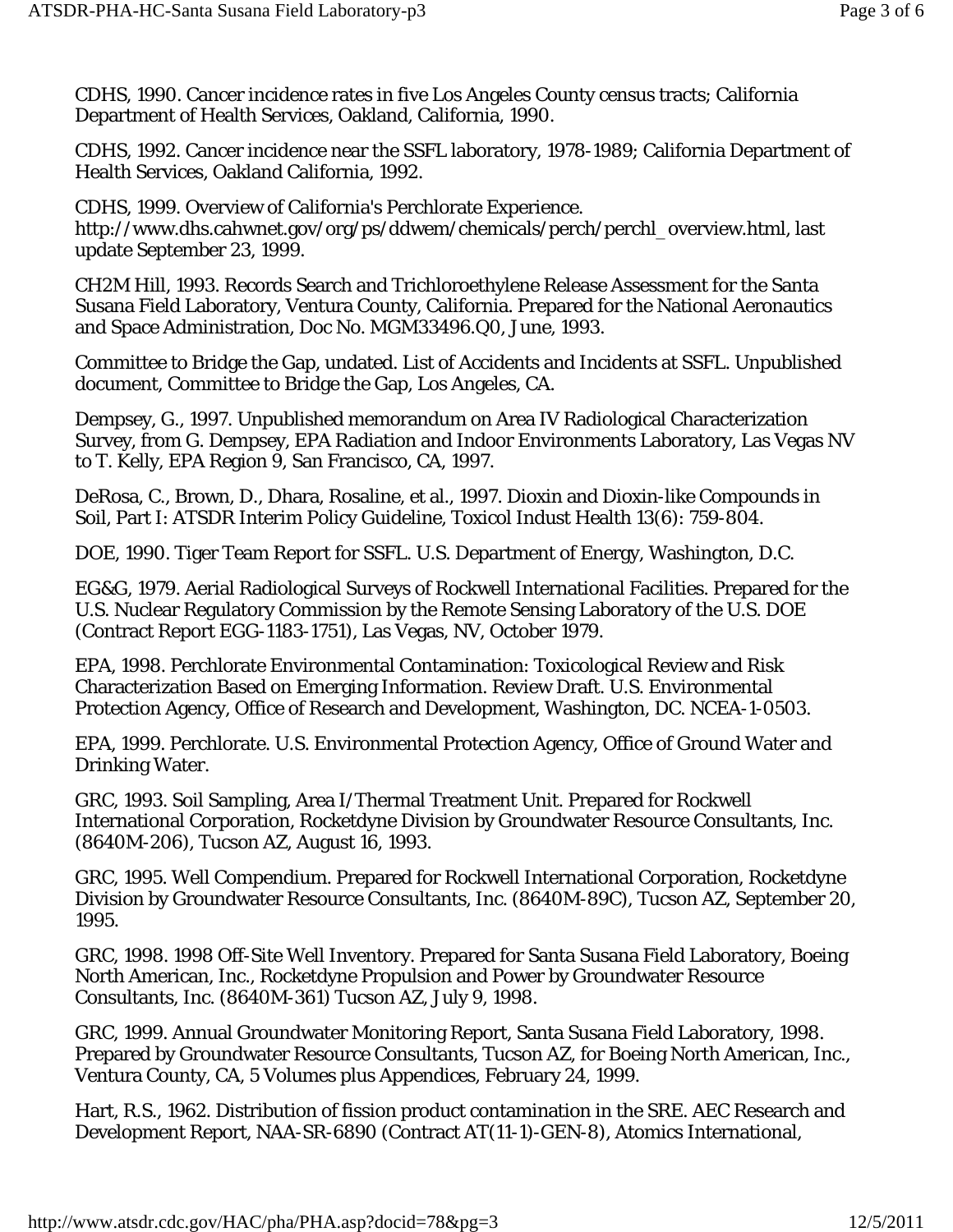CDHS, 1990. Cancer incidence rates in five Los Angeles County census tracts; California Department of Health Services, Oakland, California, 1990.

CDHS, 1992. Cancer incidence near the SSFL laboratory, 1978-1989; California Department of Health Services, Oakland California, 1992.

CDHS, 1999. Overview of California's Perchlorate Experience. http://www.dhs.cahwnet.gov/org/ps/ddwem/chemicals/perch/perchl_overview.html, last update September 23, 1999.

CH2M Hill, 1993. Records Search and Trichloroethylene Release Assessment for the Santa Susana Field Laboratory, Ventura County, California. Prepared for the National Aeronautics and Space Administration, Doc No. MGM33496.Q0, June, 1993.

Committee to Bridge the Gap, undated. List of Accidents and Incidents at SSFL. Unpublished document, Committee to Bridge the Gap, Los Angeles, CA.

Dempsey, G., 1997. Unpublished memorandum on Area IV Radiological Characterization Survey, from G. Dempsey, EPA Radiation and Indoor Environments Laboratory, Las Vegas NV to T. Kelly, EPA Region 9, San Francisco, CA, 1997.

DeRosa, C., Brown, D., Dhara, Rosaline, et al., 1997. Dioxin and Dioxin-like Compounds in Soil, Part I: ATSDR Interim Policy Guideline, Toxicol Indust Health 13(6): 759-804.

DOE, 1990. Tiger Team Report for SSFL. U.S. Department of Energy, Washington, D.C.

EG&G, 1979. Aerial Radiological Surveys of Rockwell International Facilities. Prepared for the U.S. Nuclear Regulatory Commission by the Remote Sensing Laboratory of the U.S. DOE (Contract Report EGG-1183-1751), Las Vegas, NV, October 1979.

EPA, 1998. Perchlorate Environmental Contamination: Toxicological Review and Risk Characterization Based on Emerging Information. Review Draft. U.S. Environmental Protection Agency, Office of Research and Development, Washington, DC. NCEA-1-0503.

EPA, 1999. Perchlorate. U.S. Environmental Protection Agency, Office of Ground Water and Drinking Water.

GRC, 1993. Soil Sampling, Area I/Thermal Treatment Unit. Prepared for Rockwell International Corporation, Rocketdyne Division by Groundwater Resource Consultants, Inc. (8640M-206), Tucson AZ, August 16, 1993.

GRC, 1995. Well Compendium. Prepared for Rockwell International Corporation, Rocketdyne Division by Groundwater Resource Consultants, Inc. (8640M-89C), Tucson AZ, September 20, 1995.

GRC, 1998. 1998 Off-Site Well Inventory. Prepared for Santa Susana Field Laboratory, Boeing North American, Inc., Rocketdyne Propulsion and Power by Groundwater Resource Consultants, Inc. (8640M-361) Tucson AZ, July 9, 1998.

GRC, 1999. Annual Groundwater Monitoring Report, Santa Susana Field Laboratory, 1998. Prepared by Groundwater Resource Consultants, Tucson AZ, for Boeing North American, Inc., Ventura County, CA, 5 Volumes plus Appendices, February 24, 1999.

Hart, R.S., 1962. Distribution of fission product contamination in the SRE. AEC Research and Development Report, NAA-SR-6890 (Contract AT(11-1)-GEN-8), Atomics International,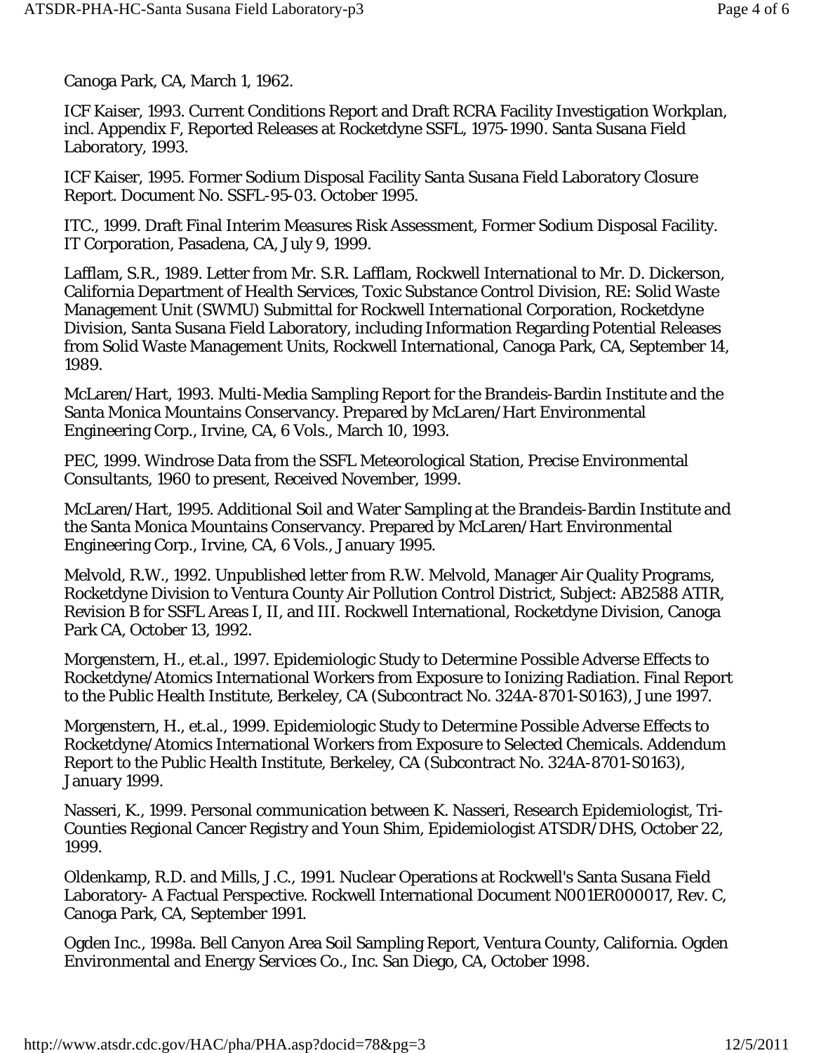Canoga Park, CA, March 1, 1962.

ICF Kaiser, 1993. Current Conditions Report and Draft RCRA Facility Investigation Workplan, incl. Appendix F, Reported Releases at Rocketdyne SSFL, 1975-1990. Santa Susana Field Laboratory, 1993.

ICF Kaiser, 1995. Former Sodium Disposal Facility Santa Susana Field Laboratory Closure Report. Document No. SSFL-95-03. October 1995.

ITC., 1999. Draft Final Interim Measures Risk Assessment, Former Sodium Disposal Facility. IT Corporation, Pasadena, CA, July 9, 1999.

Lafflam, S.R., 1989. Letter from Mr. S.R. Lafflam, Rockwell International to Mr. D. Dickerson, California Department of Health Services, Toxic Substance Control Division, RE: Solid Waste Management Unit (SWMU) Submittal for Rockwell International Corporation, Rocketdyne Division, Santa Susana Field Laboratory, including Information Regarding Potential Releases from Solid Waste Management Units, Rockwell International, Canoga Park, CA, September 14, 1989.

McLaren/Hart, 1993. Multi-Media Sampling Report for the Brandeis-Bardin Institute and the Santa Monica Mountains Conservancy. Prepared by McLaren/Hart Environmental Engineering Corp., Irvine, CA, 6 Vols., March 10, 1993.

PEC, 1999. Windrose Data from the SSFL Meteorological Station, Precise Environmental Consultants, 1960 to present, Received November, 1999.

McLaren/Hart, 1995. Additional Soil and Water Sampling at the Brandeis-Bardin Institute and the Santa Monica Mountains Conservancy. Prepared by McLaren/Hart Environmental Engineering Corp., Irvine, CA, 6 Vols., January 1995.

Melvold, R.W., 1992. Unpublished letter from R.W. Melvold, Manager Air Quality Programs, Rocketdyne Division to Ventura County Air Pollution Control District, Subject: AB2588 ATIR, Revision B for SSFL Areas I, II, and III. Rockwell International, Rocketdyne Division, Canoga Park CA, October 13, 1992.

Morgenstern, H., *et.al.*, 1997. Epidemiologic Study to Determine Possible Adverse Effects to Rocketdyne/Atomics International Workers from Exposure to Ionizing Radiation. Final Report to the Public Health Institute, Berkeley, CA (Subcontract No. 324A-8701-S0163), June 1997.

Morgenstern, H., et.al., 1999. Epidemiologic Study to Determine Possible Adverse Effects to Rocketdyne/Atomics International Workers from Exposure to Selected Chemicals. Addendum Report to the Public Health Institute, Berkeley, CA (Subcontract No. 324A-8701-S0163), January 1999.

Nasseri, K., 1999. Personal communication between K. Nasseri, Research Epidemiologist, Tri-Counties Regional Cancer Registry and Youn Shim, Epidemiologist ATSDR/DHS, October 22, 1999.

Oldenkamp, R.D. and Mills, J.C., 1991. Nuclear Operations at Rockwell's Santa Susana Field Laboratory- A Factual Perspective. Rockwell International Document N001ER000017, Rev. C, Canoga Park, CA, September 1991.

Ogden Inc., 1998a. Bell Canyon Area Soil Sampling Report, Ventura County, California. Ogden Environmental and Energy Services Co., Inc. San Diego, CA, October 1998.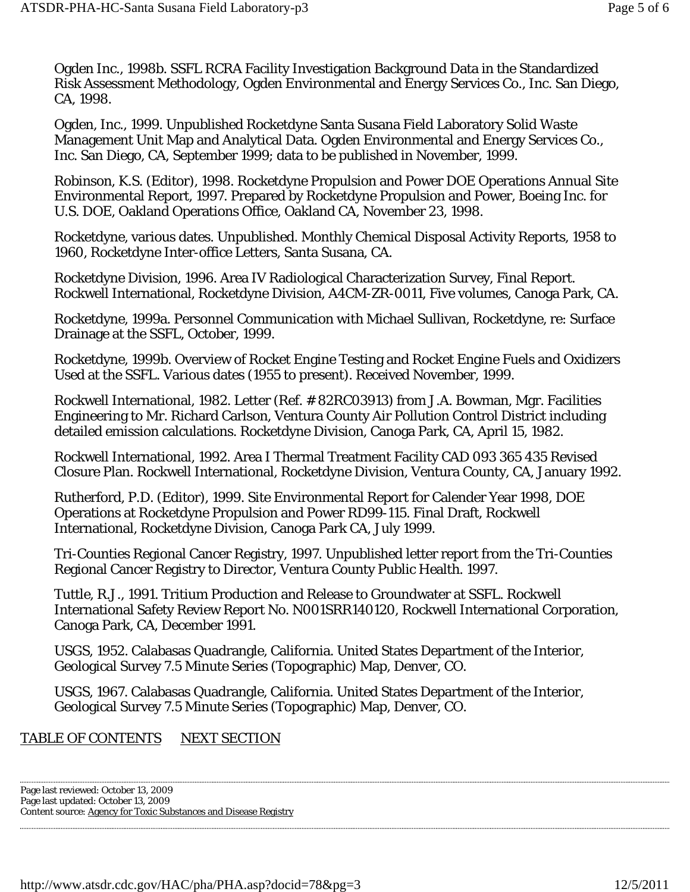Ogden Inc., 1998b. SSFL RCRA Facility Investigation Background Data in the Standardized Risk Assessment Methodology, Ogden Environmental and Energy Services Co., Inc. San Diego, CA, 1998.

Ogden, Inc., 1999. Unpublished Rocketdyne Santa Susana Field Laboratory Solid Waste Management Unit Map and Analytical Data. Ogden Environmental and Energy Services Co., Inc. San Diego, CA, September 1999; data to be published in November, 1999.

Robinson, K.S. (Editor), 1998. Rocketdyne Propulsion and Power DOE Operations Annual Site Environmental Report, 1997. Prepared by Rocketdyne Propulsion and Power, Boeing Inc. for U.S. DOE, Oakland Operations Office, Oakland CA, November 23, 1998.

Rocketdyne, various dates. Unpublished. Monthly Chemical Disposal Activity Reports, 1958 to 1960, Rocketdyne Inter-office Letters, Santa Susana, CA.

Rocketdyne Division, 1996. Area IV Radiological Characterization Survey, Final Report. Rockwell International, Rocketdyne Division, A4CM-ZR-0011, Five volumes, Canoga Park, CA.

Rocketdyne, 1999a. Personnel Communication with Michael Sullivan, Rocketdyne, re: Surface Drainage at the SSFL, October, 1999.

Rocketdyne, 1999b. Overview of Rocket Engine Testing and Rocket Engine Fuels and Oxidizers Used at the SSFL. Various dates (1955 to present). Received November, 1999.

Rockwell International, 1982. Letter (Ref. # 82RC03913) from J.A. Bowman, Mgr. Facilities Engineering to Mr. Richard Carlson, Ventura County Air Pollution Control District including detailed emission calculations. Rocketdyne Division, Canoga Park, CA, April 15, 1982.

Rockwell International, 1992. Area I Thermal Treatment Facility CAD 093 365 435 Revised Closure Plan. Rockwell International, Rocketdyne Division, Ventura County, CA, January 1992.

Rutherford, P.D. (Editor), 1999. Site Environmental Report for Calender Year 1998, DOE Operations at Rocketdyne Propulsion and Power RD99-115. Final Draft, Rockwell International, Rocketdyne Division, Canoga Park CA, July 1999.

Tri-Counties Regional Cancer Registry, 1997. Unpublished letter report from the Tri-Counties Regional Cancer Registry to Director, Ventura County Public Health. 1997.

Tuttle, R.J., 1991. Tritium Production and Release to Groundwater at SSFL. Rockwell International Safety Review Report No. N001SRR140120, Rockwell International Corporation, Canoga Park, CA, December 1991.

USGS, 1952. Calabasas Quadrangle, California. United States Department of the Interior, Geological Survey 7.5 Minute Series (Topographic) Map, Denver, CO.

USGS, 1967. Calabasas Quadrangle, California. United States Department of the Interior, Geological Survey 7.5 Minute Series (Topographic) Map, Denver, CO.

TABLE OF CONTENTS     NEXT SECTION

Page last reviewed: October 13, 2009
Page last updated: October 13, 2009
Content source: Agency for Toxic Substances and Disease Registry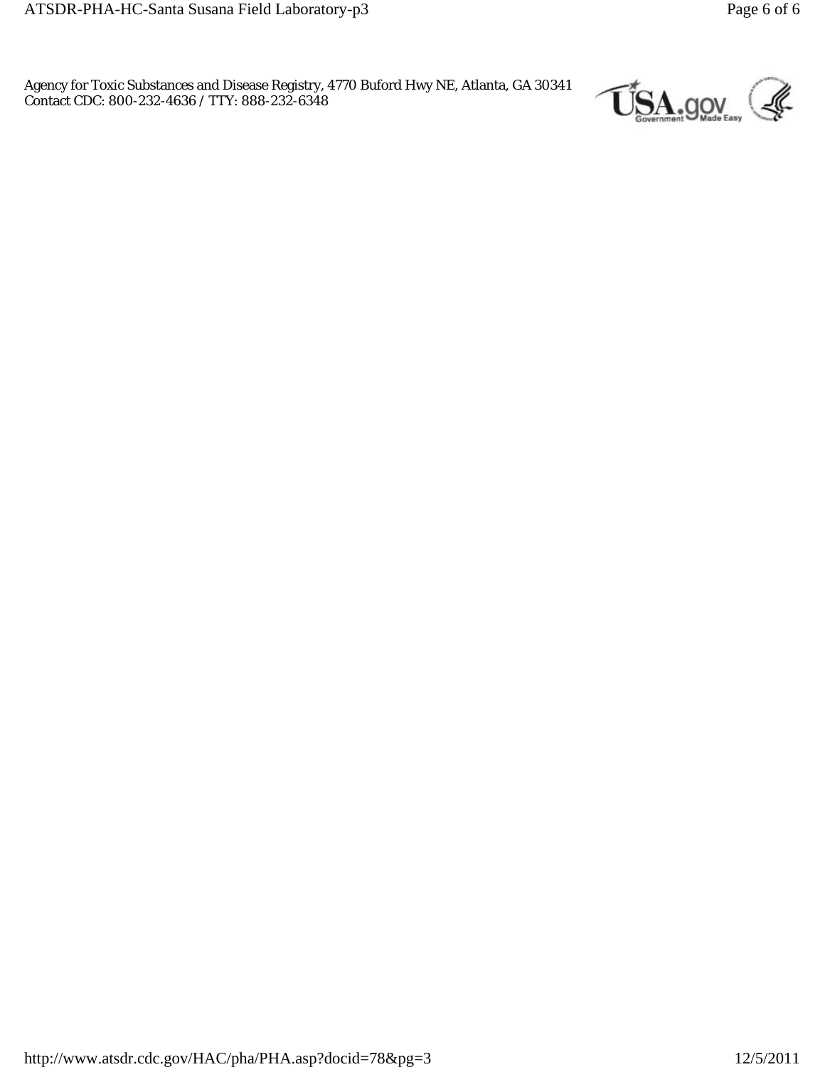Agency for Toxic Substances and Disease Registry, 4770 Buford Hwy NE, Atlanta, GA 30341
Contact CDC: 800-232-4636 / TTY: 888-232-6348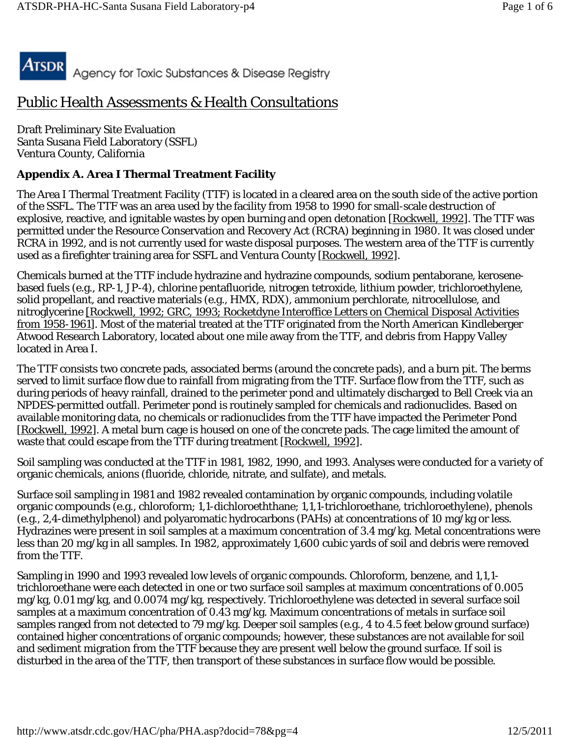ATSDR Agency for Toxic Substances & Disease Registry

# Public Health Assessments & Health Consultations

Draft Preliminary Site Evaluation
Santa Susana Field Laboratory (SSFL)
Ventura County, California

### Appendix A. Area I Thermal Treatment Facility

The Area I Thermal Treatment Facility (TTF) is located in a cleared area on the south side of the active portion of the SSFL. The TTF was an area used by the facility from 1958 to 1990 for small-scale destruction of explosive, reactive, and ignitable wastes by open burning and open detonation [Rockwell, 1992]. The TTF was permitted under the Resource Conservation and Recovery Act (RCRA) beginning in 1980. It was closed under RCRA in 1992, and is not currently used for waste disposal purposes. The western area of the TTF is currently used as a firefighter training area for SSFL and Ventura County [Rockwell, 1992].

Chemicals burned at the TTF include hydrazine and hydrazine compounds, sodium pentaborane, kerosene-based fuels (e.g., RP-1, JP-4), chlorine pentafluoride, nitrogen tetroxide, lithium powder, trichloroethylene, solid propellant, and reactive materials (e.g., HMX, RDX), ammonium perchlorate, nitrocellulose, and nitroglycerine [Rockwell, 1992; GRC, 1993; Rocketdyne Interoffice Letters on Chemical Disposal Activities from 1958-1961]. Most of the material treated at the TTF originated from the North American Kindleberger Atwood Research Laboratory, located about one mile away from the TTF, and debris from Happy Valley located in Area I.

The TTF consists two concrete pads, associated berms (around the concrete pads), and a burn pit. The berms served to limit surface flow due to rainfall from migrating from the TTF. Surface flow from the TTF, such as during periods of heavy rainfall, drained to the perimeter pond and ultimately discharged to Bell Creek via an NPDES-permitted outfall. Perimeter pond is routinely sampled for chemicals and radionuclides. Based on available monitoring data, no chemicals or radionuclides from the TTF have impacted the Perimeter Pond [Rockwell, 1992]. A metal burn cage is housed on one of the concrete pads. The cage limited the amount of waste that could escape from the TTF during treatment [Rockwell, 1992].

Soil sampling was conducted at the TTF in 1981, 1982, 1990, and 1993. Analyses were conducted for a variety of organic chemicals, anions (fluoride, chloride, nitrate, and sulfate), and metals.

Surface soil sampling in 1981 and 1982 revealed contamination by organic compounds, including volatile organic compounds (e.g., chloroform; 1,1-dichloroeththane; 1,1,1-trichloroethane, trichloroethylene), phenols (e.g., 2,4-dimethylphenol) and polyaromatic hydrocarbons (PAHs) at concentrations of 10 mg/kg or less. Hydrazines were present in soil samples at a maximum concentration of 3.4 mg/kg. Metal concentrations were less than 20 mg/kg in all samples. In 1982, approximately 1,600 cubic yards of soil and debris were removed from the TTF.

Sampling in 1990 and 1993 revealed low levels of organic compounds. Chloroform, benzene, and 1,1,1-trichloroethane were each detected in one or two surface soil samples at maximum concentrations of 0.005 mg/kg, 0.01 mg/kg, and 0.0074 mg/kg, respectively. Trichloroethylene was detected in several surface soil samples at a maximum concentration of 0.43 mg/kg. Maximum concentrations of metals in surface soil samples ranged from not detected to 79 mg/kg. Deeper soil samples (e.g., 4 to 4.5 feet below ground surface) contained higher concentrations of organic compounds; however, these substances are not available for soil and sediment migration from the TTF because they are present well below the ground surface. If soil is disturbed in the area of the TTF, then transport of these substances in surface flow would be possible.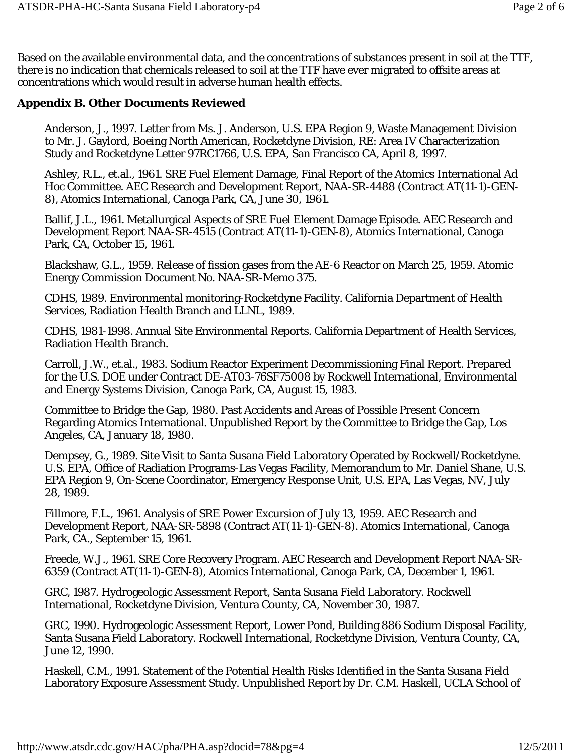Based on the available environmental data, and the concentrations of substances present in soil at the TTF, there is no indication that chemicals released to soil at the TTF have ever migrated to offsite areas at concentrations which would result in adverse human health effects.

**Appendix B. Other Documents Reviewed**

Anderson, J., 1997. Letter from Ms. J. Anderson, U.S. EPA Region 9, Waste Management Division to Mr. J. Gaylord, Boeing North American, Rocketdyne Division, RE: Area IV Characterization Study and Rocketdyne Letter 97RC1766, U.S. EPA, San Francisco CA, April 8, 1997.

Ashley, R.L., et.al., 1961. SRE Fuel Element Damage, Final Report of the Atomics International Ad Hoc Committee. AEC Research and Development Report, NAA-SR-4488 (Contract AT(11-1)-GEN-8), Atomics International, Canoga Park, CA, June 30, 1961.

Ballif, J.L., 1961. Metallurgical Aspects of SRE Fuel Element Damage Episode. AEC Research and Development Report NAA-SR-4515 (Contract AT(11-1)-GEN-8), Atomics International, Canoga Park, CA, October 15, 1961.

Blackshaw, G.L., 1959. Release of fission gases from the AE-6 Reactor on March 25, 1959. Atomic Energy Commission Document No. NAA-SR-Memo 375.

CDHS, 1989. Environmental monitoring-Rocketdyne Facility. California Department of Health Services, Radiation Health Branch and LLNL, 1989.

CDHS, 1981-1998. Annual Site Environmental Reports. California Department of Health Services, Radiation Health Branch.

Carroll, J.W., et.al., 1983. Sodium Reactor Experiment Decommissioning Final Report. Prepared for the U.S. DOE under Contract DE-AT03-76SF75008 by Rockwell International, Environmental and Energy Systems Division, Canoga Park, CA, August 15, 1983.

Committee to Bridge the Gap, 1980. Past Accidents and Areas of Possible Present Concern Regarding Atomics International. Unpublished Report by the Committee to Bridge the Gap, Los Angeles, CA, January 18, 1980.

Dempsey, G., 1989. Site Visit to Santa Susana Field Laboratory Operated by Rockwell/Rocketdyne. U.S. EPA, Office of Radiation Programs-Las Vegas Facility, Memorandum to Mr. Daniel Shane, U.S. EPA Region 9, On-Scene Coordinator, Emergency Response Unit, U.S. EPA, Las Vegas, NV, July 28, 1989.

Fillmore, F.L., 1961. Analysis of SRE Power Excursion of July 13, 1959. AEC Research and Development Report, NAA-SR-5898 (Contract AT(11-1)-GEN-8). Atomics International, Canoga Park, CA., September 15, 1961.

Freede, W.J., 1961. SRE Core Recovery Program. AEC Research and Development Report NAA-SR-6359 (Contract AT(11-1)-GEN-8), Atomics International, Canoga Park, CA, December 1, 1961.

GRC, 1987. Hydrogeologic Assessment Report, Santa Susana Field Laboratory. Rockwell International, Rocketdyne Division, Ventura County, CA, November 30, 1987.

GRC, 1990. Hydrogeologic Assessment Report, Lower Pond, Building 886 Sodium Disposal Facility, Santa Susana Field Laboratory. Rockwell International, Rocketdyne Division, Ventura County, CA, June 12, 1990.

Haskell, C.M., 1991. Statement of the Potential Health Risks Identified in the Santa Susana Field Laboratory Exposure Assessment Study. Unpublished Report by Dr. C.M. Haskell, UCLA School of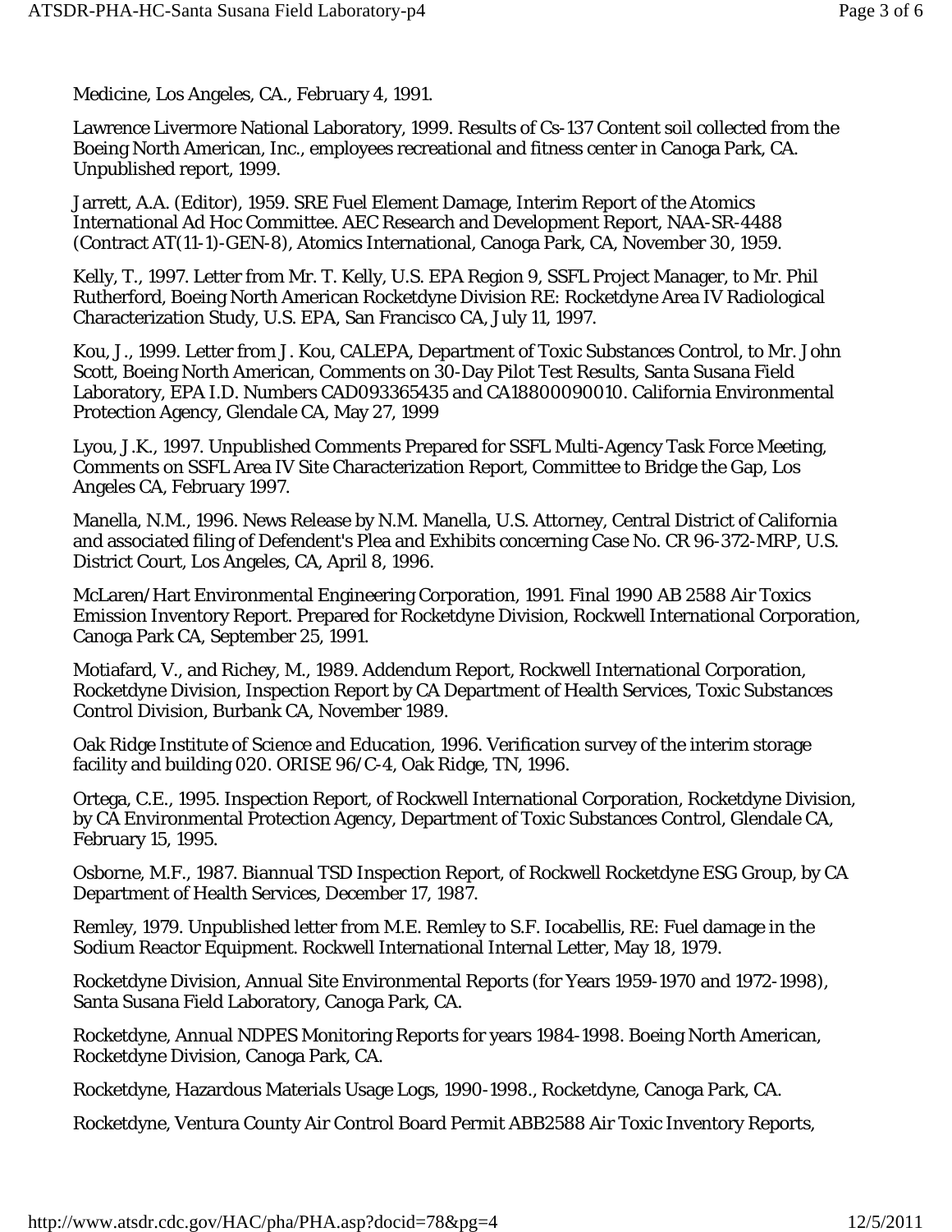Medicine, Los Angeles, CA., February 4, 1991.

Lawrence Livermore National Laboratory, 1999. Results of Cs-137 Content soil collected from the Boeing North American, Inc., employees recreational and fitness center in Canoga Park, CA. Unpublished report, 1999.

Jarrett, A.A. (Editor), 1959. SRE Fuel Element Damage, Interim Report of the Atomics International Ad Hoc Committee. AEC Research and Development Report, NAA-SR-4488 (Contract AT(11-1)-GEN-8), Atomics International, Canoga Park, CA, November 30, 1959.

Kelly, T., 1997. Letter from Mr. T. Kelly, U.S. EPA Region 9, SSFL Project Manager, to Mr. Phil Rutherford, Boeing North American Rocketdyne Division RE: Rocketdyne Area IV Radiological Characterization Study, U.S. EPA, San Francisco CA, July 11, 1997.

Kou, J., 1999. Letter from J. Kou, CALEPA, Department of Toxic Substances Control, to Mr. John Scott, Boeing North American, Comments on 30-Day Pilot Test Results, Santa Susana Field Laboratory, EPA I.D. Numbers CAD093365435 and CA18800090010. California Environmental Protection Agency, Glendale CA, May 27, 1999

Lyou, J.K., 1997. Unpublished Comments Prepared for SSFL Multi-Agency Task Force Meeting, Comments on SSFL Area IV Site Characterization Report, Committee to Bridge the Gap, Los Angeles CA, February 1997.

Manella, N.M., 1996. News Release by N.M. Manella, U.S. Attorney, Central District of California and associated filing of Defendent's Plea and Exhibits concerning Case No. CR 96-372-MRP, U.S. District Court, Los Angeles, CA, April 8, 1996.

McLaren/Hart Environmental Engineering Corporation, 1991. Final 1990 AB 2588 Air Toxics Emission Inventory Report. Prepared for Rocketdyne Division, Rockwell International Corporation, Canoga Park CA, September 25, 1991.

Motiafard, V., and Richey, M., 1989. Addendum Report, Rockwell International Corporation, Rocketdyne Division, Inspection Report by CA Department of Health Services, Toxic Substances Control Division, Burbank CA, November 1989.

Oak Ridge Institute of Science and Education, 1996. Verification survey of the interim storage facility and building 020. ORISE 96/C-4, Oak Ridge, TN, 1996.

Ortega, C.E., 1995. Inspection Report, of Rockwell International Corporation, Rocketdyne Division, by CA Environmental Protection Agency, Department of Toxic Substances Control, Glendale CA, February 15, 1995.

Osborne, M.F., 1987. Biannual TSD Inspection Report, of Rockwell Rocketdyne ESG Group, by CA Department of Health Services, December 17, 1987.

Remley, 1979. Unpublished letter from M.E. Remley to S.F. Iocabellis, RE: Fuel damage in the Sodium Reactor Equipment. Rockwell International Internal Letter, May 18, 1979.

Rocketdyne Division, Annual Site Environmental Reports (for Years 1959-1970 and 1972-1998), Santa Susana Field Laboratory, Canoga Park, CA.

Rocketdyne, Annual NDPES Monitoring Reports for years 1984-1998. Boeing North American, Rocketdyne Division, Canoga Park, CA.

Rocketdyne, Hazardous Materials Usage Logs, 1990-1998., Rocketdyne, Canoga Park, CA.

Rocketdyne, Ventura County Air Control Board Permit ABB2588 Air Toxic Inventory Reports,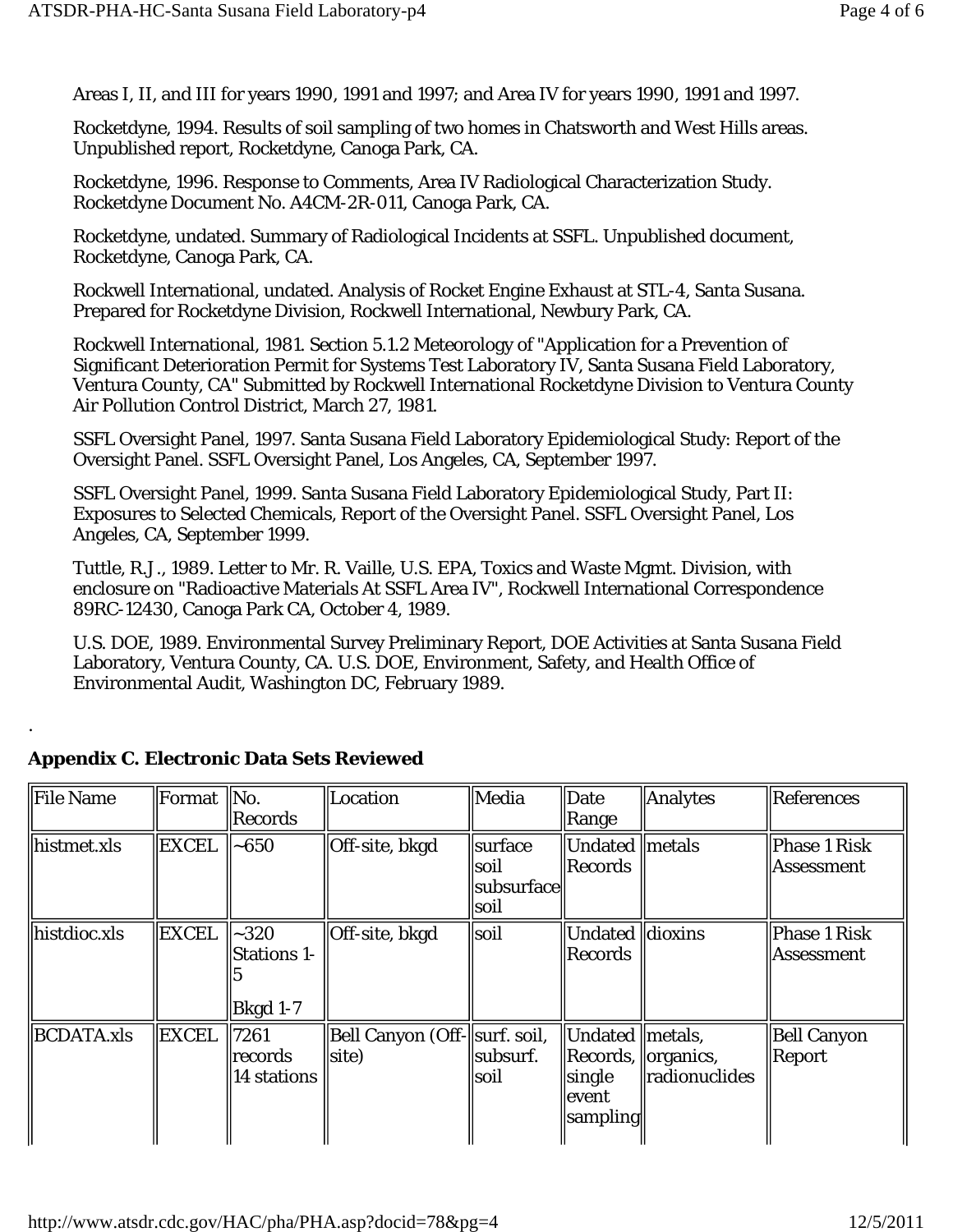Areas I, II, and III for years 1990, 1991 and 1997; and Area IV for years 1990, 1991 and 1997.

Rocketdyne, 1994. Results of soil sampling of two homes in Chatsworth and West Hills areas. Unpublished report, Rocketdyne, Canoga Park, CA.

Rocketdyne, 1996. Response to Comments, Area IV Radiological Characterization Study. Rocketdyne Document No. A4CM-2R-011, Canoga Park, CA.

Rocketdyne, undated. Summary of Radiological Incidents at SSFL. Unpublished document, Rocketdyne, Canoga Park, CA.

Rockwell International, undated. Analysis of Rocket Engine Exhaust at STL-4, Santa Susana. Prepared for Rocketdyne Division, Rockwell International, Newbury Park, CA.

Rockwell International, 1981. Section 5.1.2 Meteorology of "Application for a Prevention of Significant Deterioration Permit for Systems Test Laboratory IV, Santa Susana Field Laboratory, Ventura County, CA" Submitted by Rockwell International Rocketdyne Division to Ventura County Air Pollution Control District, March 27, 1981.

SSFL Oversight Panel, 1997. Santa Susana Field Laboratory Epidemiological Study: Report of the Oversight Panel. SSFL Oversight Panel, Los Angeles, CA, September 1997.

SSFL Oversight Panel, 1999. Santa Susana Field Laboratory Epidemiological Study, Part II: Exposures to Selected Chemicals, Report of the Oversight Panel. SSFL Oversight Panel, Los Angeles, CA, September 1999.

Tuttle, R.J., 1989. Letter to Mr. R. Vaille, U.S. EPA, Toxics and Waste Mgmt. Division, with enclosure on "Radioactive Materials At SSFL Area IV", Rockwell International Correspondence 89RC-12430, Canoga Park CA, October 4, 1989.

U.S. DOE, 1989. Environmental Survey Preliminary Report, DOE Activities at Santa Susana Field Laboratory, Ventura County, CA. U.S. DOE, Environment, Safety, and Health Office of Environmental Audit, Washington DC, February 1989.

.

**Appendix C. Electronic Data Sets Reviewed**

| File Name | Format | No. Records | Location | Media | Date Range | Analytes | References |
|---|---|---|---|---|---|---|---|
| histmet.xls | EXCEL | ~650 | Off-site, bkgd | surface soil subsurface soil | Undated Records | metals | Phase 1 Risk Assessment |
| histdioc.xls | EXCEL | ~320 Stations 1-5 Bkgd 1-7 | Off-site, bkgd | soil | Undated Records | dioxins | Phase 1 Risk Assessment |
| BCDATA.xls | EXCEL | 7261 records 14 stations | Bell Canyon (Off-site) | surf. soil, subsurf. soil | Undated Records, single event sampling | metals, organics, radionuclides | Bell Canyon Report |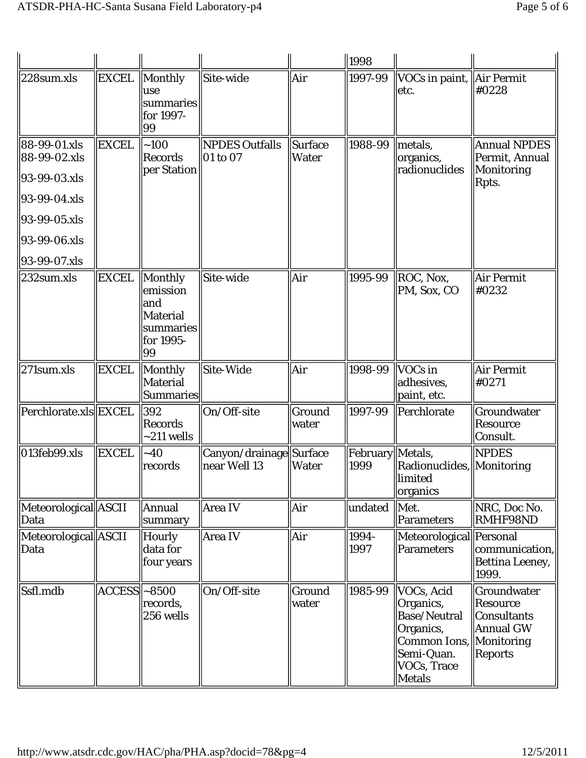| | | | | | 1998 | | |
|---|---|---|---|---|---|---|---|
| 228sum.xls | EXCEL | Monthly use summaries for 1997-99 | Site-wide | Air | 1997-99 | VOCs in paint, etc. | Air Permit #0228 |
| 88-99-01.xls<br>88-99-02.xls<br>93-99-03.xls<br>93-99-04.xls<br>93-99-05.xls<br>93-99-06.xls<br>93-99-07.xls | EXCEL | ~100 Records per Station | NPDES Outfalls 01 to 07 | Surface Water | 1988-99 | metals, organics, radionuclides | Annual NPDES Permit, Annual Monitoring Rpts. |
| 232sum.xls | EXCEL | Monthly emission and Material summaries for 1995-99 | Site-wide | Air | 1995-99 | ROC, Nox, PM, Sox, CO | Air Permit #0232 |
| 271sum.xls | EXCEL | Monthly Material Summaries | Site-Wide | Air | 1998-99 | VOCs in adhesives, paint, etc. | Air Permit #0271 |
| Perchlorate.xls | EXCEL | 392 Records ~211 wells | On/Off-site | Ground water | 1997-99 | Perchlorate | Groundwater Resource Consult. |
| 013feb99.xls | EXCEL | ~40 records | Canyon/drainage near Well 13 | Surface Water | February 1999 | Metals, Radionuclides, limited organics | NPDES Monitoring |
| Meteorological Data | ASCII | Annual summary | Area IV | Air | undated | Met. Parameters | NRC, Doc No. RMHF98ND |
| Meteorological Data | ASCII | Hourly data for four years | Area IV | Air | 1994-1997 | Meteorological Parameters | Personal communication, Bettina Leeney, 1999. |
| Ssfl.mdb | ACCESS | ~8500 records, 256 wells | On/Off-site | Ground water | 1985-99 | VOCs, Acid Organics, Base/Neutral Organics, Common Ions, Semi-Quan. VOCs, Trace Metals | Groundwater Resource Consultants Annual GW Monitoring Reports |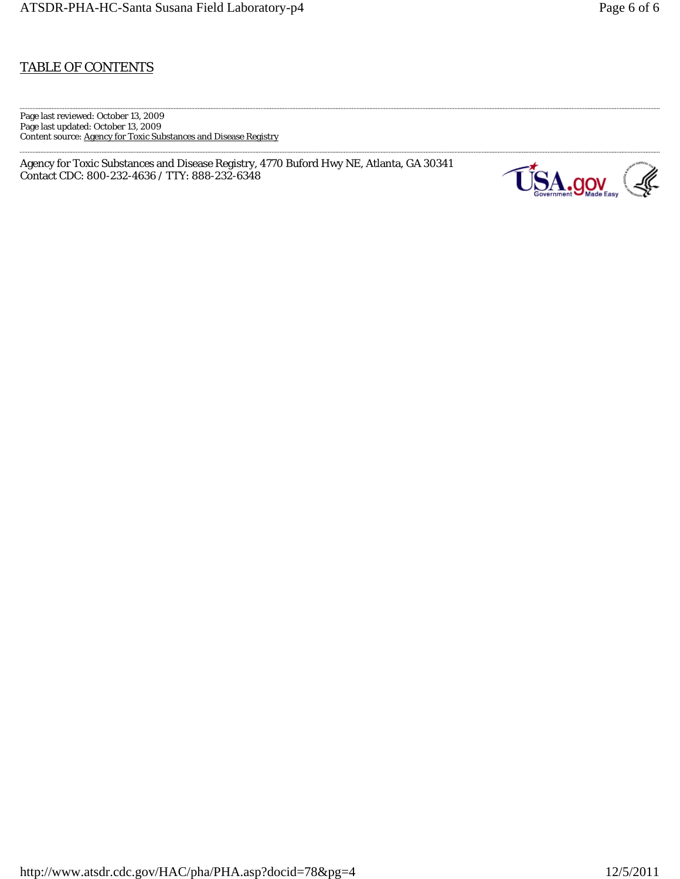TABLE OF CONTENTS

---

Page last reviewed: October 13, 2009
Page last updated: October 13, 2009
Content source: Agency for Toxic Substances and Disease Registry

---

Agency for Toxic Substances and Disease Registry, 4770 Buford Hwy NE, Atlanta, GA 30341
Contact CDC: 800-232-4636 / TTY: 888-232-6348